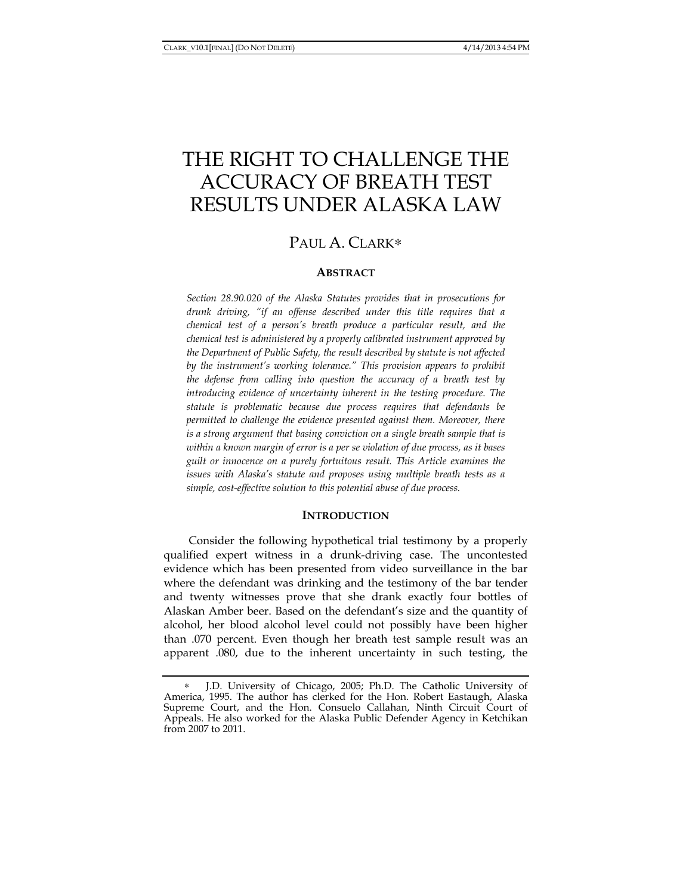# THE RIGHT TO CHALLENGE THE ACCURACY OF BREATH TEST RESULTS UNDER ALASKA LAW

PAUL A. CLARK*

## ABSTRACT

*Section 28.90.020 of the Alaska Statutes provides that in prosecutions for drunk driving, "if an offense described under this title requires that a chemical test of a person's breath produce a particular result, and the chemical test is administered by a properly calibrated instrument approved by the Department of Public Safety, the result described by statute is not affected by the instrument's working tolerance." This provision appears to prohibit the defense from calling into question the accuracy of a breath test by introducing evidence of uncertainty inherent in the testing procedure. The statute is problematic because due process requires that defendants be permitted to challenge the evidence presented against them. Moreover, there is a strong argument that basing conviction on a single breath sample that is within a known margin of error is a per se violation of due process, as it bases guilt or innocence on a purely fortuitous result. This Article examines the issues with Alaska's statute and proposes using multiple breath tests as a simple, cost-effective solution to this potential abuse of due process.*

## INTRODUCTION

Consider the following hypothetical trial testimony by a properly qualified expert witness in a drunk-driving case. The uncontested evidence which has been presented from video surveillance in the bar where the defendant was drinking and the testimony of the bar tender and twenty witnesses prove that she drank exactly four bottles of Alaskan Amber beer. Based on the defendant's size and the quantity of alcohol, her blood alcohol level could not possibly have been higher than .070 percent. Even though her breath test sample result was an apparent .080, due to the inherent uncertainty in such testing, the

---

* J.D. University of Chicago, 2005; Ph.D. The Catholic University of America, 1995. The author has clerked for the Hon. Robert Eastaugh, Alaska Supreme Court, and the Hon. Consuelo Callahan, Ninth Circuit Court of Appeals. He also worked for the Alaska Public Defender Agency in Ketchikan from 2007 to 2011.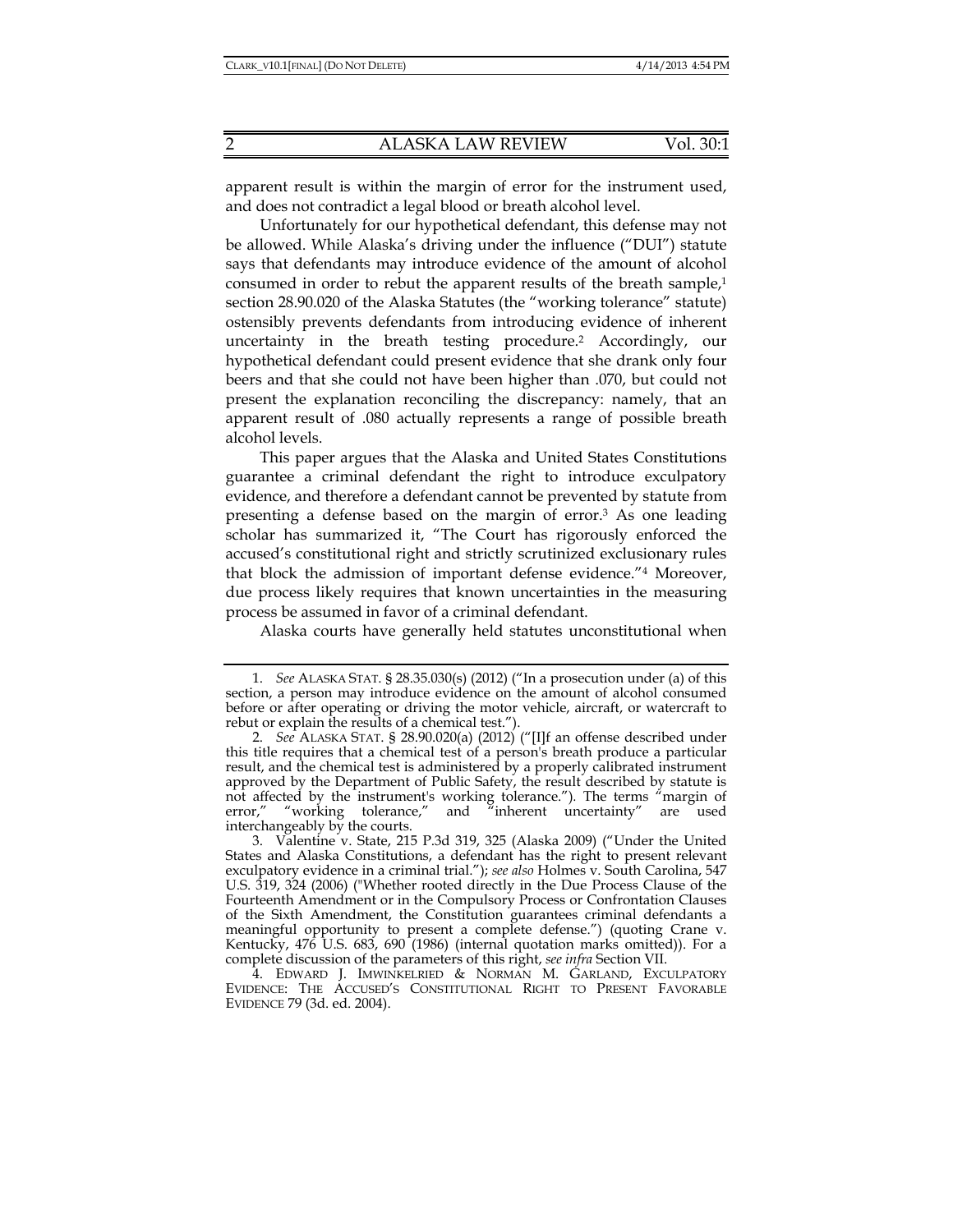apparent result is within the margin of error for the instrument used, and does not contradict a legal blood or breath alcohol level.

Unfortunately for our hypothetical defendant, this defense may not be allowed. While Alaska's driving under the influence ("DUI") statute says that defendants may introduce evidence of the amount of alcohol consumed in order to rebut the apparent results of the breath sample,[1] section 28.90.020 of the Alaska Statutes (the "working tolerance" statute) ostensibly prevents defendants from introducing evidence of inherent uncertainty in the breath testing procedure.[2] Accordingly, our hypothetical defendant could present evidence that she drank only four beers and that she could not have been higher than .070, but could not present the explanation reconciling the discrepancy: namely, that an apparent result of .080 actually represents a range of possible breath alcohol levels.

This paper argues that the Alaska and United States Constitutions guarantee a criminal defendant the right to introduce exculpatory evidence, and therefore a defendant cannot be prevented by statute from presenting a defense based on the margin of error.[3] As one leading scholar has summarized it, "The Court has rigorously enforced the accused's constitutional right and strictly scrutinized exclusionary rules that block the admission of important defense evidence."[4] Moreover, due process likely requires that known uncertainties in the measuring process be assumed in favor of a criminal defendant.

Alaska courts have generally held statutes unconstitutional when

---

1. *See* ALASKA STAT. § 28.35.030(s) (2012) ("In a prosecution under (a) of this section, a person may introduce evidence on the amount of alcohol consumed before or after operating or driving the motor vehicle, aircraft, or watercraft to rebut or explain the results of a chemical test.").

2. *See* ALASKA STAT. § 28.90.020(a) (2012) ("[I]f an offense described under this title requires that a chemical test of a person's breath produce a particular result, and the chemical test is administered by a properly calibrated instrument approved by the Department of Public Safety, the result described by statute is not affected by the instrument's working tolerance."). The terms "margin of error," "working tolerance," and "inherent uncertainty" are used interchangeably by the courts.

3. Valentine v. State, 215 P.3d 319, 325 (Alaska 2009) ("Under the United States and Alaska Constitutions, a defendant has the right to present relevant exculpatory evidence in a criminal trial."); *see also* Holmes v. South Carolina, 547 U.S. 319, 324 (2006) ("Whether rooted directly in the Due Process Clause of the Fourteenth Amendment or in the Compulsory Process or Confrontation Clauses of the Sixth Amendment, the Constitution guarantees criminal defendants a meaningful opportunity to present a complete defense.") (quoting Crane v. Kentucky, 476 U.S. 683, 690 (1986) (internal quotation marks omitted)). For a complete discussion of the parameters of this right, *see infra* Section VII.

4. EDWARD J. IMWINKELRIED & NORMAN M. GARLAND, EXCULPATORY EVIDENCE: THE ACCUSED'S CONSTITUTIONAL RIGHT TO PRESENT FAVORABLE EVIDENCE 79 (3d. ed. 2004).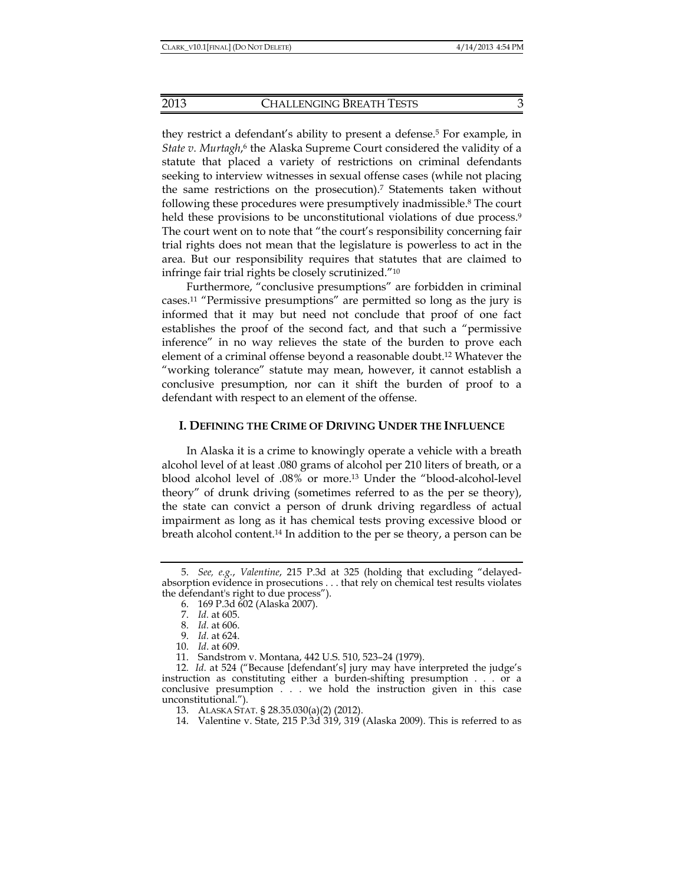they restrict a defendant's ability to present a defense.[5] For example, in *State v. Murtagh*,[6] the Alaska Supreme Court considered the validity of a statute that placed a variety of restrictions on criminal defendants seeking to interview witnesses in sexual offense cases (while not placing the same restrictions on the prosecution).[7] Statements taken without following these procedures were presumptively inadmissible.[8] The court held these provisions to be unconstitutional violations of due process.[9] The court went on to note that "the court's responsibility concerning fair trial rights does not mean that the legislature is powerless to act in the area. But our responsibility requires that statutes that are claimed to infringe fair trial rights be closely scrutinized."[10]

Furthermore, "conclusive presumptions" are forbidden in criminal cases.[11] "Permissive presumptions" are permitted so long as the jury is informed that it may but need not conclude that proof of one fact establishes the proof of the second fact, and that such a "permissive inference" in no way relieves the state of the burden to prove each element of a criminal offense beyond a reasonable doubt.[12] Whatever the "working tolerance" statute may mean, however, it cannot establish a conclusive presumption, nor can it shift the burden of proof to a defendant with respect to an element of the offense.

## I. DEFINING THE CRIME OF DRIVING UNDER THE INFLUENCE

In Alaska it is a crime to knowingly operate a vehicle with a breath alcohol level of at least .080 grams of alcohol per 210 liters of breath, or a blood alcohol level of .08% or more.[13] Under the "blood-alcohol-level theory" of drunk driving (sometimes referred to as the per se theory), the state can convict a person of drunk driving regardless of actual impairment as long as it has chemical tests proving excessive blood or breath alcohol content.[14] In addition to the per se theory, a person can be

---

5. *See, e.g.*, *Valentine*, 215 P.3d at 325 (holding that excluding "delayed-absorption evidence in prosecutions . . . that rely on chemical test results violates the defendant's right to due process").

6. 169 P.3d 602 (Alaska 2007).

7. *Id.* at 605.

8. *Id.* at 606.

9. *Id.* at 624.

10. *Id*. at 609.

11. Sandstrom v. Montana, 442 U.S. 510, 523–24 (1979).

12. *Id*. at 524 ("Because [defendant's] jury may have interpreted the judge's instruction as constituting either a burden-shifting presumption . . . or a conclusive presumption . . . we hold the instruction given in this case unconstitutional.").

13. ALASKA STAT. § 28.35.030(a)(2) (2012).

14. Valentine v. State, 215 P.3d 319, 319 (Alaska 2009). This is referred to as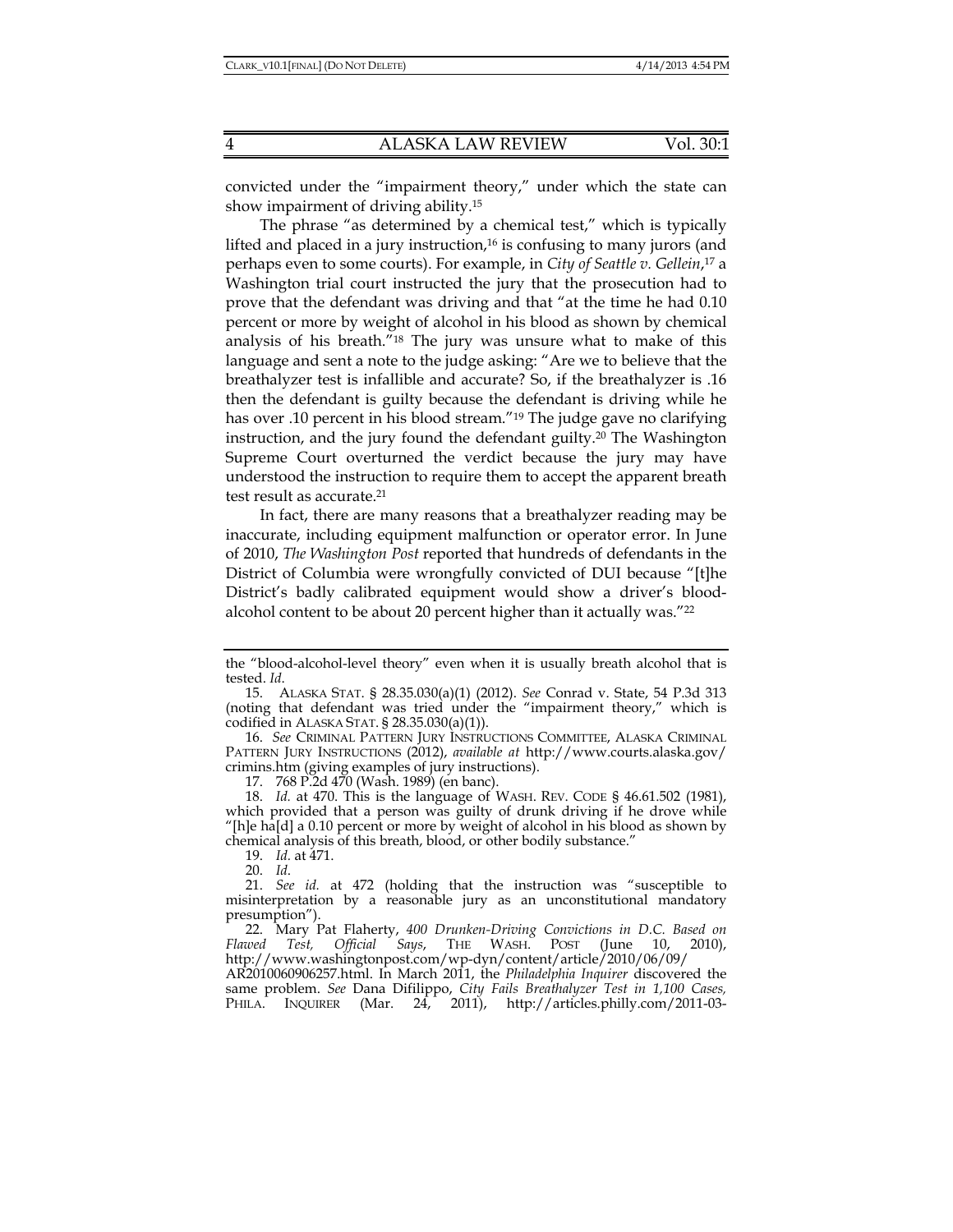convicted under the "impairment theory," under which the state can show impairment of driving ability.[15]

The phrase "as determined by a chemical test," which is typically lifted and placed in a jury instruction,[16] is confusing to many jurors (and perhaps even to some courts). For example, in *City of Seattle v. Gellein*,[17] a Washington trial court instructed the jury that the prosecution had to prove that the defendant was driving and that "at the time he had 0.10 percent or more by weight of alcohol in his blood as shown by chemical analysis of his breath."[18] The jury was unsure what to make of this language and sent a note to the judge asking: "Are we to believe that the breathalyzer test is infallible and accurate? So, if the breathalyzer is .16 then the defendant is guilty because the defendant is driving while he has over .10 percent in his blood stream."[19] The judge gave no clarifying instruction, and the jury found the defendant guilty.[20] The Washington Supreme Court overturned the verdict because the jury may have understood the instruction to require them to accept the apparent breath test result as accurate.[21]

In fact, there are many reasons that a breathalyzer reading may be inaccurate, including equipment malfunction or operator error. In June of 2010, *The Washington Post* reported that hundreds of defendants in the District of Columbia were wrongfully convicted of DUI because "[t]he District's badly calibrated equipment would show a driver's blood-alcohol content to be about 20 percent higher than it actually was."[22]

---

the "blood-alcohol-level theory" even when it is usually breath alcohol that is tested. *Id.*

15. ALASKA STAT. § 28.35.030(a)(1) (2012). *See* Conrad v. State, 54 P.3d 313 (noting that defendant was tried under the "impairment theory," which is codified in ALASKA STAT. § 28.35.030(a)(1)).

16. *See* CRIMINAL PATTERN JURY INSTRUCTIONS COMMITTEE, ALASKA CRIMINAL PATTERN JURY INSTRUCTIONS (2012), *available at* http://www.courts.alaska.gov/crimins.htm (giving examples of jury instructions).

17. 768 P.2d 470 (Wash. 1989) (en banc).

18. *Id.* at 470. This is the language of WASH. REV. CODE § 46.61.502 (1981), which provided that a person was guilty of drunk driving if he drove while "[h]e ha[d] a 0.10 percent or more by weight of alcohol in his blood as shown by chemical analysis of this breath, blood, or other bodily substance."

19. *Id.* at 471.

20. *Id.*

21. *See id.* at 472 (holding that the instruction was "susceptible to misinterpretation by a reasonable jury as an unconstitutional mandatory presumption").

22. Mary Pat Flaherty, *400 Drunken-Driving Convictions in D.C. Based on Flawed Test, Official Says*, THE WASH. POST (June 10, 2010), http://www.washingtonpost.com/wp-dyn/content/article/2010/06/09/AR2010060906257.html. In March 2011, the *Philadelphia Inquirer* discovered the same problem. *See* Dana Difilippo, *City Fails Breathalyzer Test in 1,100 Cases,* PHILA. INQUIRER (Mar. 24, 2011), http://articles.philly.com/2011-03-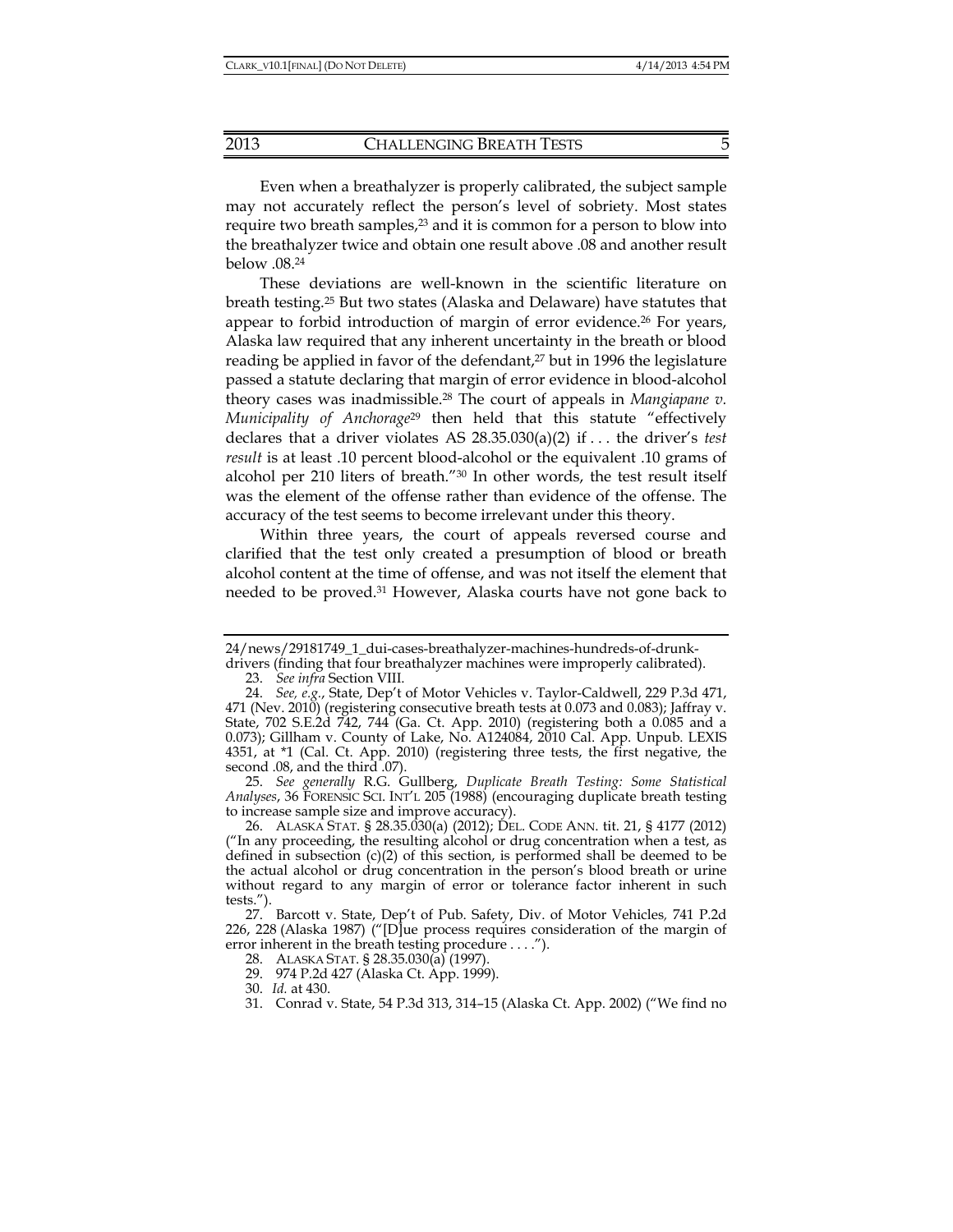Even when a breathalyzer is properly calibrated, the subject sample may not accurately reflect the person's level of sobriety. Most states require two breath samples,[23] and it is common for a person to blow into the breathalyzer twice and obtain one result above .08 and another result below .08.[24]

These deviations are well-known in the scientific literature on breath testing.[25] But two states (Alaska and Delaware) have statutes that appear to forbid introduction of margin of error evidence.[26] For years, Alaska law required that any inherent uncertainty in the breath or blood reading be applied in favor of the defendant,[27] but in 1996 the legislature passed a statute declaring that margin of error evidence in blood-alcohol theory cases was inadmissible.[28] The court of appeals in *Mangiapane v. Municipality of Anchorage*[29] then held that this statute "effectively declares that a driver violates AS 28.35.030(a)(2) if . . . the driver's *test result* is at least .10 percent blood-alcohol or the equivalent .10 grams of alcohol per 210 liters of breath."[30] In other words, the test result itself was the element of the offense rather than evidence of the offense. The accuracy of the test seems to become irrelevant under this theory.

Within three years, the court of appeals reversed course and clarified that the test only created a presumption of blood or breath alcohol content at the time of offense, and was not itself the element that needed to be proved.[31] However, Alaska courts have not gone back to

---

24/news/29181749_1_dui-cases-breathalyzer-machines-hundreds-of-drunk-drivers (finding that four breathalyzer machines were improperly calibrated).

23. *See infra* Section VIII.

24. *See, e.g.*, State, Dep't of Motor Vehicles v. Taylor-Caldwell, 229 P.3d 471, 471 (Nev. 2010) (registering consecutive breath tests at 0.073 and 0.083); Jaffray v. State, 702 S.E.2d 742, 744 (Ga. Ct. App. 2010) (registering both a 0.085 and a 0.073); Gillham v. County of Lake, No. A124084, 2010 Cal. App. Unpub. LEXIS 4351, at *1 (Cal. Ct. App. 2010) (registering three tests, the first negative, the second .08, and the third .07).

25. *See generally* R.G. Gullberg, *Duplicate Breath Testing: Some Statistical Analyses*, 36 FORENSIC SCI. INT'L 205 (1988) (encouraging duplicate breath testing to increase sample size and improve accuracy).

26. ALASKA STAT. § 28.35.030(a) (2012); DEL. CODE ANN. tit. 21, § 4177 (2012) ("In any proceeding, the resulting alcohol or drug concentration when a test, as defined in subsection (c)(2) of this section, is performed shall be deemed to be the actual alcohol or drug concentration in the person's blood breath or urine without regard to any margin of error or tolerance factor inherent in such tests.").

27. Barcott v. State, Dep't of Pub. Safety, Div. of Motor Vehicles, 741 P.2d 226, 228 (Alaska 1987) ("[D]ue process requires consideration of the margin of error inherent in the breath testing procedure . . . .").

28. ALASKA STAT. § 28.35.030(a) (1997).

29. 974 P.2d 427 (Alaska Ct. App. 1999).

30. *Id.* at 430.

31. Conrad v. State, 54 P.3d 313, 314–15 (Alaska Ct. App. 2002) ("We find no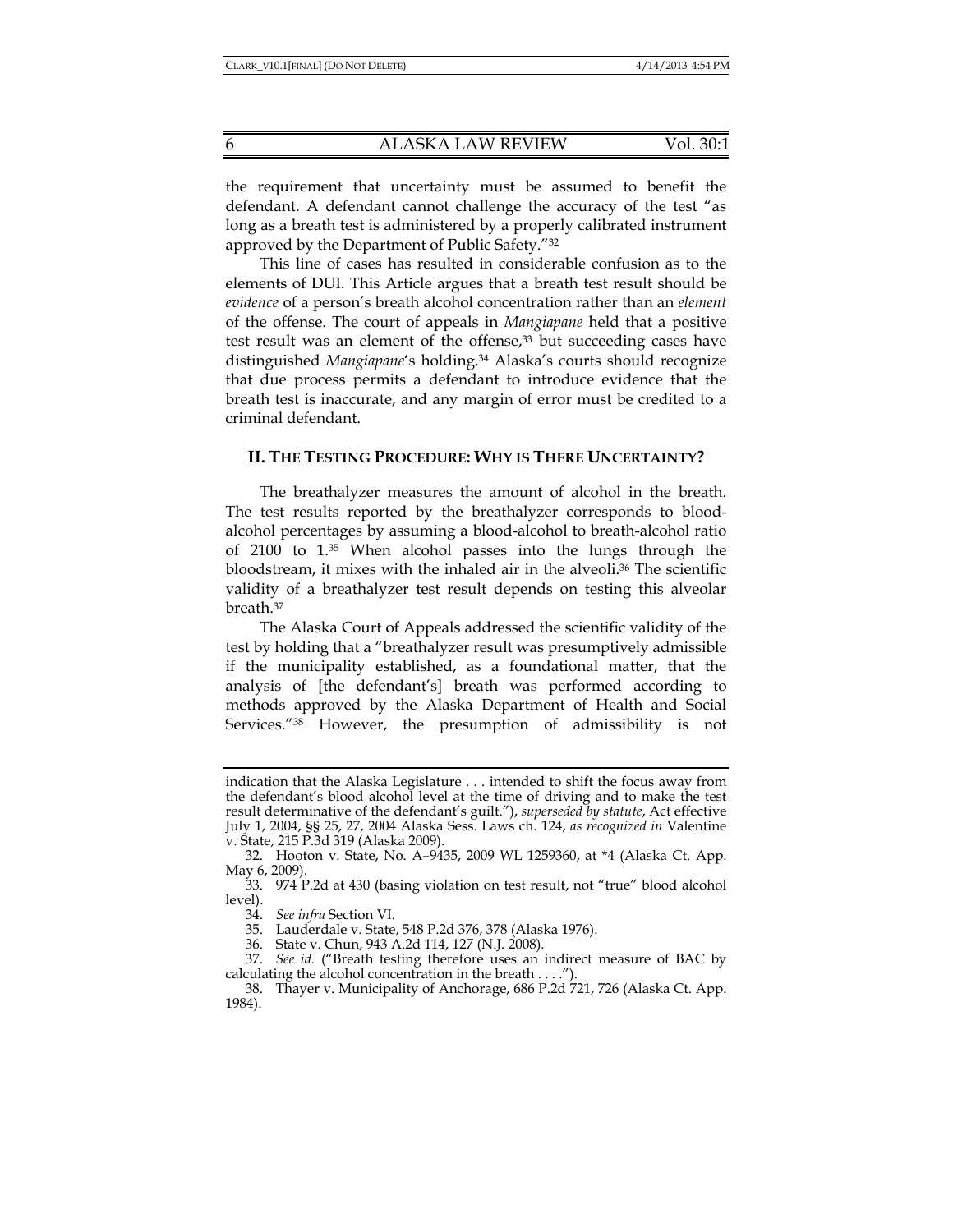the requirement that uncertainty must be assumed to benefit the defendant. A defendant cannot challenge the accuracy of the test "as long as a breath test is administered by a properly calibrated instrument approved by the Department of Public Safety."[32]

This line of cases has resulted in considerable confusion as to the elements of DUI. This Article argues that a breath test result should be *evidence* of a person's breath alcohol concentration rather than an *element* of the offense. The court of appeals in *Mangiapane* held that a positive test result was an element of the offense,[33] but succeeding cases have distinguished *Mangiapane*'s holding.[34] Alaska's courts should recognize that due process permits a defendant to introduce evidence that the breath test is inaccurate, and any margin of error must be credited to a criminal defendant.

## II. THE TESTING PROCEDURE: WHY IS THERE UNCERTAINTY?

The breathalyzer measures the amount of alcohol in the breath. The test results reported by the breathalyzer corresponds to blood-alcohol percentages by assuming a blood-alcohol to breath-alcohol ratio of 2100 to 1.[35] When alcohol passes into the lungs through the bloodstream, it mixes with the inhaled air in the alveoli.[36] The scientific validity of a breathalyzer test result depends on testing this alveolar breath.[37]

The Alaska Court of Appeals addressed the scientific validity of the test by holding that a "breathalyzer result was presumptively admissible if the municipality established, as a foundational matter, that the analysis of [the defendant's] breath was performed according to methods approved by the Alaska Department of Health and Social Services."[38] However, the presumption of admissibility is not

---

indication that the Alaska Legislature . . . intended to shift the focus away from the defendant's blood alcohol level at the time of driving and to make the test result determinative of the defendant's guilt."), *superseded by statute*, Act effective July 1, 2004, §§ 25, 27, 2004 Alaska Sess. Laws ch. 124, *as recognized in* Valentine v. State, 215 P.3d 319 (Alaska 2009).

32. Hooton v. State, No. A–9435, 2009 WL 1259360, at *4 (Alaska Ct. App. May 6, 2009).

33. 974 P.2d at 430 (basing violation on test result, not "true" blood alcohol level).

34. *See infra* Section VI.

35. Lauderdale v. State, 548 P.2d 376, 378 (Alaska 1976).

36. State v. Chun, 943 A.2d 114, 127 (N.J. 2008).

37. *See id.* ("Breath testing therefore uses an indirect measure of BAC by calculating the alcohol concentration in the breath . . . .").

38. Thayer v. Municipality of Anchorage, 686 P.2d 721, 726 (Alaska Ct. App. 1984).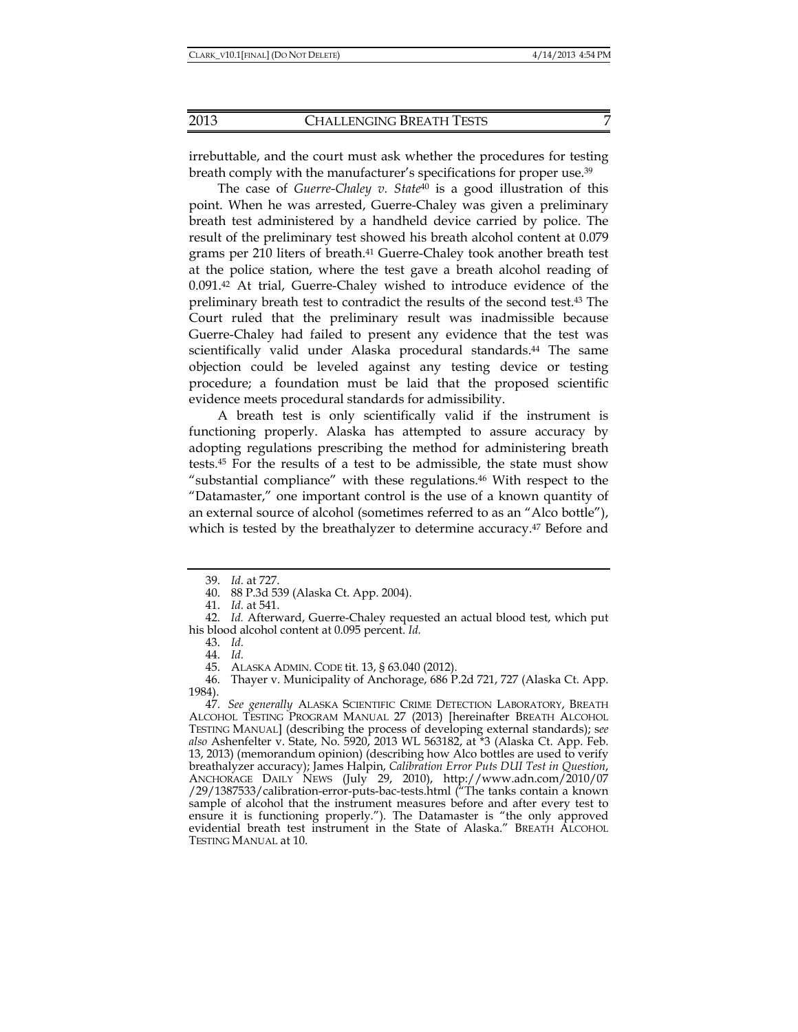irrebuttable, and the court must ask whether the procedures for testing breath comply with the manufacturer's specifications for proper use.[39]

The case of *Guerre-Chaley v. State*[40] is a good illustration of this point. When he was arrested, Guerre-Chaley was given a preliminary breath test administered by a handheld device carried by police. The result of the preliminary test showed his breath alcohol content at 0.079 grams per 210 liters of breath.[41] Guerre-Chaley took another breath test at the police station, where the test gave a breath alcohol reading of 0.091.[42] At trial, Guerre-Chaley wished to introduce evidence of the preliminary breath test to contradict the results of the second test.[43] The Court ruled that the preliminary result was inadmissible because Guerre-Chaley had failed to present any evidence that the test was scientifically valid under Alaska procedural standards.[44] The same objection could be leveled against any testing device or testing procedure; a foundation must be laid that the proposed scientific evidence meets procedural standards for admissibility.

A breath test is only scientifically valid if the instrument is functioning properly. Alaska has attempted to assure accuracy by adopting regulations prescribing the method for administering breath tests.[45] For the results of a test to be admissible, the state must show "substantial compliance" with these regulations.[46] With respect to the "Datamaster," one important control is the use of a known quantity of an external source of alcohol (sometimes referred to as an "Alco bottle"), which is tested by the breathalyzer to determine accuracy.[47] Before and

---

39. *Id.* at 727.

40. 88 P.3d 539 (Alaska Ct. App. 2004).

41. *Id.* at 541.

42. *Id.* Afterward, Guerre-Chaley requested an actual blood test, which put his blood alcohol content at 0.095 percent. *Id.*

43. *Id.*

44. *Id.*

45. ALASKA ADMIN. CODE tit. 13, § 63.040 (2012).

46. Thayer v. Municipality of Anchorage, 686 P.2d 721, 727 (Alaska Ct. App. 1984).

47. *See generally* ALASKA SCIENTIFIC CRIME DETECTION LABORATORY, BREATH ALCOHOL TESTING PROGRAM MANUAL 27 (2013) [hereinafter BREATH ALCOHOL TESTING MANUAL] (describing the process of developing external standards); *see also* Ashenfelter v. State, No. 5920, 2013 WL 563182, at *3 (Alaska Ct. App. Feb. 13, 2013) (memorandum opinion) (describing how Alco bottles are used to verify breathalyzer accuracy); James Halpin, *Calibration Error Puts DUI Test in Question*, ANCHORAGE DAILY NEWS (July 29, 2010), http://www.adn.com/2010/07/29/1387533/calibration-error-puts-bac-tests.html ("The tanks contain a known sample of alcohol that the instrument measures before and after every test to ensure it is functioning properly."). The Datamaster is "the only approved evidential breath test instrument in the State of Alaska." BREATH ALCOHOL TESTING MANUAL at 10.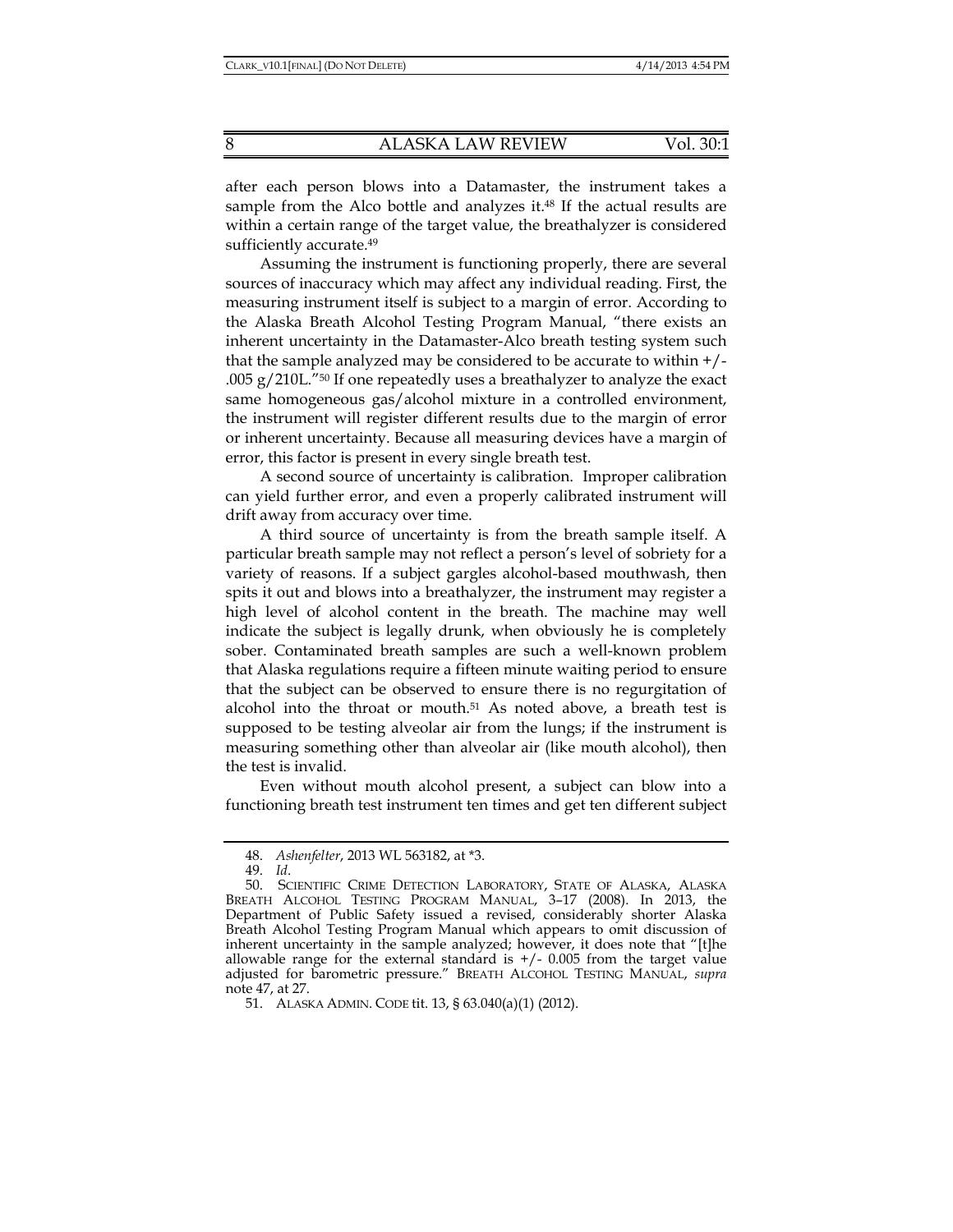after each person blows into a Datamaster, the instrument takes a sample from the Alco bottle and analyzes it.[48] If the actual results are within a certain range of the target value, the breathalyzer is considered sufficiently accurate.[49]

Assuming the instrument is functioning properly, there are several sources of inaccuracy which may affect any individual reading. First, the measuring instrument itself is subject to a margin of error. According to the Alaska Breath Alcohol Testing Program Manual, "there exists an inherent uncertainty in the Datamaster-Alco breath testing system such that the sample analyzed may be considered to be accurate to within +/- .005 g/210L."[50] If one repeatedly uses a breathalyzer to analyze the exact same homogeneous gas/alcohol mixture in a controlled environment, the instrument will register different results due to the margin of error or inherent uncertainty. Because all measuring devices have a margin of error, this factor is present in every single breath test.

A second source of uncertainty is calibration. Improper calibration can yield further error, and even a properly calibrated instrument will drift away from accuracy over time.

A third source of uncertainty is from the breath sample itself. A particular breath sample may not reflect a person's level of sobriety for a variety of reasons. If a subject gargles alcohol-based mouthwash, then spits it out and blows into a breathalyzer, the instrument may register a high level of alcohol content in the breath. The machine may well indicate the subject is legally drunk, when obviously he is completely sober. Contaminated breath samples are such a well-known problem that Alaska regulations require a fifteen minute waiting period to ensure that the subject can be observed to ensure there is no regurgitation of alcohol into the throat or mouth.[51] As noted above, a breath test is supposed to be testing alveolar air from the lungs; if the instrument is measuring something other than alveolar air (like mouth alcohol), then the test is invalid.

Even without mouth alcohol present, a subject can blow into a functioning breath test instrument ten times and get ten different subject

---

48. *Ashenfelter*, 2013 WL 563182, at *3.

49. *Id*.

50. SCIENTIFIC CRIME DETECTION LABORATORY, STATE OF ALASKA, ALASKA BREATH ALCOHOL TESTING PROGRAM MANUAL, 3–17 (2008). In 2013, the Department of Public Safety issued a revised, considerably shorter Alaska Breath Alcohol Testing Program Manual which appears to omit discussion of inherent uncertainty in the sample analyzed; however, it does note that "[t]he allowable range for the external standard is +/- 0.005 from the target value adjusted for barometric pressure." BREATH ALCOHOL TESTING MANUAL, *supra* note 47, at 27.

51. ALASKA ADMIN. CODE tit. 13, § 63.040(a)(1) (2012).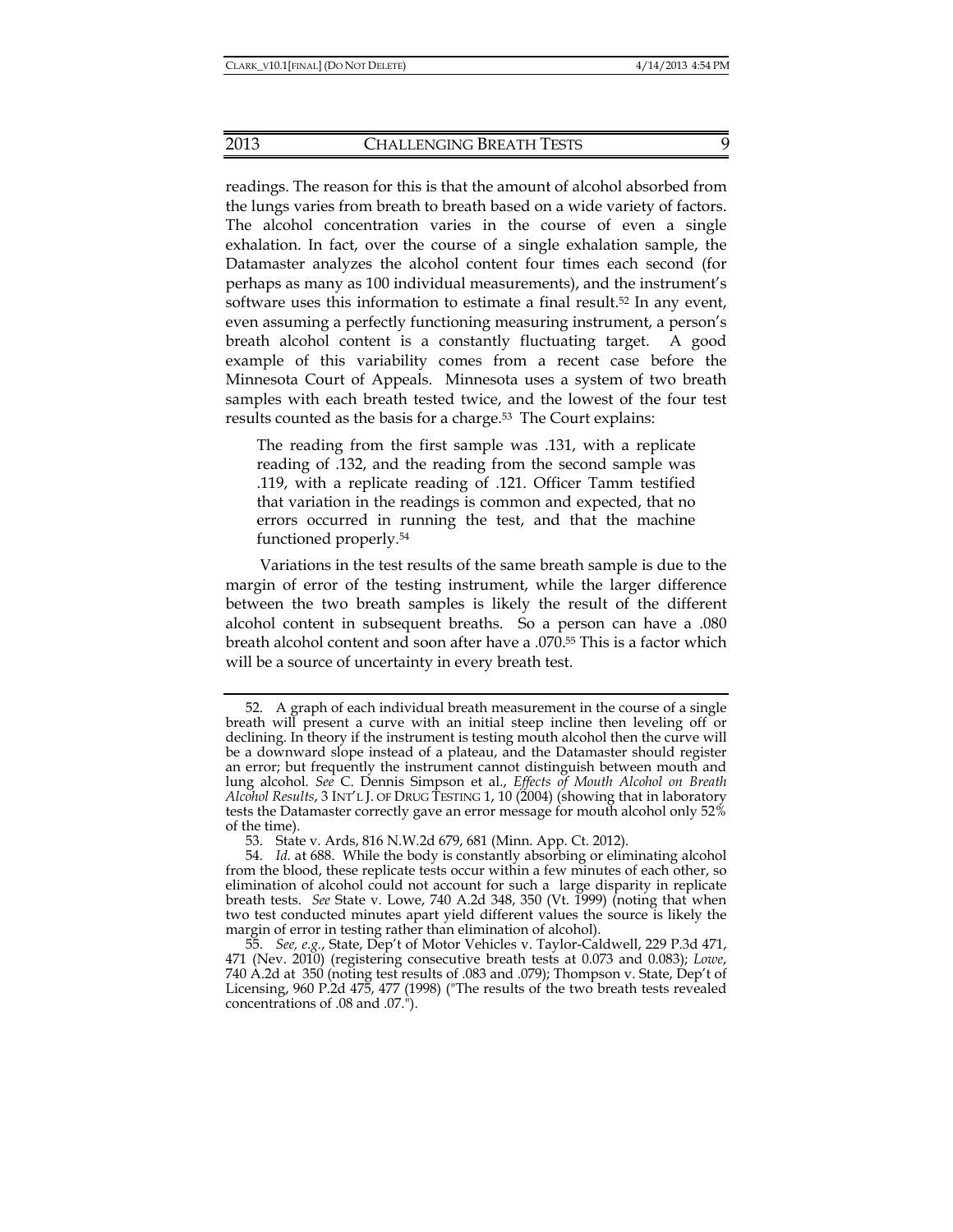readings. The reason for this is that the amount of alcohol absorbed from the lungs varies from breath to breath based on a wide variety of factors. The alcohol concentration varies in the course of even a single exhalation. In fact, over the course of a single exhalation sample, the Datamaster analyzes the alcohol content four times each second (for perhaps as many as 100 individual measurements), and the instrument's software uses this information to estimate a final result.[52] In any event, even assuming a perfectly functioning measuring instrument, a person's breath alcohol content is a constantly fluctuating target. A good example of this variability comes from a recent case before the Minnesota Court of Appeals. Minnesota uses a system of two breath samples with each breath tested twice, and the lowest of the four test results counted as the basis for a charge.[53] The Court explains:

> The reading from the first sample was .131, with a replicate reading of .132, and the reading from the second sample was .119, with a replicate reading of .121. Officer Tamm testified that variation in the readings is common and expected, that no errors occurred in running the test, and that the machine functioned properly.[54]

Variations in the test results of the same breath sample is due to the margin of error of the testing instrument, while the larger difference between the two breath samples is likely the result of the different alcohol content in subsequent breaths. So a person can have a .080 breath alcohol content and soon after have a .070.[55] This is a factor which will be a source of uncertainty in every breath test.

---

52. A graph of each individual breath measurement in the course of a single breath will present a curve with an initial steep incline then leveling off or declining. In theory if the instrument is testing mouth alcohol then the curve will be a downward slope instead of a plateau, and the Datamaster should register an error; but frequently the instrument cannot distinguish between mouth and lung alcohol. *See* C. Dennis Simpson et al., *Effects of Mouth Alcohol on Breath Alcohol Results*, 3 INT'L J. OF DRUG TESTING 1, 10 (2004) (showing that in laboratory tests the Datamaster correctly gave an error message for mouth alcohol only 52% of the time).

53. State v. Ards, 816 N.W.2d 679, 681 (Minn. App. Ct. 2012).

54. *Id.* at 688. While the body is constantly absorbing or eliminating alcohol from the blood, these replicate tests occur within a few minutes of each other, so elimination of alcohol could not account for such a large disparity in replicate breath tests. *See* State v. Lowe, 740 A.2d 348, 350 (Vt. 1999) (noting that when two test conducted minutes apart yield different values the source is likely the margin of error in testing rather than elimination of alcohol).

55. *See, e.g.*, State, Dep't of Motor Vehicles v. Taylor-Caldwell, 229 P.3d 471, 471 (Nev. 2010) (registering consecutive breath tests at 0.073 and 0.083); *Lowe*, 740 A.2d at 350 (noting test results of .083 and .079); Thompson v. State, Dep't of Licensing, 960 P.2d 475, 477 (1998) ("The results of the two breath tests revealed concentrations of .08 and .07.").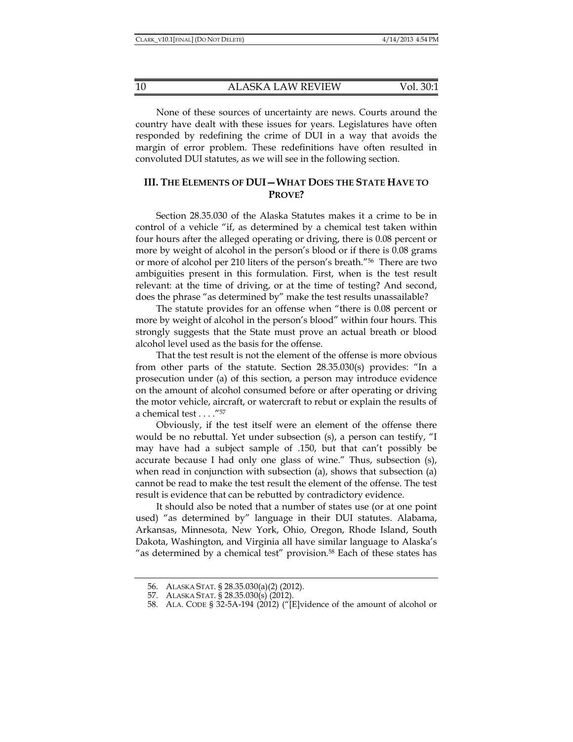None of these sources of uncertainty are news. Courts around the country have dealt with these issues for years. Legislatures have often responded by redefining the crime of DUI in a way that avoids the margin of error problem. These redefinitions have often resulted in convoluted DUI statutes, as we will see in the following section.

## III. THE ELEMENTS OF DUI—WHAT DOES THE STATE HAVE TO PROVE?

Section 28.35.030 of the Alaska Statutes makes it a crime to be in control of a vehicle "if, as determined by a chemical test taken within four hours after the alleged operating or driving, there is 0.08 percent or more by weight of alcohol in the person's blood or if there is 0.08 grams or more of alcohol per 210 liters of the person's breath."[56] There are two ambiguities present in this formulation. First, when is the test result relevant: at the time of driving, or at the time of testing? And second, does the phrase "as determined by" make the test results unassailable?

The statute provides for an offense when "there is 0.08 percent or more by weight of alcohol in the person's blood" within four hours. This strongly suggests that the State must prove an actual breath or blood alcohol level used as the basis for the offense.

That the test result is not the element of the offense is more obvious from other parts of the statute. Section 28.35.030(s) provides: "In a prosecution under (a) of this section, a person may introduce evidence on the amount of alcohol consumed before or after operating or driving the motor vehicle, aircraft, or watercraft to rebut or explain the results of a chemical test . . . ."[57]

Obviously, if the test itself were an element of the offense there would be no rebuttal. Yet under subsection (s), a person can testify, "I may have had a subject sample of .150, but that can't possibly be accurate because I had only one glass of wine." Thus, subsection (s), when read in conjunction with subsection (a), shows that subsection (a) cannot be read to make the test result the element of the offense. The test result is evidence that can be rebutted by contradictory evidence.

It should also be noted that a number of states use (or at one point used) "as determined by" language in their DUI statutes. Alabama, Arkansas, Minnesota, New York, Ohio, Oregon, Rhode Island, South Dakota, Washington, and Virginia all have similar language to Alaska's "as determined by a chemical test" provision.[58] Each of these states has

---

56. ALASKA STAT. § 28.35.030(a)(2) (2012).

57. ALASKA STAT. § 28.35.030(s) (2012).

58. ALA. CODE § 32-5A-194 (2012) ("[E]vidence of the amount of alcohol or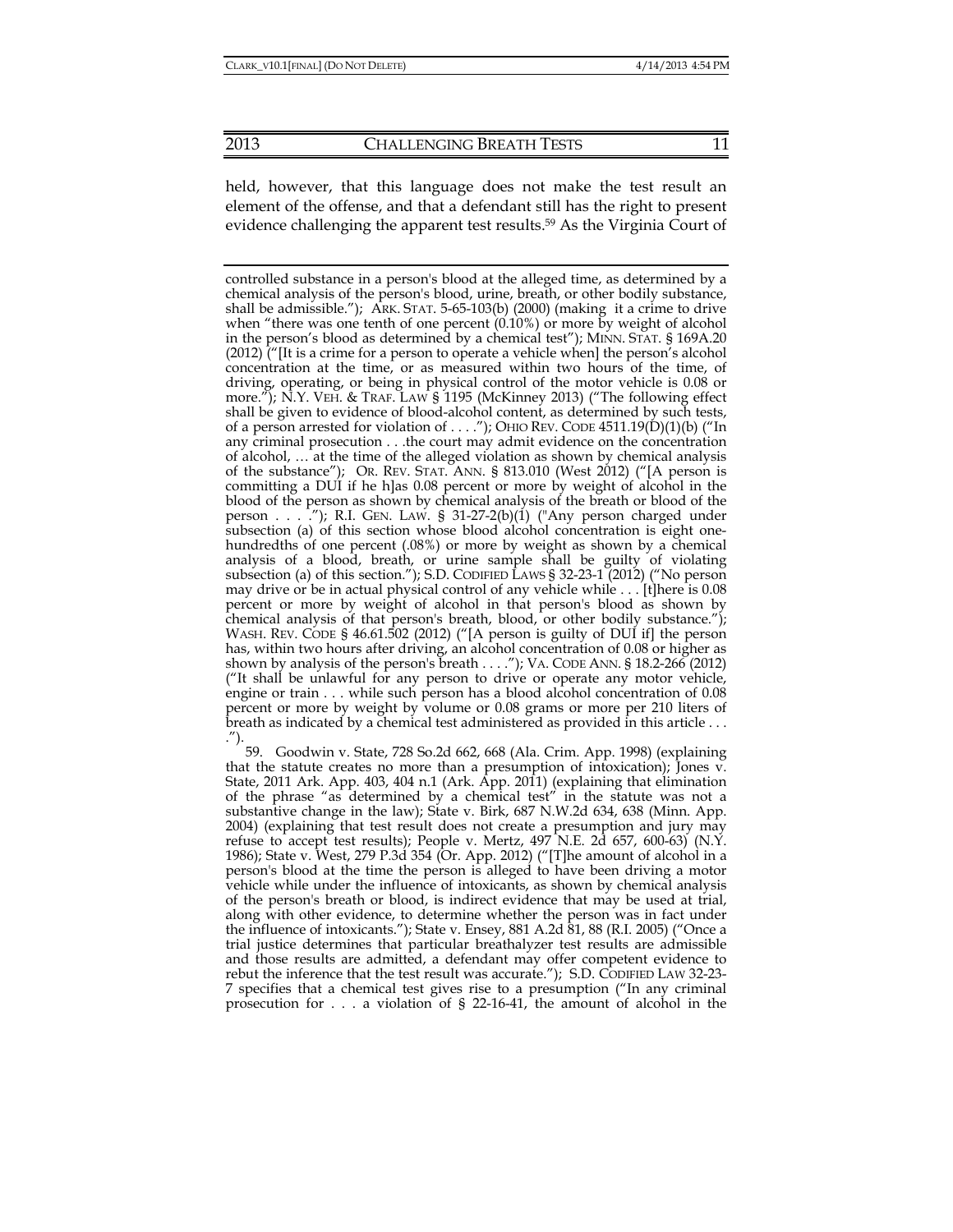held, however, that this language does not make the test result an element of the offense, and that a defendant still has the right to present evidence challenging the apparent test results.[59] As the Virginia Court of

---

controlled substance in a person's blood at the alleged time, as determined by a chemical analysis of the person's blood, urine, breath, or other bodily substance, shall be admissible."); ARK. STAT. 5-65-103(b) (2000) (making it a crime to drive when "there was one tenth of one percent (0.10%) or more by weight of alcohol in the person's blood as determined by a chemical test"); MINN. STAT. § 169A.20 (2012) ("[It is a crime for a person to operate a vehicle when] the person's alcohol concentration at the time, or as measured within two hours of the time, of driving, operating, or being in physical control of the motor vehicle is 0.08 or more."); N.Y. VEH. & TRAF. LAW § 1195 (McKinney 2013) ("The following effect shall be given to evidence of blood-alcohol content, as determined by such tests, of a person arrested for violation of . . . ."); OHIO REV. CODE 4511.19(D)(1)(b) ("In any criminal prosecution . . .the court may admit evidence on the concentration of alcohol, … at the time of the alleged violation as shown by chemical analysis of the substance"); OR. REV. STAT. ANN. § 813.010 (West 2012) ("[A person is committing a DUI if he h]as 0.08 percent or more by weight of alcohol in the blood of the person as shown by chemical analysis of the breath or blood of the person . . . ."); R.I. GEN. LAW. § 31-27-2(b)(1) ("Any person charged under subsection (a) of this section whose blood alcohol concentration is eight one-hundredths of one percent (.08%) or more by weight as shown by a chemical analysis of a blood, breath, or urine sample shall be guilty of violating subsection (a) of this section."); S.D. CODIFIED LAWS § 32-23-1 (2012) ("No person may drive or be in actual physical control of any vehicle while . . . [t]here is 0.08 percent or more by weight of alcohol in that person's blood as shown by chemical analysis of that person's breath, blood, or other bodily substance."); WASH. REV. CODE § 46.61.502 (2012) ("[A person is guilty of DUI if] the person has, within two hours after driving, an alcohol concentration of 0.08 or higher as shown by analysis of the person's breath . . . ."); VA. CODE ANN. § 18.2-266 (2012) ("It shall be unlawful for any person to drive or operate any motor vehicle, engine or train . . . while such person has a blood alcohol concentration of 0.08 percent or more by weight by volume or 0.08 grams or more per 210 liters of breath as indicated by a chemical test administered as provided in this article . . . .").

59. Goodwin v. State, 728 So.2d 662, 668 (Ala. Crim. App. 1998) (explaining that the statute creates no more than a presumption of intoxication); Jones v. State, 2011 Ark. App. 403, 404 n.1 (Ark. App. 2011) (explaining that elimination of the phrase "as determined by a chemical test" in the statute was not a substantive change in the law); State v. Birk, 687 N.W.2d 634, 638 (Minn. App. 2004) (explaining that test result does not create a presumption and jury may refuse to accept test results); People v. Mertz, 497 N.E. 2d 657, 600-63) (N.Y. 1986); State v. West, 279 P.3d 354 (Or. App. 2012) ("[T]he amount of alcohol in a person's blood at the time the person is alleged to have been driving a motor vehicle while under the influence of intoxicants, as shown by chemical analysis of the person's breath or blood, is indirect evidence that may be used at trial, along with other evidence, to determine whether the person was in fact under the influence of intoxicants."); State v. Ensey, 881 A.2d 81, 88 (R.I. 2005) ("Once a trial justice determines that particular breathalyzer test results are admissible and those results are admitted, a defendant may offer competent evidence to rebut the inference that the test result was accurate."); S.D. CODIFIED LAW 32-23-7 specifies that a chemical test gives rise to a presumption ("In any criminal prosecution for . . . a violation of § 22-16-41, the amount of alcohol in the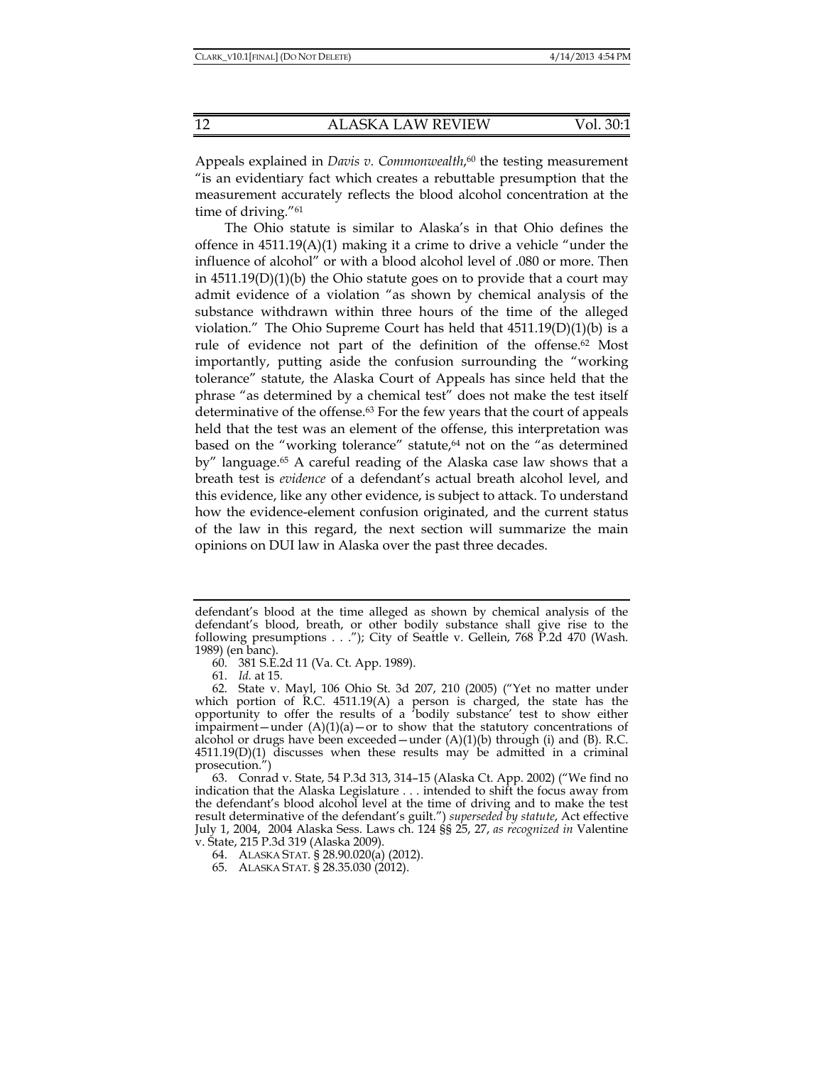Appeals explained in *Davis v. Commonwealth*,[60] the testing measurement "is an evidentiary fact which creates a rebuttable presumption that the measurement accurately reflects the blood alcohol concentration at the time of driving."[61]

The Ohio statute is similar to Alaska's in that Ohio defines the offence in 4511.19(A)(1) making it a crime to drive a vehicle "under the influence of alcohol" or with a blood alcohol level of .080 or more. Then in 4511.19(D)(1)(b) the Ohio statute goes on to provide that a court may admit evidence of a violation "as shown by chemical analysis of the substance withdrawn within three hours of the time of the alleged violation." The Ohio Supreme Court has held that 4511.19(D)(1)(b) is a rule of evidence not part of the definition of the offense.[62] Most importantly, putting aside the confusion surrounding the "working tolerance" statute, the Alaska Court of Appeals has since held that the phrase "as determined by a chemical test" does not make the test itself determinative of the offense.[63] For the few years that the court of appeals held that the test was an element of the offense, this interpretation was based on the "working tolerance" statute,[64] not on the "as determined by" language.[65] A careful reading of the Alaska case law shows that a breath test is *evidence* of a defendant's actual breath alcohol level, and this evidence, like any other evidence, is subject to attack. To understand how the evidence-element confusion originated, and the current status of the law in this regard, the next section will summarize the main opinions on DUI law in Alaska over the past three decades.

---

defendant's blood at the time alleged as shown by chemical analysis of the defendant's blood, breath, or other bodily substance shall give rise to the following presumptions . . ."); City of Seattle v. Gellein, 768 P.2d 470 (Wash. 1989) (en banc).

60. 381 S.E.2d 11 (Va. Ct. App. 1989).

61. *Id.* at 15.

62. State v. Mayl, 106 Ohio St. 3d 207, 210 (2005) ("Yet no matter under which portion of R.C. 4511.19(A) a person is charged, the state has the opportunity to offer the results of a 'bodily substance' test to show either impairment—under (A)(1)(a)—or to show that the statutory concentrations of alcohol or drugs have been exceeded—under (A)(1)(b) through (i) and (B). R.C. 4511.19(D)(1) discusses when these results may be admitted in a criminal prosecution.")

63. Conrad v. State, 54 P.3d 313, 314–15 (Alaska Ct. App. 2002) ("We find no indication that the Alaska Legislature . . . intended to shift the focus away from the defendant's blood alcohol level at the time of driving and to make the test result determinative of the defendant's guilt.") *superseded by statute*, Act effective July 1, 2004, 2004 Alaska Sess. Laws ch. 124 §§ 25, 27, *as recognized in* Valentine v. State, 215 P.3d 319 (Alaska 2009).

64. ALASKA STAT. § 28.90.020(a) (2012).

65. ALASKA STAT. § 28.35.030 (2012).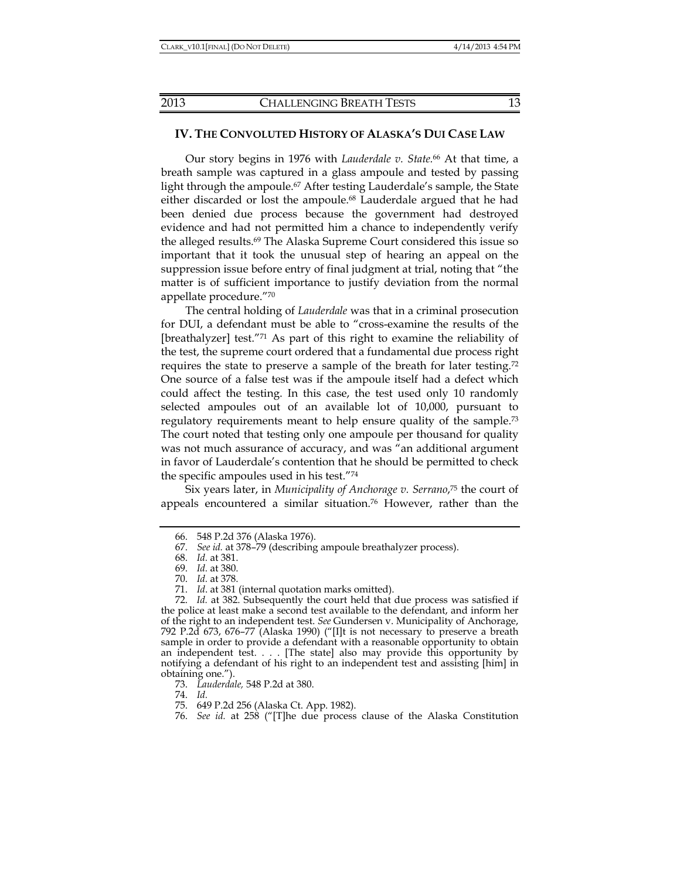## IV. The Convoluted History of Alaska's DUI Case Law

Our story begins in 1976 with *Lauderdale v. State*.[66] At that time, a breath sample was captured in a glass ampoule and tested by passing light through the ampoule.[67] After testing Lauderdale's sample, the State either discarded or lost the ampoule.[68] Lauderdale argued that he had been denied due process because the government had destroyed evidence and had not permitted him a chance to independently verify the alleged results.[69] The Alaska Supreme Court considered this issue so important that it took the unusual step of hearing an appeal on the suppression issue before entry of final judgment at trial, noting that "the matter is of sufficient importance to justify deviation from the normal appellate procedure."[70]

The central holding of *Lauderdale* was that in a criminal prosecution for DUI, a defendant must be able to "cross-examine the results of the [breathalyzer] test."[71] As part of this right to examine the reliability of the test, the supreme court ordered that a fundamental due process right requires the state to preserve a sample of the breath for later testing.[72] One source of a false test was if the ampoule itself had a defect which could affect the testing. In this case, the test used only 10 randomly selected ampoules out of an available lot of 10,000, pursuant to regulatory requirements meant to help ensure quality of the sample.[73] The court noted that testing only one ampoule per thousand for quality was not much assurance of accuracy, and was "an additional argument in favor of Lauderdale's contention that he should be permitted to check the specific ampoules used in his test."[74]

Six years later, in *Municipality of Anchorage v. Serrano*,[75] the court of appeals encountered a similar situation.[76] However, rather than the

---

66. 548 P.2d 376 (Alaska 1976).

67. *See id.* at 378–79 (describing ampoule breathalyzer process).

68. *Id.* at 381.

69. *Id.* at 380.

70. *Id.* at 378.

71. *Id.* at 381 (internal quotation marks omitted).

72. *Id.* at 382. Subsequently the court held that due process was satisfied if the police at least make a second test available to the defendant, and inform her of the right to an independent test. *See* Gundersen v. Municipality of Anchorage, 792 P.2d 673, 676–77 (Alaska 1990) ("[I]t is not necessary to preserve a breath sample in order to provide a defendant with a reasonable opportunity to obtain an independent test. . . . [The state] also may provide this opportunity by notifying a defendant of his right to an independent test and assisting [him] in obtaining one.").

73. *Lauderdale,* 548 P.2d at 380.

74. *Id.*

75. 649 P.2d 256 (Alaska Ct. App. 1982).

76. *See id.* at 258 ("[T]he due process clause of the Alaska Constitution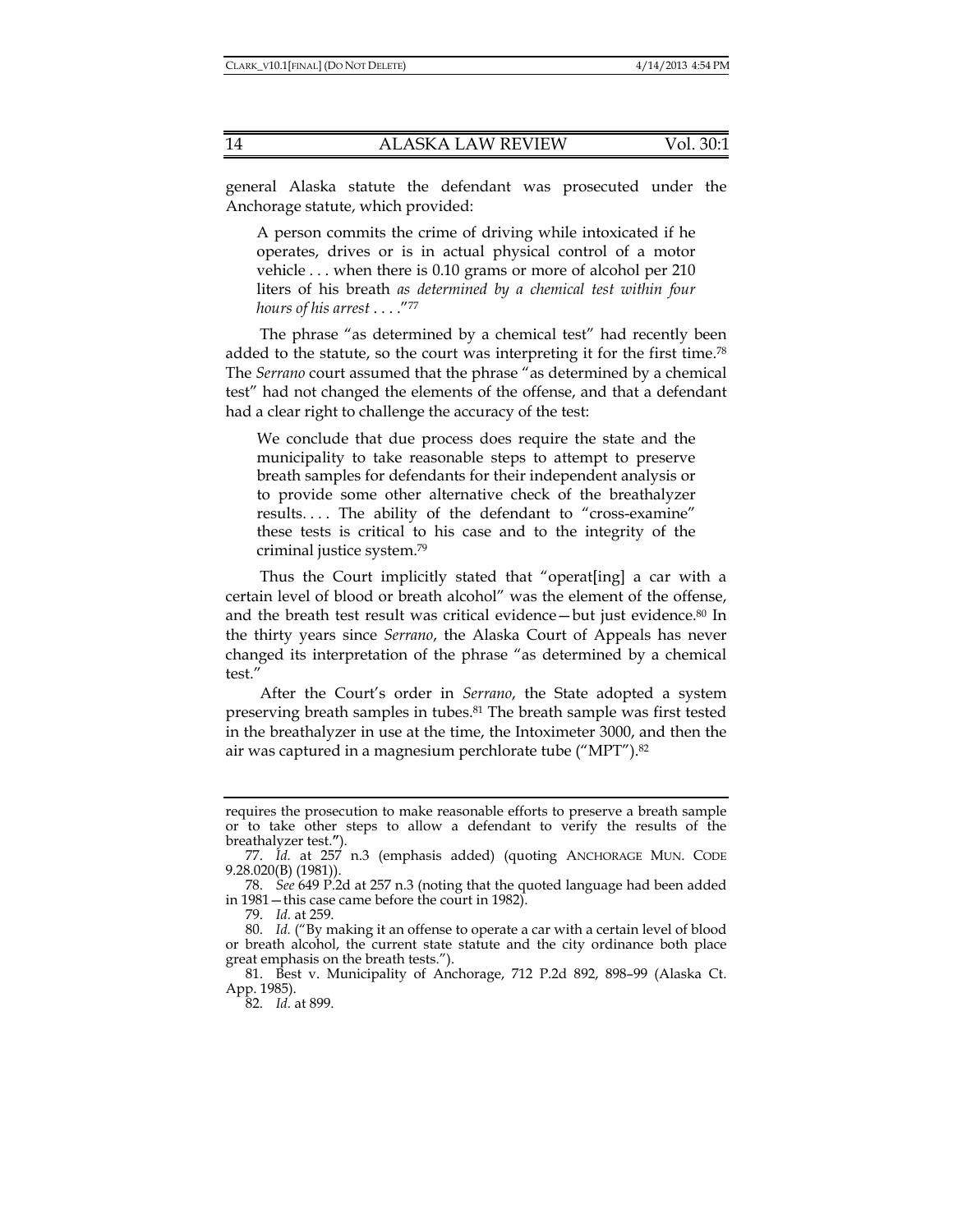general Alaska statute the defendant was prosecuted under the Anchorage statute, which provided:

> A person commits the crime of driving while intoxicated if he operates, drives or is in actual physical control of a motor vehicle . . . when there is 0.10 grams or more of alcohol per 210 liters of his breath *as determined by a chemical test within four hours of his arrest* . . . ."[77]

The phrase "as determined by a chemical test" had recently been added to the statute, so the court was interpreting it for the first time.[78] The *Serrano* court assumed that the phrase "as determined by a chemical test" had not changed the elements of the offense, and that a defendant had a clear right to challenge the accuracy of the test:

> We conclude that due process does require the state and the municipality to take reasonable steps to attempt to preserve breath samples for defendants for their independent analysis or to provide some other alternative check of the breathalyzer results. . . . The ability of the defendant to "cross-examine" these tests is critical to his case and to the integrity of the criminal justice system.[79]

Thus the Court implicitly stated that "operat[ing] a car with a certain level of blood or breath alcohol" was the element of the offense, and the breath test result was critical evidence—but just evidence.[80] In the thirty years since *Serrano*, the Alaska Court of Appeals has never changed its interpretation of the phrase "as determined by a chemical test."

After the Court's order in *Serrano*, the State adopted a system preserving breath samples in tubes.[81] The breath sample was first tested in the breathalyzer in use at the time, the Intoximeter 3000, and then the air was captured in a magnesium perchlorate tube ("MPT").[82]

---

requires the prosecution to make reasonable efforts to preserve a breath sample or to take other steps to allow a defendant to verify the results of the breathalyzer test.").

77. *Id.* at 257 n.3 (emphasis added) (quoting ANCHORAGE MUN. CODE 9.28.020(B) (1981)).

78. *See* 649 P.2d at 257 n.3 (noting that the quoted language had been added in 1981—this case came before the court in 1982).

79. *Id.* at 259.

80. *Id.* ("By making it an offense to operate a car with a certain level of blood or breath alcohol, the current state statute and the city ordinance both place great emphasis on the breath tests.").

81. Best v. Municipality of Anchorage, 712 P.2d 892, 898–99 (Alaska Ct. App. 1985).

82. *Id.* at 899.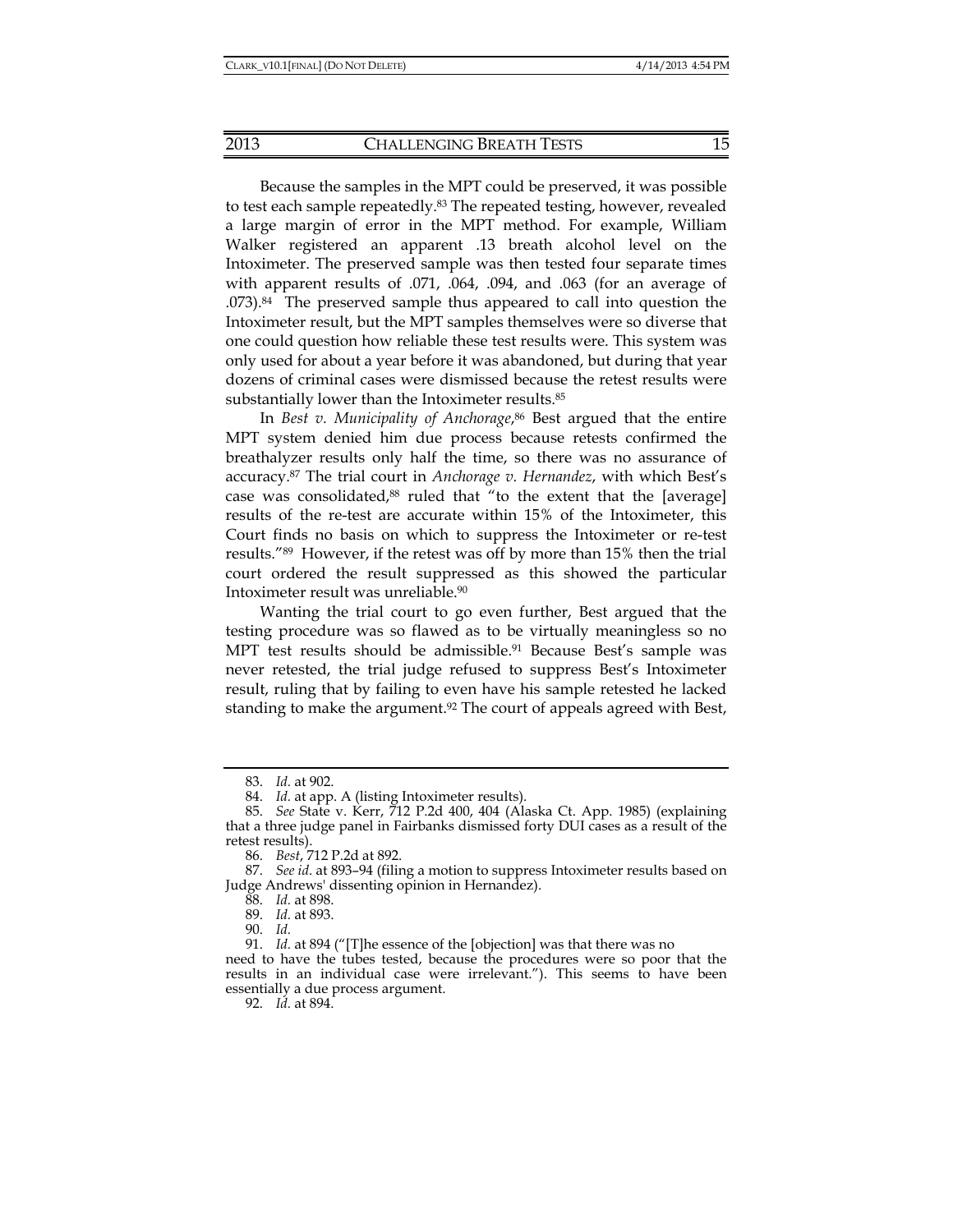Because the samples in the MPT could be preserved, it was possible to test each sample repeatedly.[83] The repeated testing, however, revealed a large margin of error in the MPT method. For example, William Walker registered an apparent .13 breath alcohol level on the Intoximeter. The preserved sample was then tested four separate times with apparent results of .071, .064, .094, and .063 (for an average of .073).[84] The preserved sample thus appeared to call into question the Intoximeter result, but the MPT samples themselves were so diverse that one could question how reliable these test results were. This system was only used for about a year before it was abandoned, but during that year dozens of criminal cases were dismissed because the retest results were substantially lower than the Intoximeter results.[85]

In *Best v. Municipality of Anchorage*,[86] Best argued that the entire MPT system denied him due process because retests confirmed the breathalyzer results only half the time, so there was no assurance of accuracy.[87] The trial court in *Anchorage v. Hernandez*, with which Best's case was consolidated,[88] ruled that "to the extent that the [average] results of the re-test are accurate within 15% of the Intoximeter, this Court finds no basis on which to suppress the Intoximeter or re-test results."[89] However, if the retest was off by more than 15% then the trial court ordered the result suppressed as this showed the particular Intoximeter result was unreliable.[90]

Wanting the trial court to go even further, Best argued that the testing procedure was so flawed as to be virtually meaningless so no MPT test results should be admissible.[91] Because Best's sample was never retested, the trial judge refused to suppress Best's Intoximeter result, ruling that by failing to even have his sample retested he lacked standing to make the argument.[92] The court of appeals agreed with Best,

---

83. *Id.* at 902.

84. *Id.* at app. A (listing Intoximeter results).

85. *See* State v. Kerr, 712 P.2d 400, 404 (Alaska Ct. App. 1985) (explaining that a three judge panel in Fairbanks dismissed forty DUI cases as a result of the retest results).

86. *Best*, 712 P.2d at 892.

87. *See id.* at 893–94 (filing a motion to suppress Intoximeter results based on Judge Andrews' dissenting opinion in Hernandez).

88. *Id.* at 898.

89. *Id.* at 893.

90. *Id.*

91. *Id.* at 894 ("[T]he essence of the [objection] was that there was no need to have the tubes tested, because the procedures were so poor that the results in an individual case were irrelevant."). This seems to have been essentially a due process argument.

92. *Id.* at 894.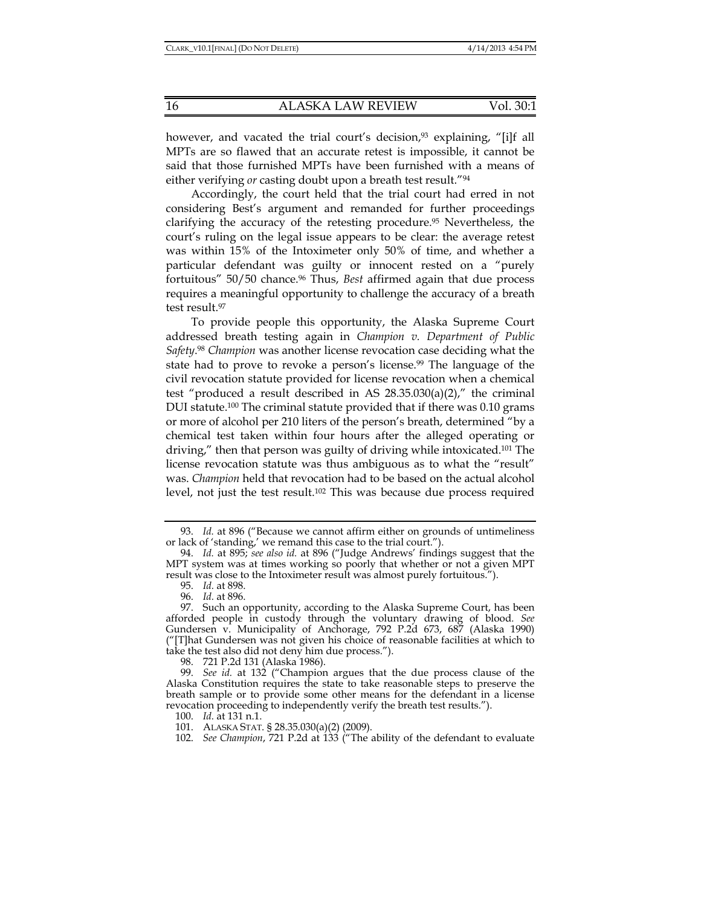however, and vacated the trial court's decision,[93] explaining, "[i]f all MPTs are so flawed that an accurate retest is impossible, it cannot be said that those furnished MPTs have been furnished with a means of either verifying *or* casting doubt upon a breath test result."[94]

Accordingly, the court held that the trial court had erred in not considering Best's argument and remanded for further proceedings clarifying the accuracy of the retesting procedure.[95] Nevertheless, the court's ruling on the legal issue appears to be clear: the average retest was within 15% of the Intoximeter only 50% of time, and whether a particular defendant was guilty or innocent rested on a "purely fortuitous" 50/50 chance.[96] Thus, *Best* affirmed again that due process requires a meaningful opportunity to challenge the accuracy of a breath test result.[97]

To provide people this opportunity, the Alaska Supreme Court addressed breath testing again in *Champion v. Department of Public Safety*.[98] *Champion* was another license revocation case deciding what the state had to prove to revoke a person's license.[99] The language of the civil revocation statute provided for license revocation when a chemical test "produced a result described in AS 28.35.030(a)(2)," the criminal DUI statute.[100] The criminal statute provided that if there was 0.10 grams or more of alcohol per 210 liters of the person's breath, determined "by a chemical test taken within four hours after the alleged operating or driving," then that person was guilty of driving while intoxicated.[101] The license revocation statute was thus ambiguous as to what the "result" was. *Champion* held that revocation had to be based on the actual alcohol level, not just the test result.[102] This was because due process required

93. *Id.* at 896 ("Because we cannot affirm either on grounds of untimeliness or lack of 'standing,' we remand this case to the trial court.").

94. *Id.* at 895; *see also id.* at 896 ("Judge Andrews' findings suggest that the MPT system was at times working so poorly that whether or not a given MPT result was close to the Intoximeter result was almost purely fortuitous.").

95. *Id.* at 898.

96. *Id.* at 896.

97. Such an opportunity, according to the Alaska Supreme Court, has been afforded people in custody through the voluntary drawing of blood. *See* Gundersen v. Municipality of Anchorage, 792 P.2d 673, 687 (Alaska 1990) ("[T]hat Gundersen was not given his choice of reasonable facilities at which to take the test also did not deny him due process.").

98. 721 P.2d 131 (Alaska 1986).

99. *See id.* at 132 ("Champion argues that the due process clause of the Alaska Constitution requires the state to take reasonable steps to preserve the breath sample or to provide some other means for the defendant in a license revocation proceeding to independently verify the breath test results.").

100. *Id.* at 131 n.1.

101. ALASKA STAT. § 28.35.030(a)(2) (2009).

102. *See Champion*, 721 P.2d at 133 ("The ability of the defendant to evaluate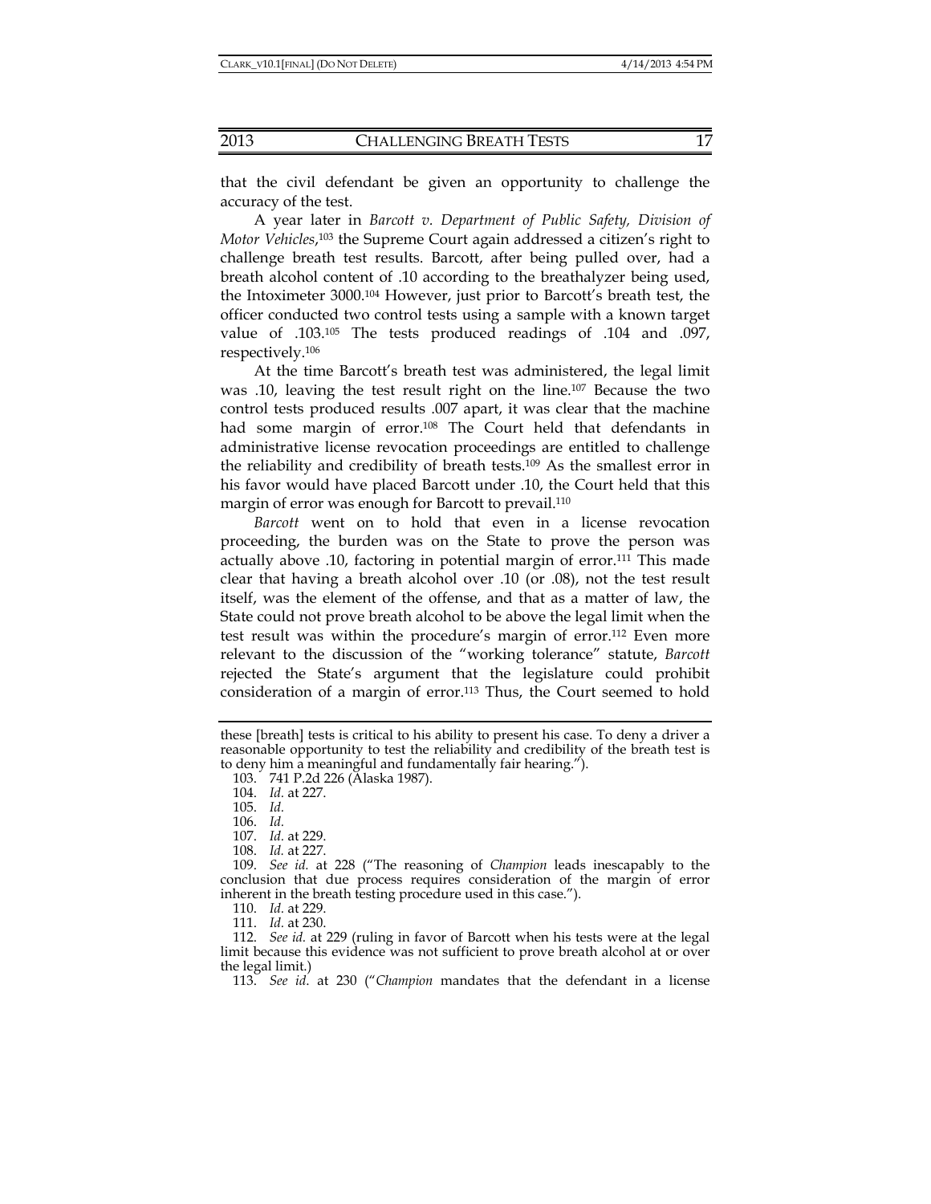that the civil defendant be given an opportunity to challenge the accuracy of the test.

A year later in *Barcott v. Department of Public Safety, Division of Motor Vehicles*,[103] the Supreme Court again addressed a citizen's right to challenge breath test results. Barcott, after being pulled over, had a breath alcohol content of .10 according to the breathalyzer being used, the Intoximeter 3000.[104] However, just prior to Barcott's breath test, the officer conducted two control tests using a sample with a known target value of .103.[105] The tests produced readings of .104 and .097, respectively.[106]

At the time Barcott's breath test was administered, the legal limit was .10, leaving the test result right on the line.[107] Because the two control tests produced results .007 apart, it was clear that the machine had some margin of error.[108] The Court held that defendants in administrative license revocation proceedings are entitled to challenge the reliability and credibility of breath tests.[109] As the smallest error in his favor would have placed Barcott under .10, the Court held that this margin of error was enough for Barcott to prevail.[110]

*Barcott* went on to hold that even in a license revocation proceeding, the burden was on the State to prove the person was actually above .10, factoring in potential margin of error.[111] This made clear that having a breath alcohol over .10 (or .08), not the test result itself, was the element of the offense, and that as a matter of law, the State could not prove breath alcohol to be above the legal limit when the test result was within the procedure's margin of error.[112] Even more relevant to the discussion of the "working tolerance" statute, *Barcott* rejected the State's argument that the legislature could prohibit consideration of a margin of error.[113] Thus, the Court seemed to hold

---

these [breath] tests is critical to his ability to present his case. To deny a driver a reasonable opportunity to test the reliability and credibility of the breath test is to deny him a meaningful and fundamentally fair hearing.").

103. 741 P.2d 226 (Alaska 1987).

104. *Id.* at 227.

105. *Id.*

106. *Id.*

107. *Id.* at 229.

108. *Id.* at 227.

109. *See id.* at 228 ("The reasoning of *Champion* leads inescapably to the conclusion that due process requires consideration of the margin of error inherent in the breath testing procedure used in this case.").

110. *Id.* at 229.

111. *Id.* at 230.

112. *See id.* at 229 (ruling in favor of Barcott when his tests were at the legal limit because this evidence was not sufficient to prove breath alcohol at or over the legal limit.)

113. *See id.* at 230 ("*Champion* mandates that the defendant in a license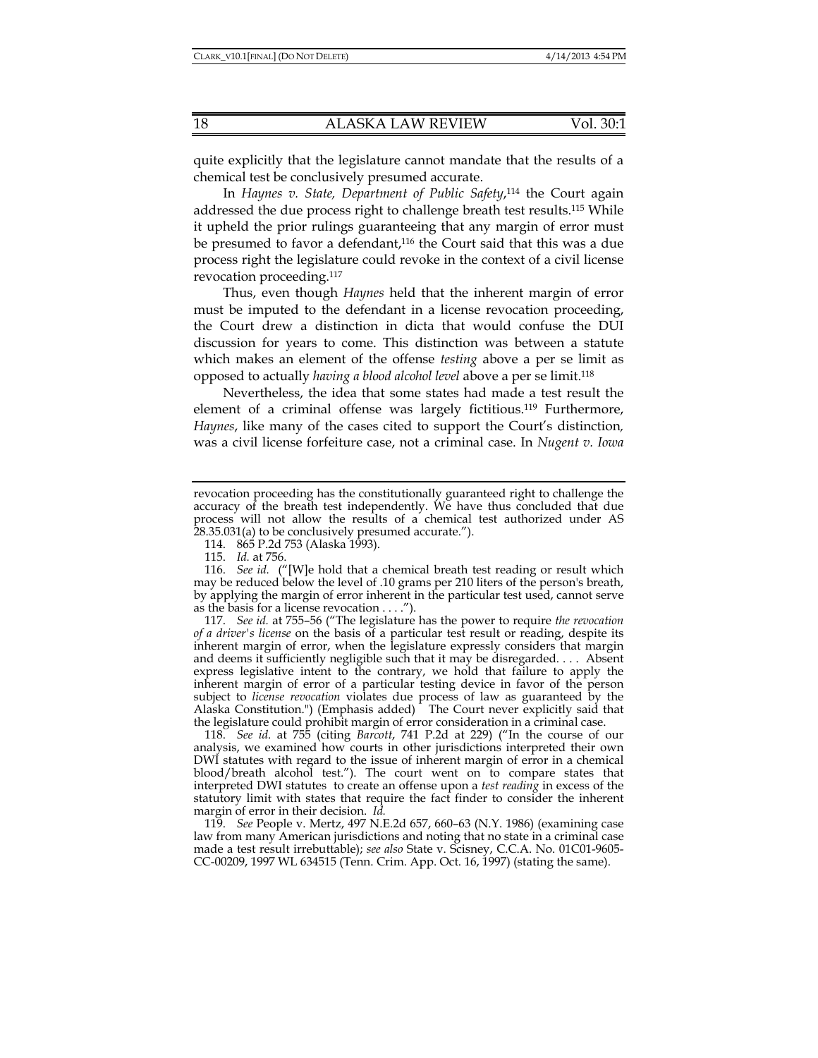quite explicitly that the legislature cannot mandate that the results of a chemical test be conclusively presumed accurate.

In *Haynes v. State, Department of Public Safety*,[114] the Court again addressed the due process right to challenge breath test results.[115] While it upheld the prior rulings guaranteeing that any margin of error must be presumed to favor a defendant,[116] the Court said that this was a due process right the legislature could revoke in the context of a civil license revocation proceeding.[117]

Thus, even though *Haynes* held that the inherent margin of error must be imputed to the defendant in a license revocation proceeding, the Court drew a distinction in dicta that would confuse the DUI discussion for years to come. This distinction was between a statute which makes an element of the offense *testing* above a per se limit as opposed to actually *having a blood alcohol level* above a per se limit.[118]

Nevertheless, the idea that some states had made a test result the element of a criminal offense was largely fictitious.[119] Furthermore, *Haynes*, like many of the cases cited to support the Court's distinction, was a civil license forfeiture case, not a criminal case. In *Nugent v. Iowa*

---

revocation proceeding has the constitutionally guaranteed right to challenge the accuracy of the breath test independently. We have thus concluded that due process will not allow the results of a chemical test authorized under AS 28.35.031(a) to be conclusively presumed accurate.").

114. 865 P.2d 753 (Alaska 1993).

115. *Id.* at 756.

116. *See id.* ("[W]e hold that a chemical breath test reading or result which may be reduced below the level of .10 grams per 210 liters of the person's breath, by applying the margin of error inherent in the particular test used, cannot serve as the basis for a license revocation . . . .").

117. *See id.* at 755–56 ("The legislature has the power to require *the revocation of a driver's license* on the basis of a particular test result or reading, despite its inherent margin of error, when the legislature expressly considers that margin and deems it sufficiently negligible such that it may be disregarded. . . . Absent express legislative intent to the contrary, we hold that failure to apply the inherent margin of error of a particular testing device in favor of the person subject to *license revocation* violates due process of law as guaranteed by the Alaska Constitution.") (Emphasis added) The Court never explicitly said that the legislature could prohibit margin of error consideration in a criminal case.

118. *See id*. at 755 (citing *Barcott*, 741 P.2d at 229) ("In the course of our analysis, we examined how courts in other jurisdictions interpreted their own DWI statutes with regard to the issue of inherent margin of error in a chemical blood/breath alcohol test."). The court went on to compare states that interpreted DWI statutes to create an offense upon a *test reading* in excess of the statutory limit with states that require the fact finder to consider the inherent margin of error in their decision. *Id.*

119. *See* People v. Mertz, 497 N.E.2d 657, 660–63 (N.Y. 1986) (examining case law from many American jurisdictions and noting that no state in a criminal case made a test result irrebuttable); *see also* State v. Scisney, C.C.A. No. 01C01-9605-CC-00209, 1997 WL 634515 (Tenn. Crim. App. Oct. 16, 1997) (stating the same).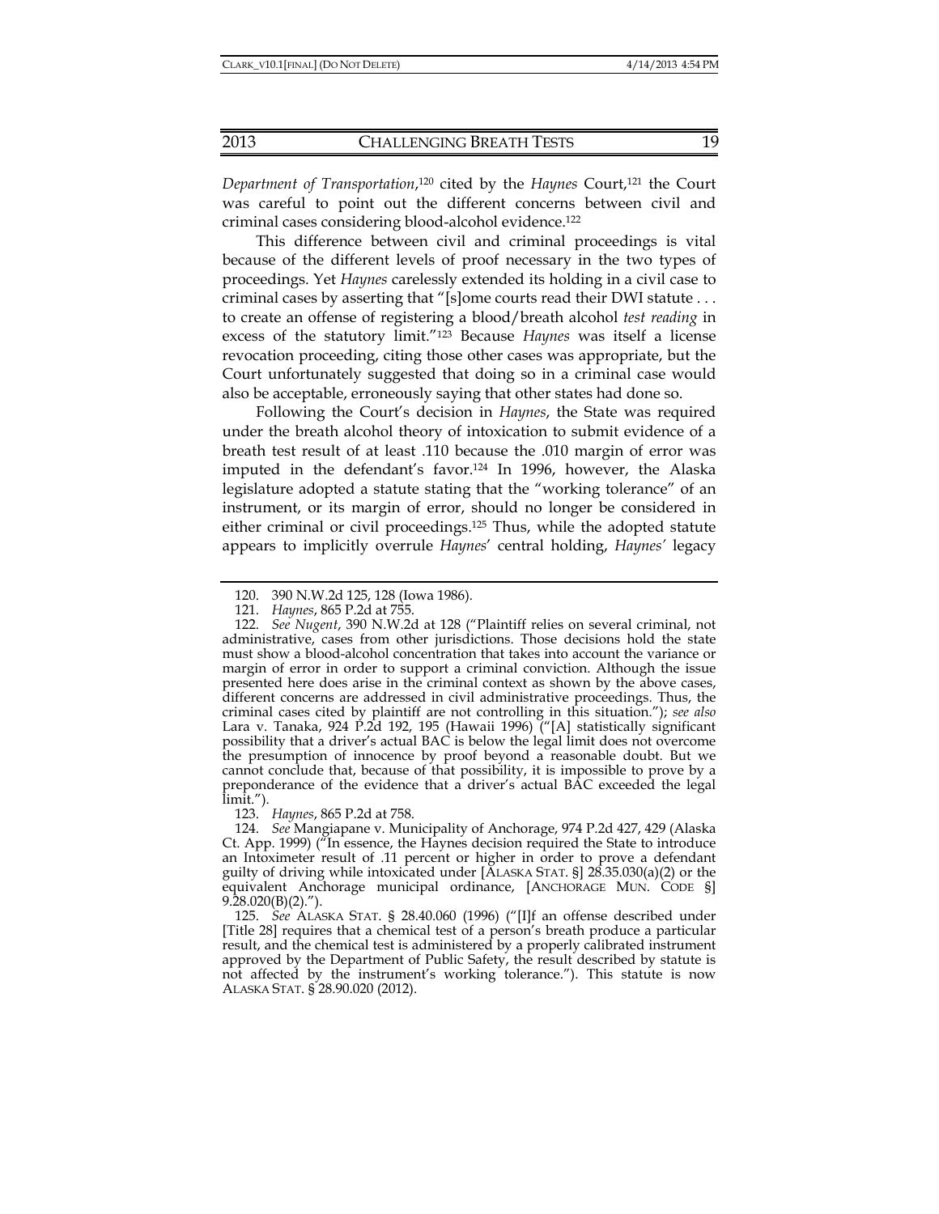*Department of Transportation*,[120] cited by the *Haynes* Court,[121] the Court was careful to point out the different concerns between civil and criminal cases considering blood-alcohol evidence.[122]

This difference between civil and criminal proceedings is vital because of the different levels of proof necessary in the two types of proceedings. Yet *Haynes* carelessly extended its holding in a civil case to criminal cases by asserting that "[s]ome courts read their DWI statute . . . to create an offense of registering a blood/breath alcohol *test reading* in excess of the statutory limit."[123] Because *Haynes* was itself a license revocation proceeding, citing those other cases was appropriate, but the Court unfortunately suggested that doing so in a criminal case would also be acceptable, erroneously saying that other states had done so.

Following the Court's decision in *Haynes*, the State was required under the breath alcohol theory of intoxication to submit evidence of a breath test result of at least .110 because the .010 margin of error was imputed in the defendant's favor.[124] In 1996, however, the Alaska legislature adopted a statute stating that the "working tolerance" of an instrument, or its margin of error, should no longer be considered in either criminal or civil proceedings.[125] Thus, while the adopted statute appears to implicitly overrule *Haynes*' central holding, *Haynes'* legacy

---

120. 390 N.W.2d 125, 128 (Iowa 1986).

121. *Haynes*, 865 P.2d at 755.

122. *See Nugent*, 390 N.W.2d at 128 ("Plaintiff relies on several criminal, not administrative, cases from other jurisdictions. Those decisions hold the state must show a blood-alcohol concentration that takes into account the variance or margin of error in order to support a criminal conviction. Although the issue presented here does arise in the criminal context as shown by the above cases, different concerns are addressed in civil administrative proceedings. Thus, the criminal cases cited by plaintiff are not controlling in this situation."); *see also* Lara v. Tanaka, 924 P.2d 192, 195 (Hawaii 1996) ("[A] statistically significant possibility that a driver's actual BAC is below the legal limit does not overcome the presumption of innocence by proof beyond a reasonable doubt. But we cannot conclude that, because of that possibility, it is impossible to prove by a preponderance of the evidence that a driver's actual BAC exceeded the legal limit.").

123. *Haynes*, 865 P.2d at 758.

124. *See* Mangiapane v. Municipality of Anchorage, 974 P.2d 427, 429 (Alaska Ct. App. 1999) ("In essence, the Haynes decision required the State to introduce an Intoximeter result of .11 percent or higher in order to prove a defendant guilty of driving while intoxicated under [ALASKA STAT. §] 28.35.030(a)(2) or the equivalent Anchorage municipal ordinance, [ANCHORAGE MUN. CODE §] 9.28.020(B)(2).").

125. *See* ALASKA STAT. § 28.40.060 (1996) ("[I]f an offense described under [Title 28] requires that a chemical test of a person's breath produce a particular result, and the chemical test is administered by a properly calibrated instrument approved by the Department of Public Safety, the result described by statute is not affected by the instrument's working tolerance."). This statute is now ALASKA STAT. § 28.90.020 (2012).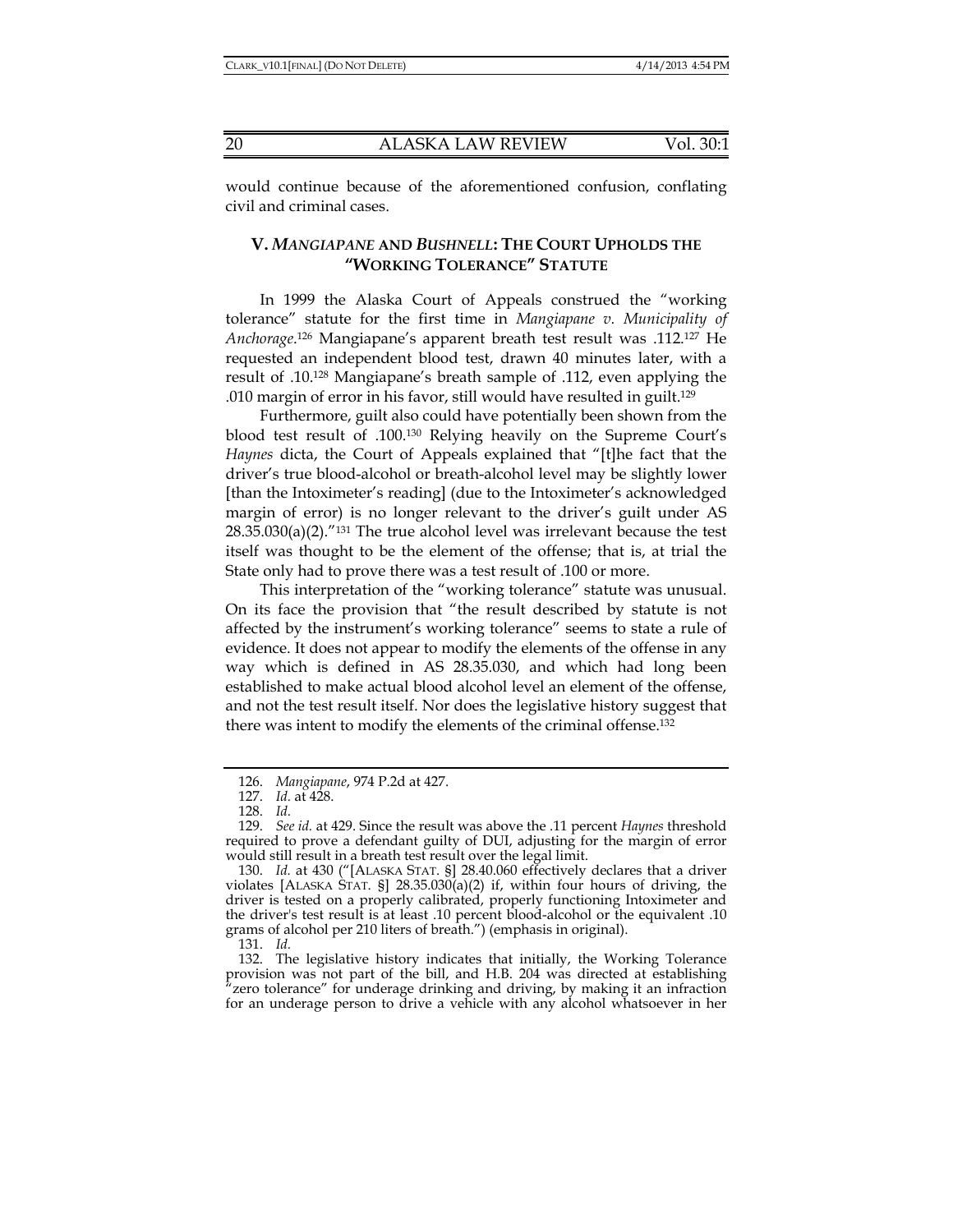would continue because of the aforementioned confusion, conflating civil and criminal cases.

## V. *MANGIAPANE* AND *BUSHNELL*: THE COURT UPHOLDS THE "WORKING TOLERANCE" STATUTE

In 1999 the Alaska Court of Appeals construed the "working tolerance" statute for the first time in *Mangiapane v. Municipality of Anchorage*.[126] Mangiapane's apparent breath test result was .112.[127] He requested an independent blood test, drawn 40 minutes later, with a result of .10.[128] Mangiapane's breath sample of .112, even applying the .010 margin of error in his favor, still would have resulted in guilt.[129]

Furthermore, guilt also could have potentially been shown from the blood test result of .100.[130] Relying heavily on the Supreme Court's *Haynes* dicta, the Court of Appeals explained that "[t]he fact that the driver's true blood-alcohol or breath-alcohol level may be slightly lower [than the Intoximeter's reading] (due to the Intoximeter's acknowledged margin of error) is no longer relevant to the driver's guilt under AS 28.35.030(a)(2)."[131] The true alcohol level was irrelevant because the test itself was thought to be the element of the offense; that is, at trial the State only had to prove there was a test result of .100 or more.

This interpretation of the "working tolerance" statute was unusual. On its face the provision that "the result described by statute is not affected by the instrument's working tolerance" seems to state a rule of evidence. It does not appear to modify the elements of the offense in any way which is defined in AS 28.35.030, and which had long been established to make actual blood alcohol level an element of the offense, and not the test result itself. Nor does the legislative history suggest that there was intent to modify the elements of the criminal offense.[132]

---

126. *Mangiapane*, 974 P.2d at 427.

127. *Id.* at 428.

128. *Id.*

129. *See id.* at 429. Since the result was above the .11 percent *Haynes* threshold required to prove a defendant guilty of DUI, adjusting for the margin of error would still result in a breath test result over the legal limit.

130. *Id.* at 430 ("[ALASKA STAT. §] 28.40.060 effectively declares that a driver violates [ALASKA STAT. §] 28.35.030(a)(2) if, within four hours of driving, the driver is tested on a properly calibrated, properly functioning Intoximeter and the driver's test result is at least .10 percent blood-alcohol or the equivalent .10 grams of alcohol per 210 liters of breath.") (emphasis in original).

131. *Id.*

132. The legislative history indicates that initially, the Working Tolerance provision was not part of the bill, and H.B. 204 was directed at establishing "zero tolerance" for underage drinking and driving, by making it an infraction for an underage person to drive a vehicle with any alcohol whatsoever in her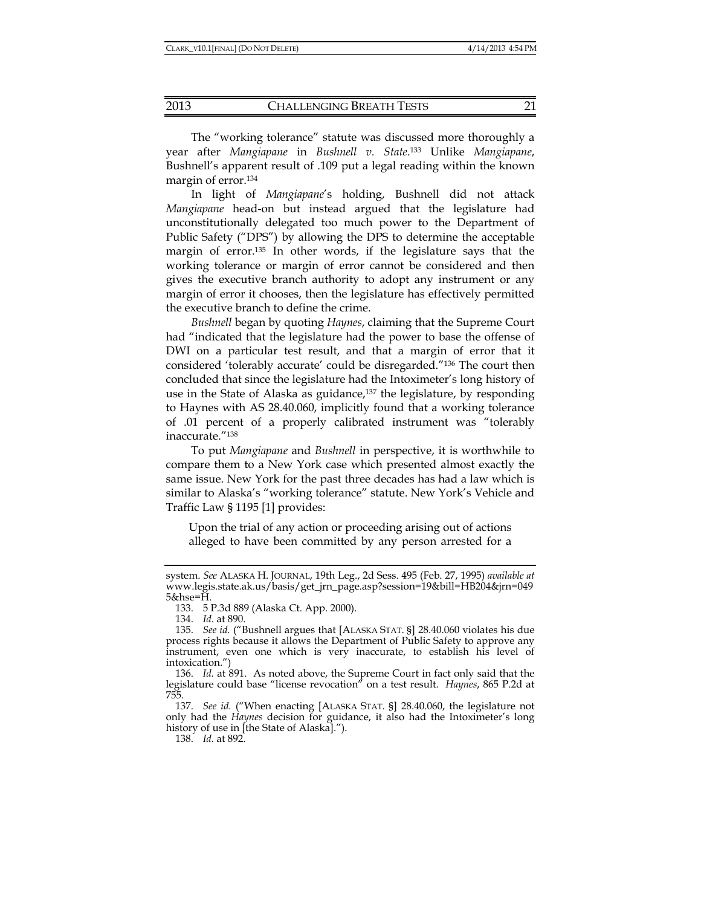The "working tolerance" statute was discussed more thoroughly a year after *Mangiapane* in *Bushnell v. State*.[133] Unlike *Mangiapane*, Bushnell's apparent result of .109 put a legal reading within the known margin of error.[134]

In light of *Mangiapane*'s holding, Bushnell did not attack *Mangiapane* head-on but instead argued that the legislature had unconstitutionally delegated too much power to the Department of Public Safety ("DPS") by allowing the DPS to determine the acceptable margin of error.[135] In other words, if the legislature says that the working tolerance or margin of error cannot be considered and then gives the executive branch authority to adopt any instrument or any margin of error it chooses, then the legislature has effectively permitted the executive branch to define the crime.

*Bushnell* began by quoting *Haynes*, claiming that the Supreme Court had "indicated that the legislature had the power to base the offense of DWI on a particular test result, and that a margin of error that it considered 'tolerably accurate' could be disregarded."[136] The court then concluded that since the legislature had the Intoximeter's long history of use in the State of Alaska as guidance,[137] the legislature, by responding to Haynes with AS 28.40.060, implicitly found that a working tolerance of .01 percent of a properly calibrated instrument was "tolerably inaccurate."[138]

To put *Mangiapane* and *Bushnell* in perspective, it is worthwhile to compare them to a New York case which presented almost exactly the same issue. New York for the past three decades has had a law which is similar to Alaska's "working tolerance" statute. New York's Vehicle and Traffic Law § 1195 [1] provides:

> Upon the trial of any action or proceeding arising out of actions alleged to have been committed by any person arrested for a

---

system. *See* ALASKA H. JOURNAL, 19th Leg., 2d Sess. 495 (Feb. 27, 1995) *available at* www.legis.state.ak.us/basis/get_jrn_page.asp?session=19&bill=HB204&jrn=0495&hse=H.

133. 5 P.3d 889 (Alaska Ct. App. 2000).

134. *Id.* at 890.

135. *See id.* ("Bushnell argues that [ALASKA STAT. §] 28.40.060 violates his due process rights because it allows the Department of Public Safety to approve any instrument, even one which is very inaccurate, to establish his level of intoxication.")

136. *Id.* at 891. As noted above, the Supreme Court in fact only said that the legislature could base "license revocation" on a test result. *Haynes*, 865 P.2d at 755.

137. *See id.* ("When enacting [ALASKA STAT. §] 28.40.060, the legislature not only had the *Haynes* decision for guidance, it also had the Intoximeter's long history of use in [the State of Alaska].").

138. *Id.* at 892.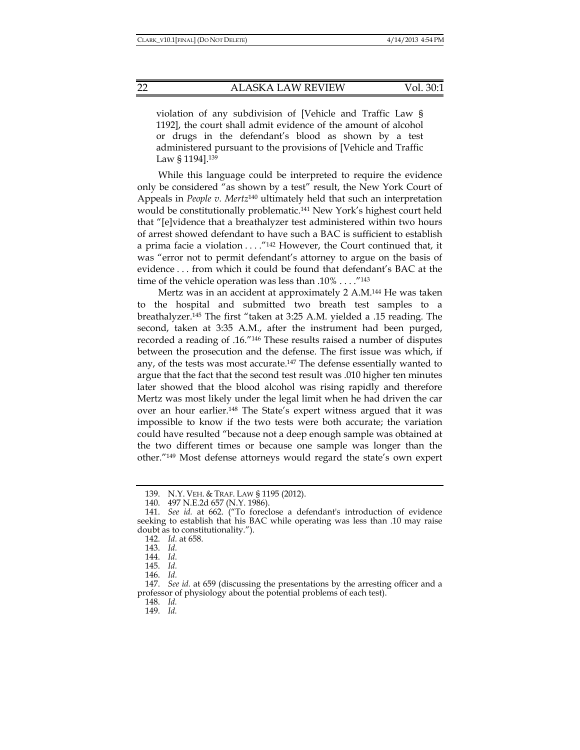violation of any subdivision of [Vehicle and Traffic Law § 1192], the court shall admit evidence of the amount of alcohol or drugs in the defendant's blood as shown by a test administered pursuant to the provisions of [Vehicle and Traffic Law § 1194].[139]

While this language could be interpreted to require the evidence only be considered "as shown by a test" result, the New York Court of Appeals in *People v. Mertz*[140] ultimately held that such an interpretation would be constitutionally problematic.[141] New York's highest court held that "[e]vidence that a breathalyzer test administered within two hours of arrest showed defendant to have such a BAC is sufficient to establish a prima facie a violation . . . ."[142] However, the Court continued that, it was "error not to permit defendant's attorney to argue on the basis of evidence . . . from which it could be found that defendant's BAC at the time of the vehicle operation was less than .10% . . . ."[143]

Mertz was in an accident at approximately 2 A.M.[144] He was taken to the hospital and submitted two breath test samples to a breathalyzer.[145] The first "taken at 3:25 A.M. yielded a .15 reading. The second, taken at 3:35 A.M., after the instrument had been purged, recorded a reading of .16."[146] These results raised a number of disputes between the prosecution and the defense. The first issue was which, if any, of the tests was most accurate.[147] The defense essentially wanted to argue that the fact that the second test result was .010 higher ten minutes later showed that the blood alcohol was rising rapidly and therefore Mertz was most likely under the legal limit when he had driven the car over an hour earlier.[148] The State's expert witness argued that it was impossible to know if the two tests were both accurate; the variation could have resulted "because not a deep enough sample was obtained at the two different times or because one sample was longer than the other."[149] Most defense attorneys would regard the state's own expert

---

139. N.Y. VEH. & TRAF. LAW § 1195 (2012).

140. 497 N.E.2d 657 (N.Y. 1986).

141. *See id.* at 662. ("To foreclose a defendant's introduction of evidence seeking to establish that his BAC while operating was less than .10 may raise doubt as to constitutionality.").

142. *Id.* at 658.

143. *Id.*

144. *Id*.

145. *Id.*

146. *Id.*

147. *See id.* at 659 (discussing the presentations by the arresting officer and a professor of physiology about the potential problems of each test).

148. *Id.*

149. *Id.*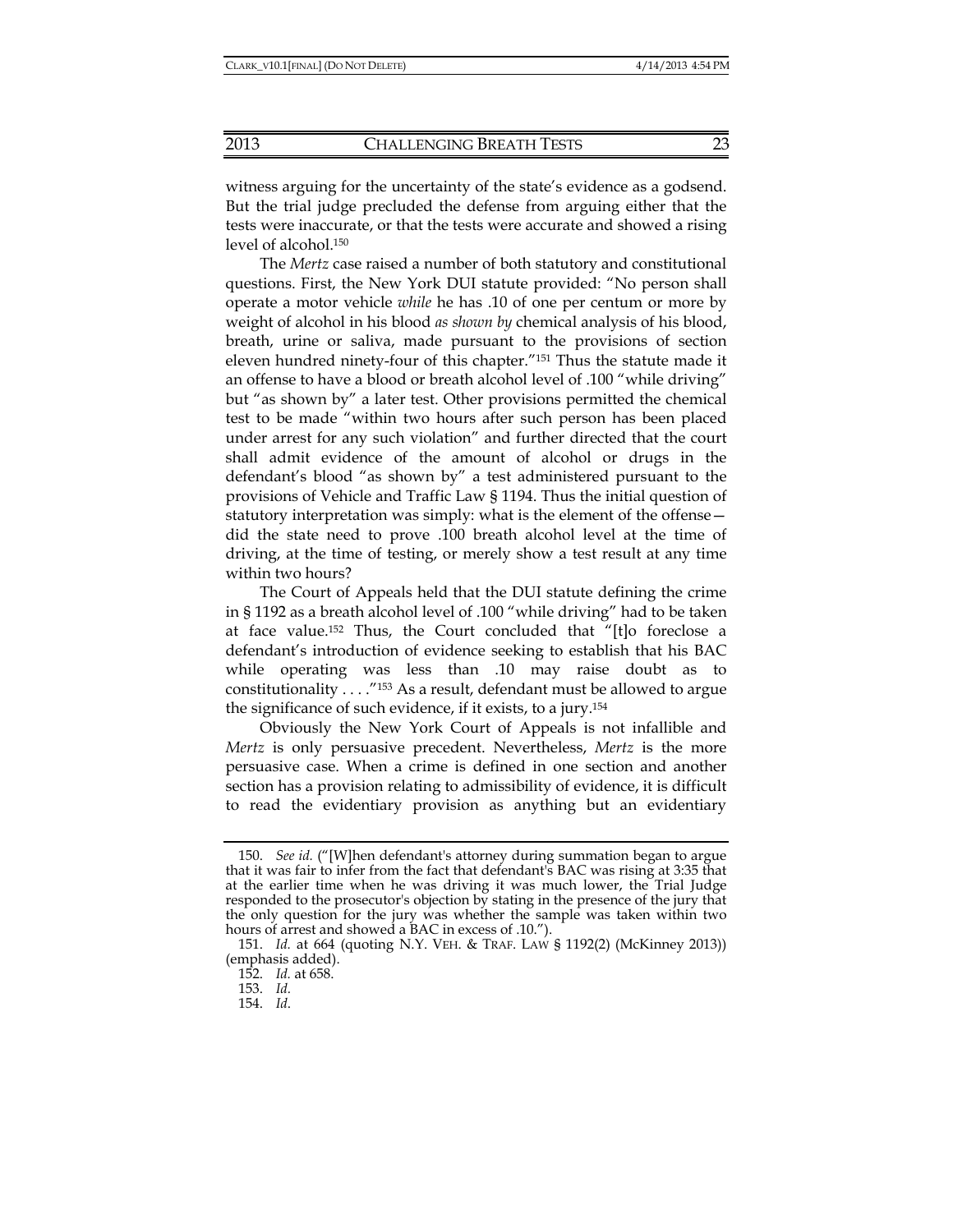witness arguing for the uncertainty of the state's evidence as a godsend. But the trial judge precluded the defense from arguing either that the tests were inaccurate, or that the tests were accurate and showed a rising level of alcohol.[150]

The *Mertz* case raised a number of both statutory and constitutional questions. First, the New York DUI statute provided: "No person shall operate a motor vehicle *while* he has .10 of one per centum or more by weight of alcohol in his blood *as shown by* chemical analysis of his blood, breath, urine or saliva, made pursuant to the provisions of section eleven hundred ninety-four of this chapter."[151] Thus the statute made it an offense to have a blood or breath alcohol level of .100 "while driving" but "as shown by" a later test. Other provisions permitted the chemical test to be made "within two hours after such person has been placed under arrest for any such violation" and further directed that the court shall admit evidence of the amount of alcohol or drugs in the defendant's blood "as shown by" a test administered pursuant to the provisions of Vehicle and Traffic Law § 1194. Thus the initial question of statutory interpretation was simply: what is the element of the offense—did the state need to prove .100 breath alcohol level at the time of driving, at the time of testing, or merely show a test result at any time within two hours?

The Court of Appeals held that the DUI statute defining the crime in § 1192 as a breath alcohol level of .100 "while driving" had to be taken at face value.[152] Thus, the Court concluded that "[t]o foreclose a defendant's introduction of evidence seeking to establish that his BAC while operating was less than .10 may raise doubt as to constitutionality . . . ."[153] As a result, defendant must be allowed to argue the significance of such evidence, if it exists, to a jury.[154]

Obviously the New York Court of Appeals is not infallible and *Mertz* is only persuasive precedent. Nevertheless, *Mertz* is the more persuasive case. When a crime is defined in one section and another section has a provision relating to admissibility of evidence, it is difficult to read the evidentiary provision as anything but an evidentiary

---

150. *See id.* ("[W]hen defendant's attorney during summation began to argue that it was fair to infer from the fact that defendant's BAC was rising at 3:35 that at the earlier time when he was driving it was much lower, the Trial Judge responded to the prosecutor's objection by stating in the presence of the jury that the only question for the jury was whether the sample was taken within two hours of arrest and showed a BAC in excess of .10.").

151. *Id.* at 664 (quoting N.Y. VEH. & TRAF. LAW § 1192(2) (McKinney 2013)) (emphasis added).

152. *Id.* at 658.

153. *Id.*

154. *Id*.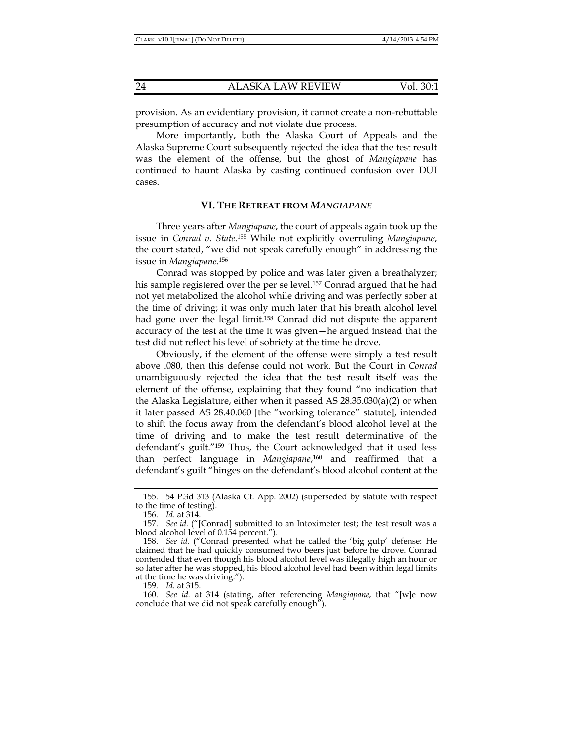provision. As an evidentiary provision, it cannot create a non-rebuttable presumption of accuracy and not violate due process.

More importantly, both the Alaska Court of Appeals and the Alaska Supreme Court subsequently rejected the idea that the test result was the element of the offense, but the ghost of *Mangiapane* has continued to haunt Alaska by casting continued confusion over DUI cases.

## VI. THE RETREAT FROM *MANGIAPANE*

Three years after *Mangiapane*, the court of appeals again took up the issue in *Conrad v. State*.[155] While not explicitly overruling *Mangiapane*, the court stated, "we did not speak carefully enough" in addressing the issue in *Mangiapane*.[156]

Conrad was stopped by police and was later given a breathalyzer; his sample registered over the per se level.[157] Conrad argued that he had not yet metabolized the alcohol while driving and was perfectly sober at the time of driving; it was only much later that his breath alcohol level had gone over the legal limit.[158] Conrad did not dispute the apparent accuracy of the test at the time it was given—he argued instead that the test did not reflect his level of sobriety at the time he drove.

Obviously, if the element of the offense were simply a test result above .080, then this defense could not work. But the Court in *Conrad* unambiguously rejected the idea that the test result itself was the element of the offense, explaining that they found "no indication that the Alaska Legislature, either when it passed AS 28.35.030(a)(2) or when it later passed AS 28.40.060 [the "working tolerance" statute], intended to shift the focus away from the defendant's blood alcohol level at the time of driving and to make the test result determinative of the defendant's guilt."[159] Thus, the Court acknowledged that it used less than perfect language in *Mangiapane*,[160] and reaffirmed that a defendant's guilt "hinges on the defendant's blood alcohol content at the

---

155. 54 P.3d 313 (Alaska Ct. App. 2002) (superseded by statute with respect to the time of testing).

156. *Id*. at 314.

157. *See id.* ("[Conrad] submitted to an Intoximeter test; the test result was a blood alcohol level of 0.154 percent.").

158. *See id.* ("Conrad presented what he called the 'big gulp' defense: He claimed that he had quickly consumed two beers just before he drove. Conrad contended that even though his blood alcohol level was illegally high an hour or so later after he was stopped, his blood alcohol level had been within legal limits at the time he was driving.").

159. *Id.* at 315.

160. *See id.* at 314 (stating, after referencing *Mangiapane*, that "[w]e now conclude that we did not speak carefully enough").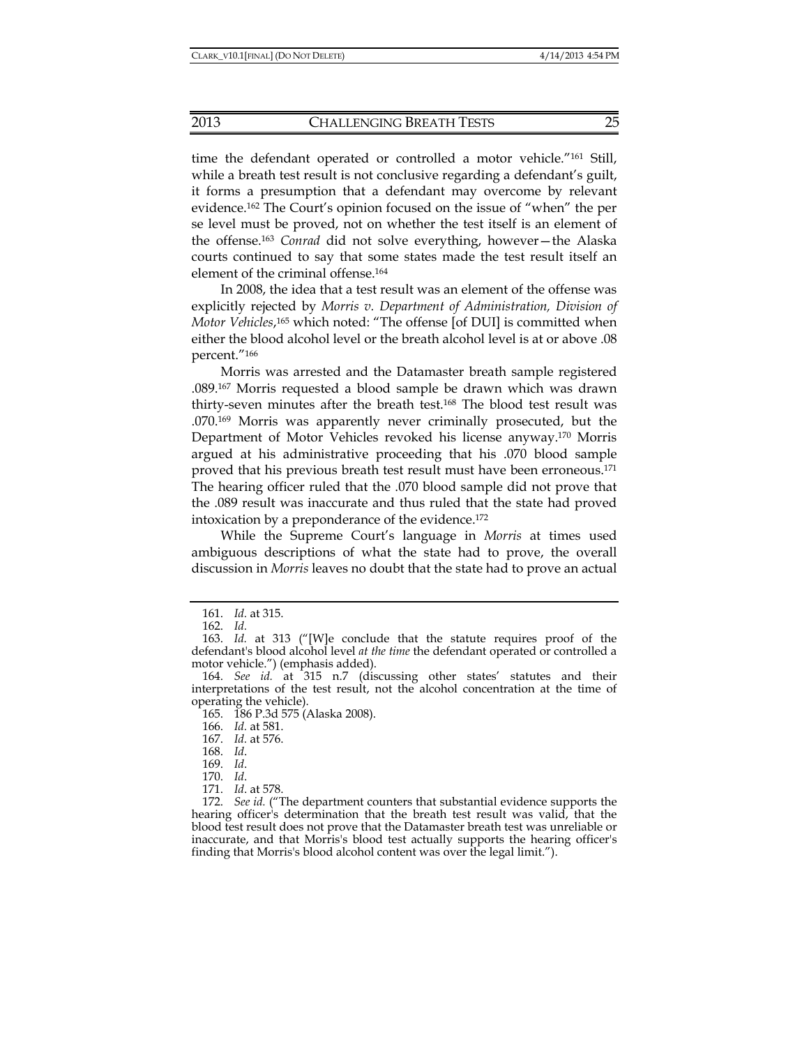time the defendant operated or controlled a motor vehicle."[161] Still, while a breath test result is not conclusive regarding a defendant's guilt, it forms a presumption that a defendant may overcome by relevant evidence.[162] The Court's opinion focused on the issue of "when" the per se level must be proved, not on whether the test itself is an element of the offense.[163] *Conrad* did not solve everything, however—the Alaska courts continued to say that some states made the test result itself an element of the criminal offense.[164]

In 2008, the idea that a test result was an element of the offense was explicitly rejected by *Morris v. Department of Administration, Division of Motor Vehicles*,[165] which noted: "The offense [of DUI] is committed when either the blood alcohol level or the breath alcohol level is at or above .08 percent."[166]

Morris was arrested and the Datamaster breath sample registered .089.[167] Morris requested a blood sample be drawn which was drawn thirty-seven minutes after the breath test.[168] The blood test result was .070.[169] Morris was apparently never criminally prosecuted, but the Department of Motor Vehicles revoked his license anyway.[170] Morris argued at his administrative proceeding that his .070 blood sample proved that his previous breath test result must have been erroneous.[171] The hearing officer ruled that the .070 blood sample did not prove that the .089 result was inaccurate and thus ruled that the state had proved intoxication by a preponderance of the evidence.[172]

While the Supreme Court's language in *Morris* at times used ambiguous descriptions of what the state had to prove, the overall discussion in *Morris* leaves no doubt that the state had to prove an actual

---

161. *Id.* at 315.

162. *Id.*

163. *Id.* at 313 ("[W]e conclude that the statute requires proof of the defendant's blood alcohol level *at the time* the defendant operated or controlled a motor vehicle.") (emphasis added).

164. *See id.* at 315 n.7 (discussing other states' statutes and their interpretations of the test result, not the alcohol concentration at the time of operating the vehicle).

165. 186 P.3d 575 (Alaska 2008).

166. *Id.* at 581.

167. *Id.* at 576.

168. *Id*.

169. *Id*.

170. *Id*.

171. *Id*. at 578.

172. *See id.* ("The department counters that substantial evidence supports the hearing officer's determination that the breath test result was valid, that the blood test result does not prove that the Datamaster breath test was unreliable or inaccurate, and that Morris's blood test actually supports the hearing officer's finding that Morris's blood alcohol content was over the legal limit.").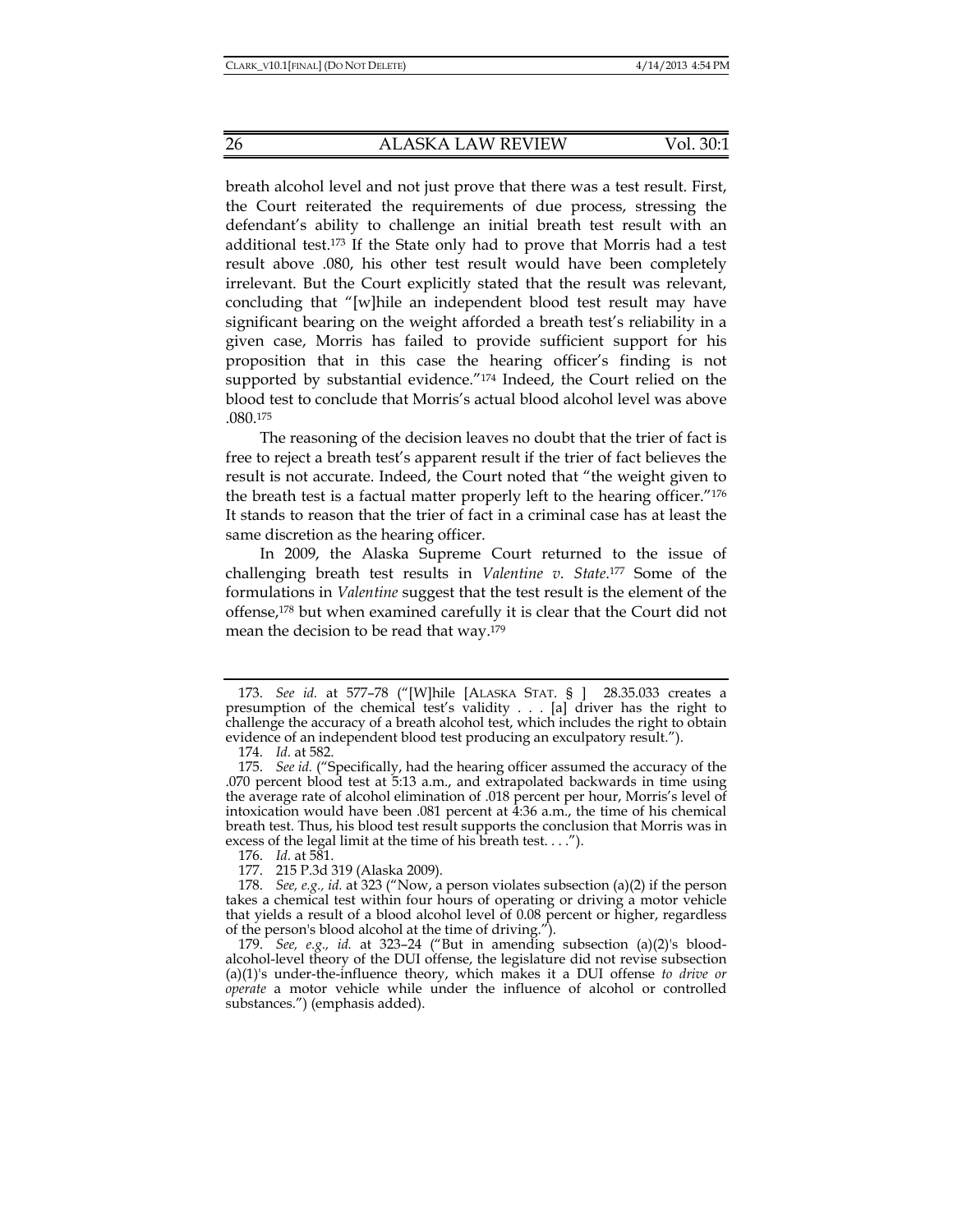breath alcohol level and not just prove that there was a test result. First, the Court reiterated the requirements of due process, stressing the defendant's ability to challenge an initial breath test result with an additional test.[173] If the State only had to prove that Morris had a test result above .080, his other test result would have been completely irrelevant. But the Court explicitly stated that the result was relevant, concluding that "[w]hile an independent blood test result may have significant bearing on the weight afforded a breath test's reliability in a given case, Morris has failed to provide sufficient support for his proposition that in this case the hearing officer's finding is not supported by substantial evidence."[174] Indeed, the Court relied on the blood test to conclude that Morris's actual blood alcohol level was above .080.[175]

The reasoning of the decision leaves no doubt that the trier of fact is free to reject a breath test's apparent result if the trier of fact believes the result is not accurate. Indeed, the Court noted that "the weight given to the breath test is a factual matter properly left to the hearing officer."[176] It stands to reason that the trier of fact in a criminal case has at least the same discretion as the hearing officer.

In 2009, the Alaska Supreme Court returned to the issue of challenging breath test results in *Valentine v. State*.[177] Some of the formulations in *Valentine* suggest that the test result is the element of the offense,[178] but when examined carefully it is clear that the Court did not mean the decision to be read that way.[179]

---

173. *See id.* at 577–78 ("[W]hile [ALASKA STAT. § ] 28.35.033 creates a presumption of the chemical test's validity . . . [a] driver has the right to challenge the accuracy of a breath alcohol test, which includes the right to obtain evidence of an independent blood test producing an exculpatory result.").

174. *Id.* at 582.

175. *See id.* ("Specifically, had the hearing officer assumed the accuracy of the .070 percent blood test at 5:13 a.m., and extrapolated backwards in time using the average rate of alcohol elimination of .018 percent per hour, Morris's level of intoxication would have been .081 percent at 4:36 a.m., the time of his chemical breath test. Thus, his blood test result supports the conclusion that Morris was in excess of the legal limit at the time of his breath test. . . .").

176. *Id.* at 581.

177. 215 P.3d 319 (Alaska 2009).

178. *See, e.g.*, *id.* at 323 ("Now, a person violates subsection (a)(2) if the person takes a chemical test within four hours of operating or driving a motor vehicle that yields a result of a blood alcohol level of 0.08 percent or higher, regardless of the person's blood alcohol at the time of driving.").

179. *See, e.g.*, *id.* at 323–24 ("But in amending subsection (a)(2)'s blood-alcohol-level theory of the DUI offense, the legislature did not revise subsection (a)(1)'s under-the-influence theory, which makes it a DUI offense *to drive or operate* a motor vehicle while under the influence of alcohol or controlled substances.") (emphasis added).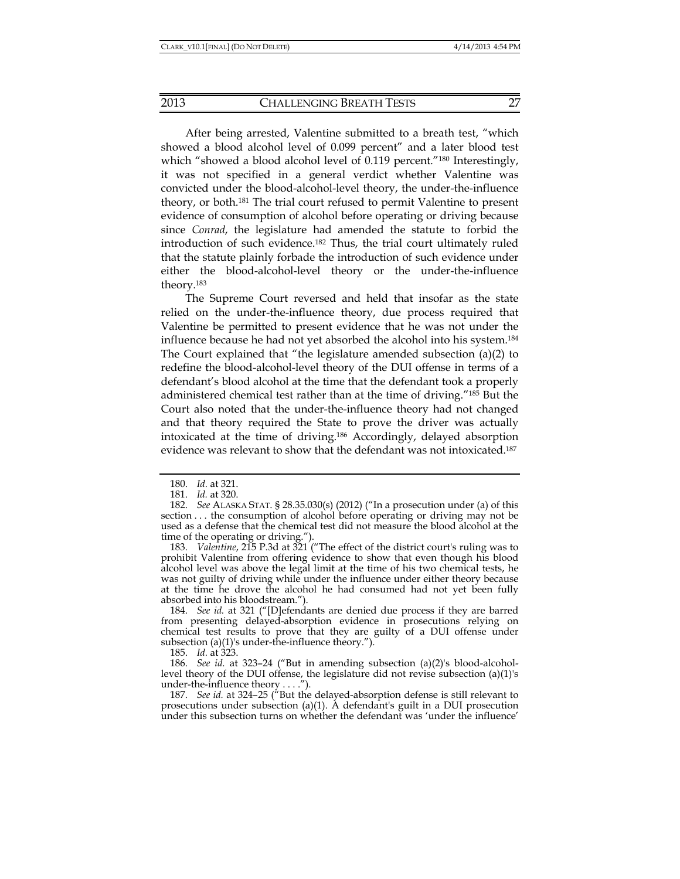After being arrested, Valentine submitted to a breath test, "which showed a blood alcohol level of 0.099 percent" and a later blood test which "showed a blood alcohol level of 0.119 percent."[180] Interestingly, it was not specified in a general verdict whether Valentine was convicted under the blood-alcohol-level theory, the under-the-influence theory, or both.[181] The trial court refused to permit Valentine to present evidence of consumption of alcohol before operating or driving because since *Conrad*, the legislature had amended the statute to forbid the introduction of such evidence.[182] Thus, the trial court ultimately ruled that the statute plainly forbade the introduction of such evidence under either the blood-alcohol-level theory or the under-the-influence theory.[183]

The Supreme Court reversed and held that insofar as the state relied on the under-the-influence theory, due process required that Valentine be permitted to present evidence that he was not under the influence because he had not yet absorbed the alcohol into his system.[184] The Court explained that "the legislature amended subsection (a)(2) to redefine the blood-alcohol-level theory of the DUI offense in terms of a defendant's blood alcohol at the time that the defendant took a properly administered chemical test rather than at the time of driving."[185] But the Court also noted that the under-the-influence theory had not changed and that theory required the State to prove the driver was actually intoxicated at the time of driving.[186] Accordingly, delayed absorption evidence was relevant to show that the defendant was not intoxicated.[187]

---

180. *Id.* at 321.

181. *Id.* at 320.

182. *See* ALASKA STAT. § 28.35.030(s) (2012) ("In a prosecution under (a) of this section . . . the consumption of alcohol before operating or driving may not be used as a defense that the chemical test did not measure the blood alcohol at the time of the operating or driving.").

183. *Valentine*, 215 P.3d at 321 ("The effect of the district court's ruling was to prohibit Valentine from offering evidence to show that even though his blood alcohol level was above the legal limit at the time of his two chemical tests, he was not guilty of driving while under the influence under either theory because at the time he drove the alcohol he had consumed had not yet been fully absorbed into his bloodstream.").

184. *See id.* at 321 ("[D]efendants are denied due process if they are barred from presenting delayed-absorption evidence in prosecutions relying on chemical test results to prove that they are guilty of a DUI offense under subsection (a)(1)'s under-the-influence theory.").

185. *Id.* at 323.

186. *See id.* at 323–24 ("But in amending subsection (a)(2)'s blood-alcohol-level theory of the DUI offense, the legislature did not revise subsection (a)(1)'s under-the-influence theory . . . .").

187. *See id.* at 324–25 ("But the delayed-absorption defense is still relevant to prosecutions under subsection (a)(1). A defendant's guilt in a DUI prosecution under this subsection turns on whether the defendant was 'under the influence'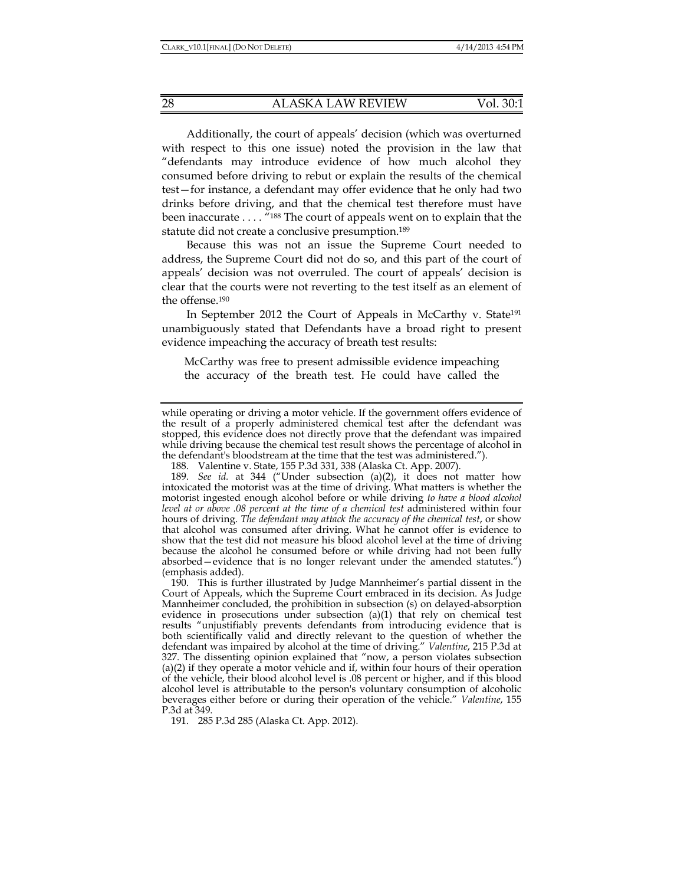Additionally, the court of appeals' decision (which was overturned with respect to this one issue) noted the provision in the law that "defendants may introduce evidence of how much alcohol they consumed before driving to rebut or explain the results of the chemical test—for instance, a defendant may offer evidence that he only had two drinks before driving, and that the chemical test therefore must have been inaccurate . . . ."[188] The court of appeals went on to explain that the statute did not create a conclusive presumption.[189]

Because this was not an issue the Supreme Court needed to address, the Supreme Court did not do so, and this part of the court of appeals' decision was not overruled. The court of appeals' decision is clear that the courts were not reverting to the test itself as an element of the offense.[190]

In September 2012 the Court of Appeals in McCarthy v. State[191] unambiguously stated that Defendants have a broad right to present evidence impeaching the accuracy of breath test results:

> McCarthy was free to present admissible evidence impeaching the accuracy of the breath test. He could have called the

---

while operating or driving a motor vehicle. If the government offers evidence of the result of a properly administered chemical test after the defendant was stopped, this evidence does not directly prove that the defendant was impaired while driving because the chemical test result shows the percentage of alcohol in the defendant's bloodstream at the time that the test was administered.").

188. Valentine v. State, 155 P.3d 331, 338 (Alaska Ct. App. 2007).

189. *See id.* at 344 ("Under subsection (a)(2), it does not matter how intoxicated the motorist was at the time of driving. What matters is whether the motorist ingested enough alcohol before or while driving *to have a blood alcohol level at or above .08 percent at the time of a chemical test* administered within four hours of driving. *The defendant may attack the accuracy of the chemical test*, or show that alcohol was consumed after driving. What he cannot offer is evidence to show that the test did not measure his blood alcohol level at the time of driving because the alcohol he consumed before or while driving had not been fully absorbed—evidence that is no longer relevant under the amended statutes.") (emphasis added).

190. This is further illustrated by Judge Mannheimer's partial dissent in the Court of Appeals, which the Supreme Court embraced in its decision. As Judge Mannheimer concluded, the prohibition in subsection (s) on delayed-absorption evidence in prosecutions under subsection (a)(1) that rely on chemical test results "unjustifiably prevents defendants from introducing evidence that is both scientifically valid and directly relevant to the question of whether the defendant was impaired by alcohol at the time of driving." *Valentine*, 215 P.3d at 327. The dissenting opinion explained that "now, a person violates subsection (a)(2) if they operate a motor vehicle and if, within four hours of their operation of the vehicle, their blood alcohol level is .08 percent or higher, and if this blood alcohol level is attributable to the person's voluntary consumption of alcoholic beverages either before or during their operation of the vehicle." *Valentine*, 155 P.3d at 349.

191. 285 P.3d 285 (Alaska Ct. App. 2012).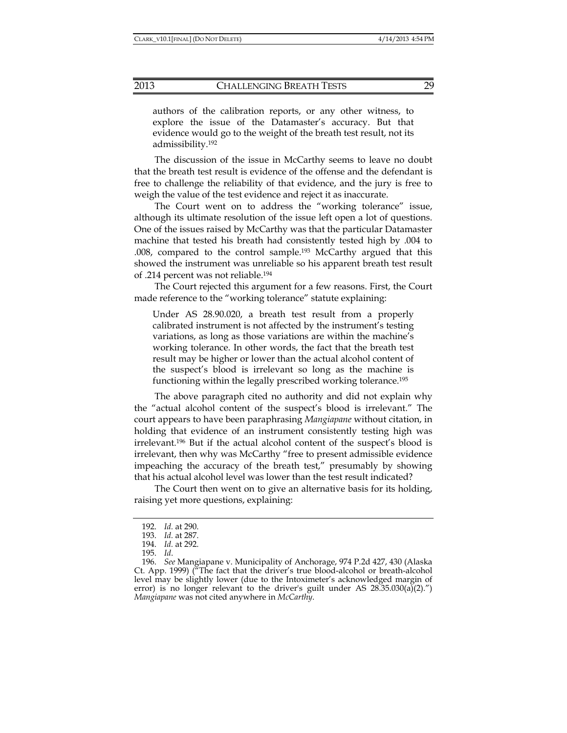> authors of the calibration reports, or any other witness, to explore the issue of the Datamaster's accuracy. But that evidence would go to the weight of the breath test result, not its admissibility.[192]

The discussion of the issue in McCarthy seems to leave no doubt that the breath test result is evidence of the offense and the defendant is free to challenge the reliability of that evidence, and the jury is free to weigh the value of the test evidence and reject it as inaccurate.

The Court went on to address the "working tolerance" issue, although its ultimate resolution of the issue left open a lot of questions. One of the issues raised by McCarthy was that the particular Datamaster machine that tested his breath had consistently tested high by .004 to .008, compared to the control sample.[193] McCarthy argued that this showed the instrument was unreliable so his apparent breath test result of .214 percent was not reliable.[194]

The Court rejected this argument for a few reasons. First, the Court made reference to the "working tolerance" statute explaining:

> Under AS 28.90.020, a breath test result from a properly calibrated instrument is not affected by the instrument's testing variations, as long as those variations are within the machine's working tolerance. In other words, the fact that the breath test result may be higher or lower than the actual alcohol content of the suspect's blood is irrelevant so long as the machine is functioning within the legally prescribed working tolerance.[195]

The above paragraph cited no authority and did not explain why the "actual alcohol content of the suspect's blood is irrelevant." The court appears to have been paraphrasing *Mangiapane* without citation, in holding that evidence of an instrument consistently testing high was irrelevant.[196] But if the actual alcohol content of the suspect's blood is irrelevant, then why was McCarthy "free to present admissible evidence impeaching the accuracy of the breath test," presumably by showing that his actual alcohol level was lower than the test result indicated?

The Court then went on to give an alternative basis for its holding, raising yet more questions, explaining:

---

192. *Id.* at 290.

193. *Id.* at 287.

194. *Id.* at 292.

195. *Id*.

196. *See* Mangiapane v. Municipality of Anchorage, 974 P.2d 427, 430 (Alaska Ct. App. 1999) ("The fact that the driver's true blood-alcohol or breath-alcohol level may be slightly lower (due to the Intoximeter's acknowledged margin of error) is no longer relevant to the driver's guilt under AS 28.35.030(a)(2).") *Mangiapane* was not cited anywhere in *McCarthy*.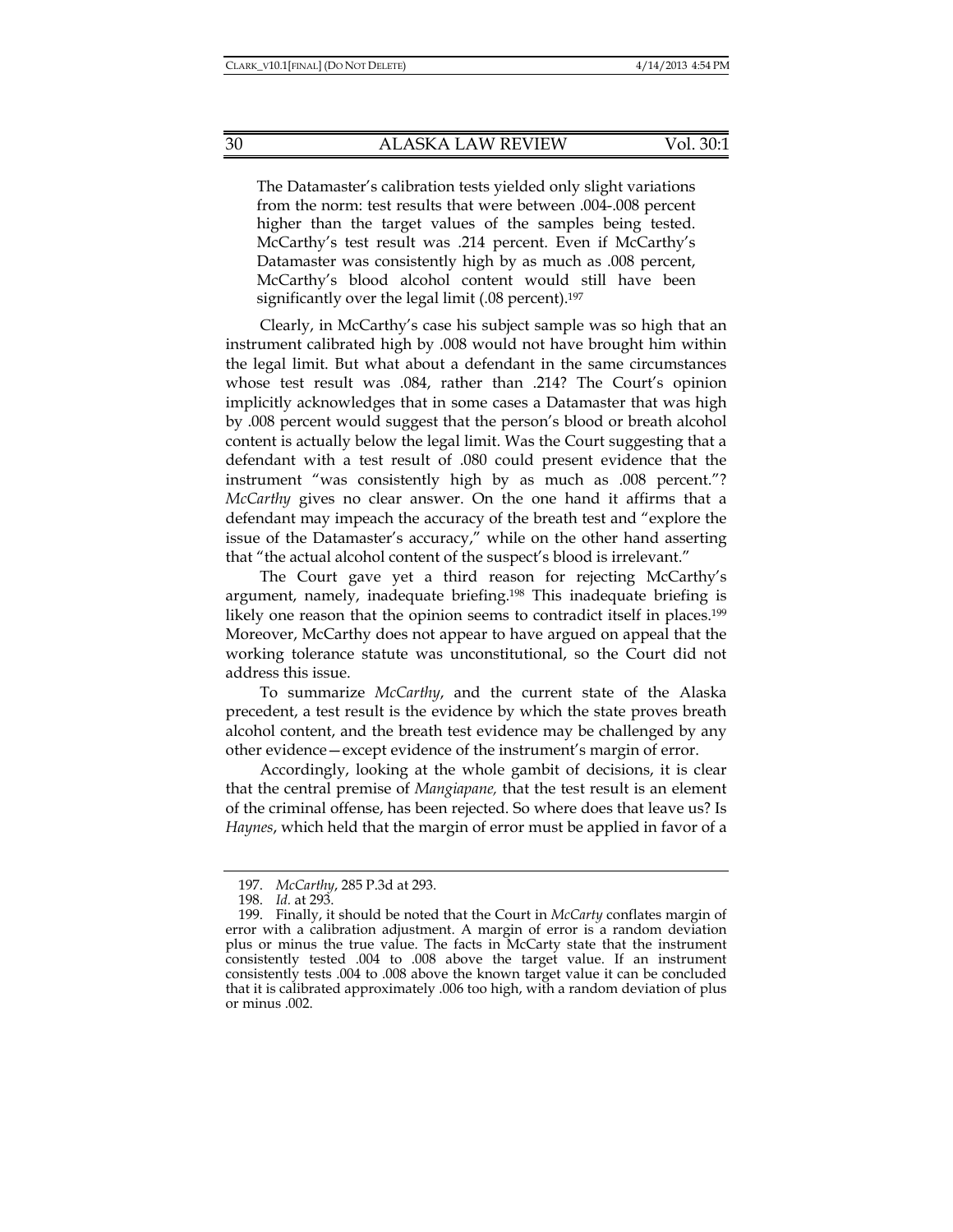> The Datamaster's calibration tests yielded only slight variations from the norm: test results that were between .004-.008 percent higher than the target values of the samples being tested. McCarthy's test result was .214 percent. Even if McCarthy's Datamaster was consistently high by as much as .008 percent, McCarthy's blood alcohol content would still have been significantly over the legal limit (.08 percent).[197]

Clearly, in McCarthy's case his subject sample was so high that an instrument calibrated high by .008 would not have brought him within the legal limit. But what about a defendant in the same circumstances whose test result was .084, rather than .214? The Court's opinion implicitly acknowledges that in some cases a Datamaster that was high by .008 percent would suggest that the person's blood or breath alcohol content is actually below the legal limit. Was the Court suggesting that a defendant with a test result of .080 could present evidence that the instrument "was consistently high by as much as .008 percent."? *McCarthy* gives no clear answer. On the one hand it affirms that a defendant may impeach the accuracy of the breath test and "explore the issue of the Datamaster's accuracy," while on the other hand asserting that "the actual alcohol content of the suspect's blood is irrelevant."

The Court gave yet a third reason for rejecting McCarthy's argument, namely, inadequate briefing.[198] This inadequate briefing is likely one reason that the opinion seems to contradict itself in places.[199] Moreover, McCarthy does not appear to have argued on appeal that the working tolerance statute was unconstitutional, so the Court did not address this issue.

To summarize *McCarthy*, and the current state of the Alaska precedent, a test result is the evidence by which the state proves breath alcohol content, and the breath test evidence may be challenged by any other evidence—except evidence of the instrument's margin of error.

Accordingly, looking at the whole gambit of decisions, it is clear that the central premise of *Mangiapane,* that the test result is an element of the criminal offense, has been rejected. So where does that leave us? Is *Haynes*, which held that the margin of error must be applied in favor of a

---

197. *McCarthy*, 285 P.3d at 293.

198. *Id.* at 293.

199. Finally, it should be noted that the Court in *McCarty* conflates margin of error with a calibration adjustment. A margin of error is a random deviation plus or minus the true value. The facts in McCarty state that the instrument consistently tested .004 to .008 above the target value. If an instrument consistently tests .004 to .008 above the known target value it can be concluded that it is calibrated approximately .006 too high, with a random deviation of plus or minus .002.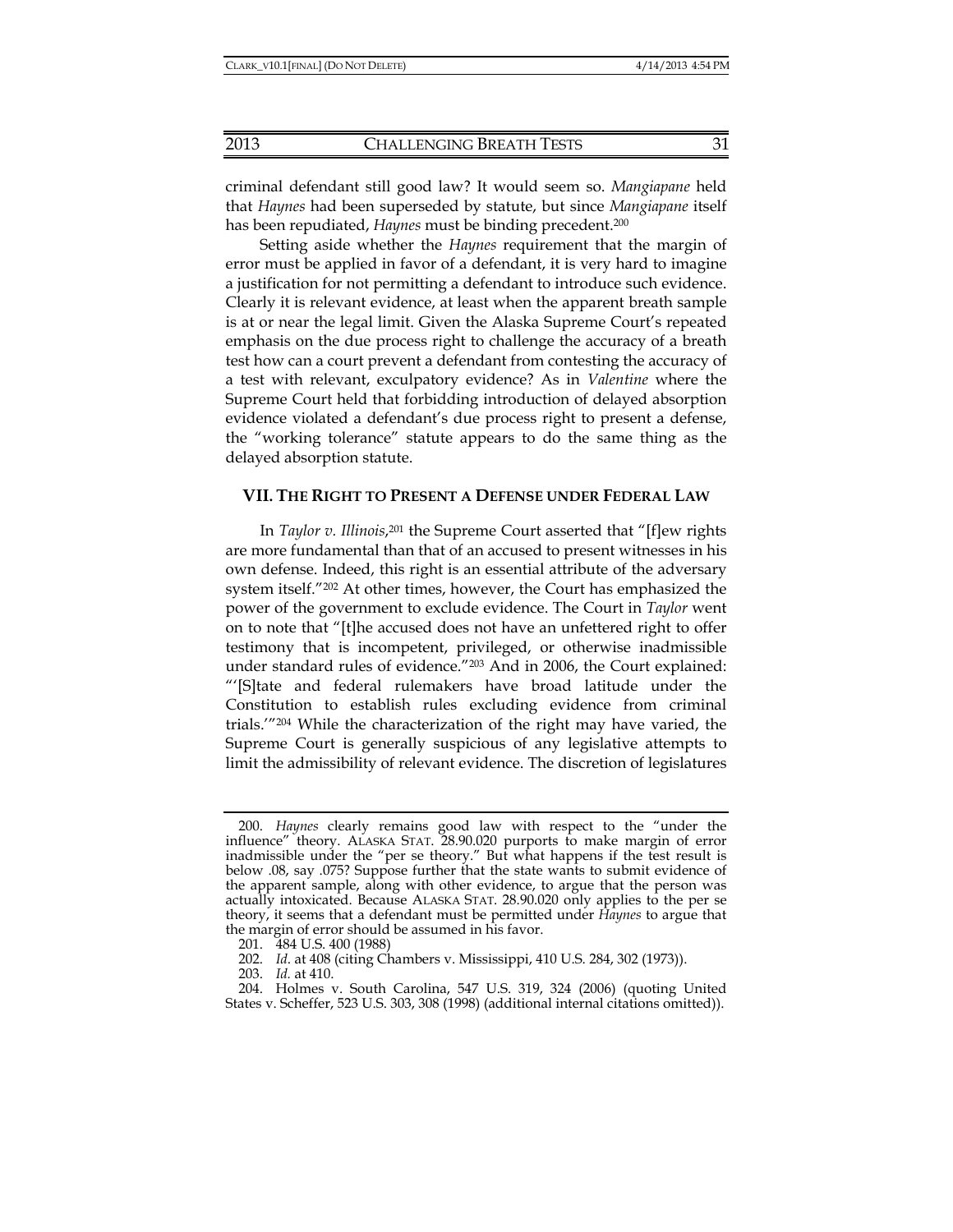criminal defendant still good law? It would seem so. *Mangiapane* held that *Haynes* had been superseded by statute, but since *Mangiapane* itself has been repudiated, *Haynes* must be binding precedent.[200]

Setting aside whether the *Haynes* requirement that the margin of error must be applied in favor of a defendant, it is very hard to imagine a justification for not permitting a defendant to introduce such evidence. Clearly it is relevant evidence, at least when the apparent breath sample is at or near the legal limit. Given the Alaska Supreme Court's repeated emphasis on the due process right to challenge the accuracy of a breath test how can a court prevent a defendant from contesting the accuracy of a test with relevant, exculpatory evidence? As in *Valentine* where the Supreme Court held that forbidding introduction of delayed absorption evidence violated a defendant's due process right to present a defense, the "working tolerance" statute appears to do the same thing as the delayed absorption statute.

## VII. THE RIGHT TO PRESENT A DEFENSE UNDER FEDERAL LAW

In *Taylor v. Illinois*,[201] the Supreme Court asserted that "[f]ew rights are more fundamental than that of an accused to present witnesses in his own defense. Indeed, this right is an essential attribute of the adversary system itself."[202] At other times, however, the Court has emphasized the power of the government to exclude evidence. The Court in *Taylor* went on to note that "[t]he accused does not have an unfettered right to offer testimony that is incompetent, privileged, or otherwise inadmissible under standard rules of evidence."[203] And in 2006, the Court explained: "'[S]tate and federal rulemakers have broad latitude under the Constitution to establish rules excluding evidence from criminal trials.'"[204] While the characterization of the right may have varied, the Supreme Court is generally suspicious of any legislative attempts to limit the admissibility of relevant evidence. The discretion of legislatures

---

200. *Haynes* clearly remains good law with respect to the "under the influence" theory. ALASKA STAT. 28.90.020 purports to make margin of error inadmissible under the "per se theory." But what happens if the test result is below .08, say .075? Suppose further that the state wants to submit evidence of the apparent sample, along with other evidence, to argue that the person was actually intoxicated. Because ALASKA STAT. 28.90.020 only applies to the per se theory, it seems that a defendant must be permitted under *Haynes* to argue that the margin of error should be assumed in his favor.

201. 484 U.S. 400 (1988)

202. *Id*. at 408 (citing Chambers v. Mississippi, 410 U.S. 284, 302 (1973)).

203. *Id.* at 410.

204. Holmes v. South Carolina, 547 U.S. 319, 324 (2006) (quoting United States v. Scheffer, 523 U.S. 303, 308 (1998) (additional internal citations omitted)).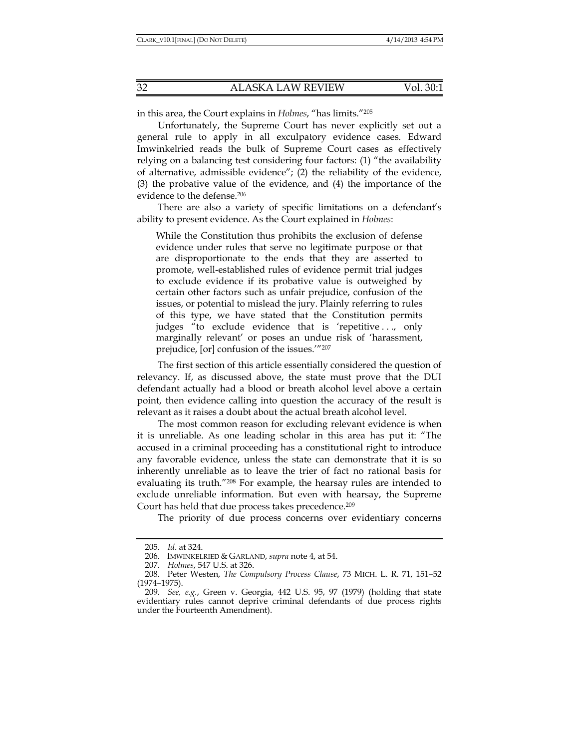in this area, the Court explains in *Holmes*, "has limits."[205]

Unfortunately, the Supreme Court has never explicitly set out a general rule to apply in all exculpatory evidence cases. Edward Imwinkelried reads the bulk of Supreme Court cases as effectively relying on a balancing test considering four factors: (1) "the availability of alternative, admissible evidence"; (2) the reliability of the evidence, (3) the probative value of the evidence, and (4) the importance of the evidence to the defense.[206]

There are also a variety of specific limitations on a defendant's ability to present evidence. As the Court explained in *Holmes*:

> While the Constitution thus prohibits the exclusion of defense evidence under rules that serve no legitimate purpose or that are disproportionate to the ends that they are asserted to promote, well-established rules of evidence permit trial judges to exclude evidence if its probative value is outweighed by certain other factors such as unfair prejudice, confusion of the issues, or potential to mislead the jury. Plainly referring to rules of this type, we have stated that the Constitution permits judges "to exclude evidence that is 'repetitive . . ., only marginally relevant' or poses an undue risk of 'harassment, prejudice, [or] confusion of the issues.'"[207]

The first section of this article essentially considered the question of relevancy. If, as discussed above, the state must prove that the DUI defendant actually had a blood or breath alcohol level above a certain point, then evidence calling into question the accuracy of the result is relevant as it raises a doubt about the actual breath alcohol level.

The most common reason for excluding relevant evidence is when it is unreliable. As one leading scholar in this area has put it: "The accused in a criminal proceeding has a constitutional right to introduce any favorable evidence, unless the state can demonstrate that it is so inherently unreliable as to leave the trier of fact no rational basis for evaluating its truth."[208] For example, the hearsay rules are intended to exclude unreliable information. But even with hearsay, the Supreme Court has held that due process takes precedence.[209]

The priority of due process concerns over evidentiary concerns

---

205. *Id*. at 324.

206. IMWINKELRIED & GARLAND, *supra* note 4, at 54.

207. *Holmes*, 547 U.S. at 326.

208. Peter Westen, *The Compulsory Process Clause*, 73 MICH. L. R. 71, 151–52 (1974–1975).

209. *See, e.g.*, Green v. Georgia, 442 U.S. 95, 97 (1979) (holding that state evidentiary rules cannot deprive criminal defendants of due process rights under the Fourteenth Amendment).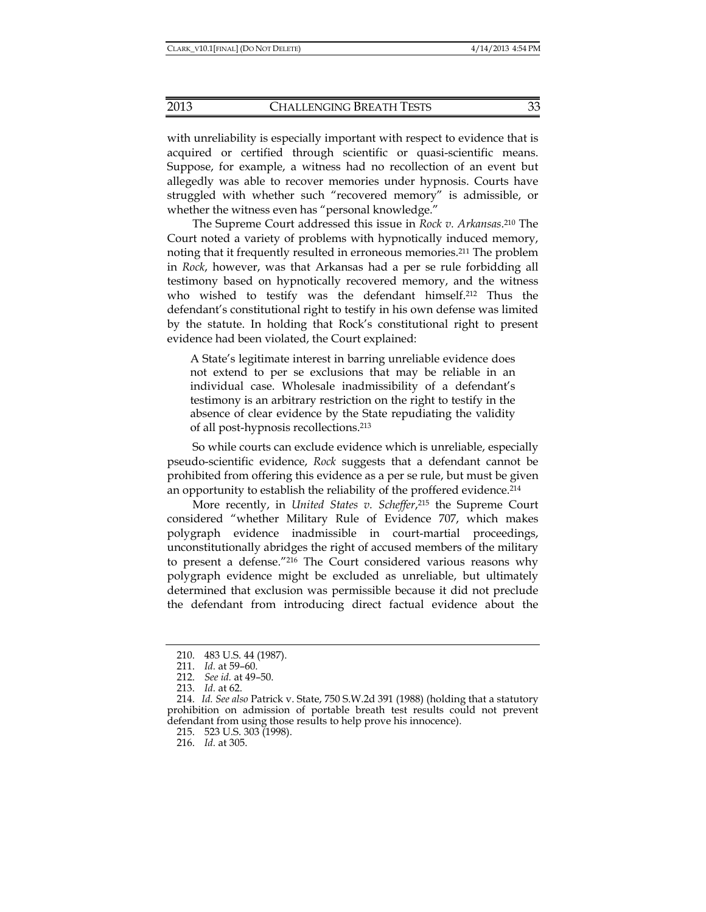with unreliability is especially important with respect to evidence that is acquired or certified through scientific or quasi-scientific means. Suppose, for example, a witness had no recollection of an event but allegedly was able to recover memories under hypnosis. Courts have struggled with whether such "recovered memory" is admissible, or whether the witness even has "personal knowledge."

The Supreme Court addressed this issue in *Rock v. Arkansas*.[210] The Court noted a variety of problems with hypnotically induced memory, noting that it frequently resulted in erroneous memories.[211] The problem in *Rock*, however, was that Arkansas had a per se rule forbidding all testimony based on hypnotically recovered memory, and the witness who wished to testify was the defendant himself.[212] Thus the defendant's constitutional right to testify in his own defense was limited by the statute. In holding that Rock's constitutional right to present evidence had been violated, the Court explained:

> A State's legitimate interest in barring unreliable evidence does not extend to per se exclusions that may be reliable in an individual case. Wholesale inadmissibility of a defendant's testimony is an arbitrary restriction on the right to testify in the absence of clear evidence by the State repudiating the validity of all post-hypnosis recollections.[213]

So while courts can exclude evidence which is unreliable, especially pseudo-scientific evidence, *Rock* suggests that a defendant cannot be prohibited from offering this evidence as a per se rule, but must be given an opportunity to establish the reliability of the proffered evidence.[214]

More recently, in *United States v. Scheffer*,[215] the Supreme Court considered "whether Military Rule of Evidence 707, which makes polygraph evidence inadmissible in court-martial proceedings, unconstitutionally abridges the right of accused members of the military to present a defense."[216] The Court considered various reasons why polygraph evidence might be excluded as unreliable, but ultimately determined that exclusion was permissible because it did not preclude the defendant from introducing direct factual evidence about the

---

210. 483 U.S. 44 (1987).

211. *Id.* at 59–60.

212. *See id.* at 49–50.

213. *Id.* at 62.

214. *Id. See also* Patrick v. State, 750 S.W.2d 391 (1988) (holding that a statutory prohibition on admission of portable breath test results could not prevent defendant from using those results to help prove his innocence).

215. 523 U.S. 303 (1998).

216. *Id.* at 305.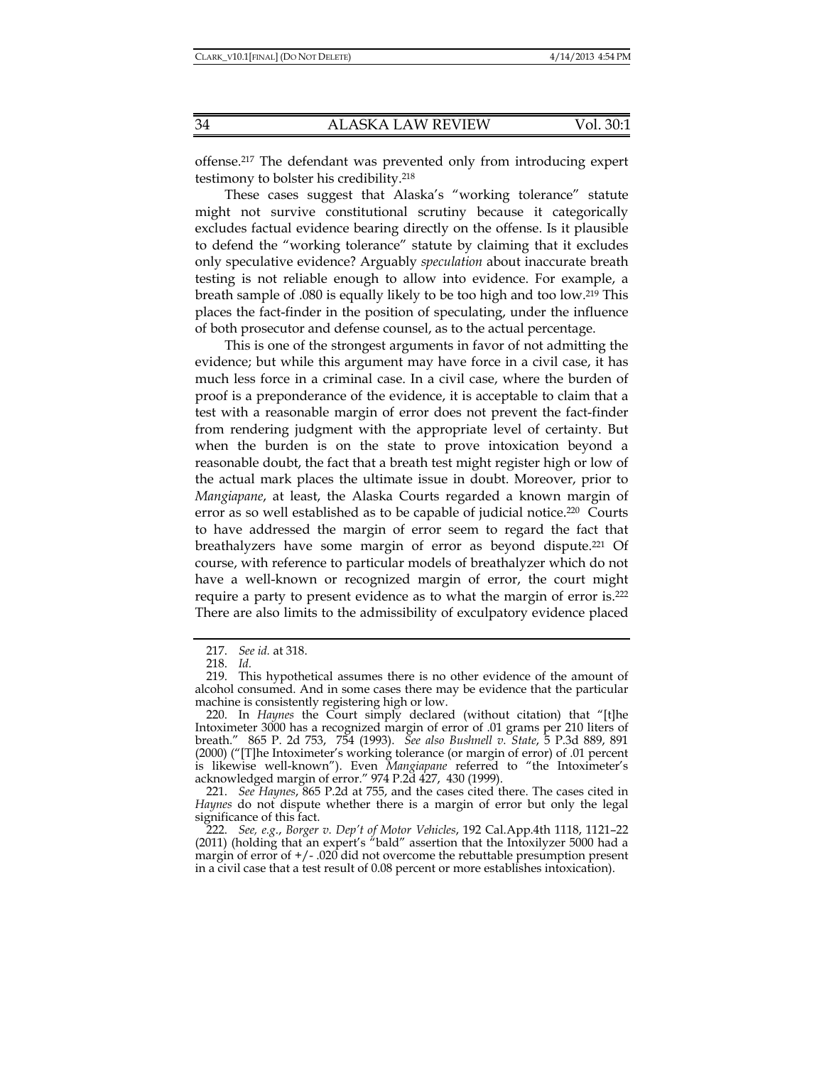offense.[217] The defendant was prevented only from introducing expert testimony to bolster his credibility.[218]

These cases suggest that Alaska's "working tolerance" statute might not survive constitutional scrutiny because it categorically excludes factual evidence bearing directly on the offense. Is it plausible to defend the "working tolerance" statute by claiming that it excludes only speculative evidence? Arguably *speculation* about inaccurate breath testing is not reliable enough to allow into evidence. For example, a breath sample of .080 is equally likely to be too high and too low.[219] This places the fact-finder in the position of speculating, under the influence of both prosecutor and defense counsel, as to the actual percentage.

This is one of the strongest arguments in favor of not admitting the evidence; but while this argument may have force in a civil case, it has much less force in a criminal case. In a civil case, where the burden of proof is a preponderance of the evidence, it is acceptable to claim that a test with a reasonable margin of error does not prevent the fact-finder from rendering judgment with the appropriate level of certainty. But when the burden is on the state to prove intoxication beyond a reasonable doubt, the fact that a breath test might register high or low of the actual mark places the ultimate issue in doubt. Moreover, prior to *Mangiapane*, at least, the Alaska Courts regarded a known margin of error as so well established as to be capable of judicial notice.[220] Courts to have addressed the margin of error seem to regard the fact that breathalyzers have some margin of error as beyond dispute.[221] Of course, with reference to particular models of breathalyzer which do not have a well-known or recognized margin of error, the court might require a party to present evidence as to what the margin of error is.[222] There are also limits to the admissibility of exculpatory evidence placed

---

217. *See id.* at 318.

218. *Id.*

219. This hypothetical assumes there is no other evidence of the amount of alcohol consumed. And in some cases there may be evidence that the particular machine is consistently registering high or low.

220. In *Haynes* the Court simply declared (without citation) that "[t]he Intoximeter 3000 has a recognized margin of error of .01 grams per 210 liters of breath." 865 P. 2d 753, 754 (1993). *See also Bushnell v. State*, 5 P.3d 889, 891 (2000) ("[T]he Intoximeter's working tolerance (or margin of error) of .01 percent is likewise well-known"). Even *Mangiapane* referred to "the Intoximeter's acknowledged margin of error." 974 P.2d 427, 430 (1999).

221. *See Haynes*, 865 P.2d at 755, and the cases cited there. The cases cited in *Haynes* do not dispute whether there is a margin of error but only the legal significance of this fact.

222. *See, e.g.*, *Borger v. Dep't of Motor Vehicles*, 192 Cal.App.4th 1118, 1121–22 (2011) (holding that an expert's "bald" assertion that the Intoxilyzer 5000 had a margin of error of +/- .020 did not overcome the rebuttable presumption present in a civil case that a test result of 0.08 percent or more establishes intoxication).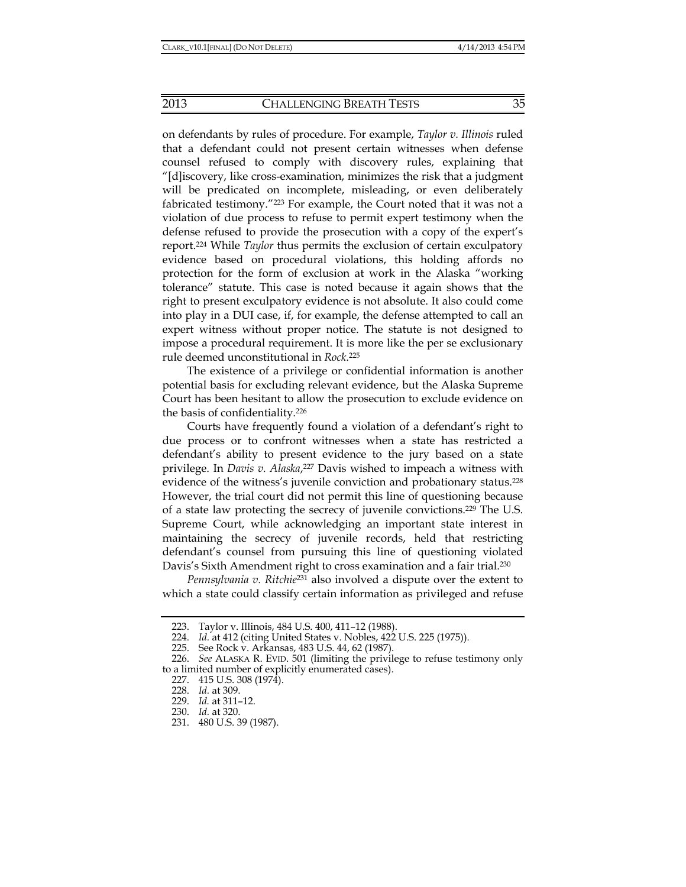on defendants by rules of procedure. For example, *Taylor v. Illinois* ruled that a defendant could not present certain witnesses when defense counsel refused to comply with discovery rules, explaining that "[d]iscovery, like cross-examination, minimizes the risk that a judgment will be predicated on incomplete, misleading, or even deliberately fabricated testimony."[223] For example, the Court noted that it was not a violation of due process to refuse to permit expert testimony when the defense refused to provide the prosecution with a copy of the expert's report.[224] While *Taylor* thus permits the exclusion of certain exculpatory evidence based on procedural violations, this holding affords no protection for the form of exclusion at work in the Alaska "working tolerance" statute. This case is noted because it again shows that the right to present exculpatory evidence is not absolute. It also could come into play in a DUI case, if, for example, the defense attempted to call an expert witness without proper notice. The statute is not designed to impose a procedural requirement. It is more like the per se exclusionary rule deemed unconstitutional in *Rock*.[225]

The existence of a privilege or confidential information is another potential basis for excluding relevant evidence, but the Alaska Supreme Court has been hesitant to allow the prosecution to exclude evidence on the basis of confidentiality.[226]

Courts have frequently found a violation of a defendant's right to due process or to confront witnesses when a state has restricted a defendant's ability to present evidence to the jury based on a state privilege. In *Davis v. Alaska*,[227] Davis wished to impeach a witness with evidence of the witness's juvenile conviction and probationary status.[228] However, the trial court did not permit this line of questioning because of a state law protecting the secrecy of juvenile convictions.[229] The U.S. Supreme Court, while acknowledging an important state interest in maintaining the secrecy of juvenile records, held that restricting defendant's counsel from pursuing this line of questioning violated Davis's Sixth Amendment right to cross examination and a fair trial.[230]

*Pennsylvania v. Ritchie*[231] also involved a dispute over the extent to which a state could classify certain information as privileged and refuse

---

223. Taylor v. Illinois, 484 U.S. 400, 411–12 (1988).

224. *Id.* at 412 (citing United States v. Nobles, 422 U.S. 225 (1975)).

225. See Rock v. Arkansas, 483 U.S. 44, 62 (1987).

226. *See* ALASKA R. EVID. 501 (limiting the privilege to refuse testimony only to a limited number of explicitly enumerated cases).

227. 415 U.S. 308 (1974).

228. *Id.* at 309.

229. *Id.* at 311–12.

230. *Id.* at 320.

231. 480 U.S. 39 (1987).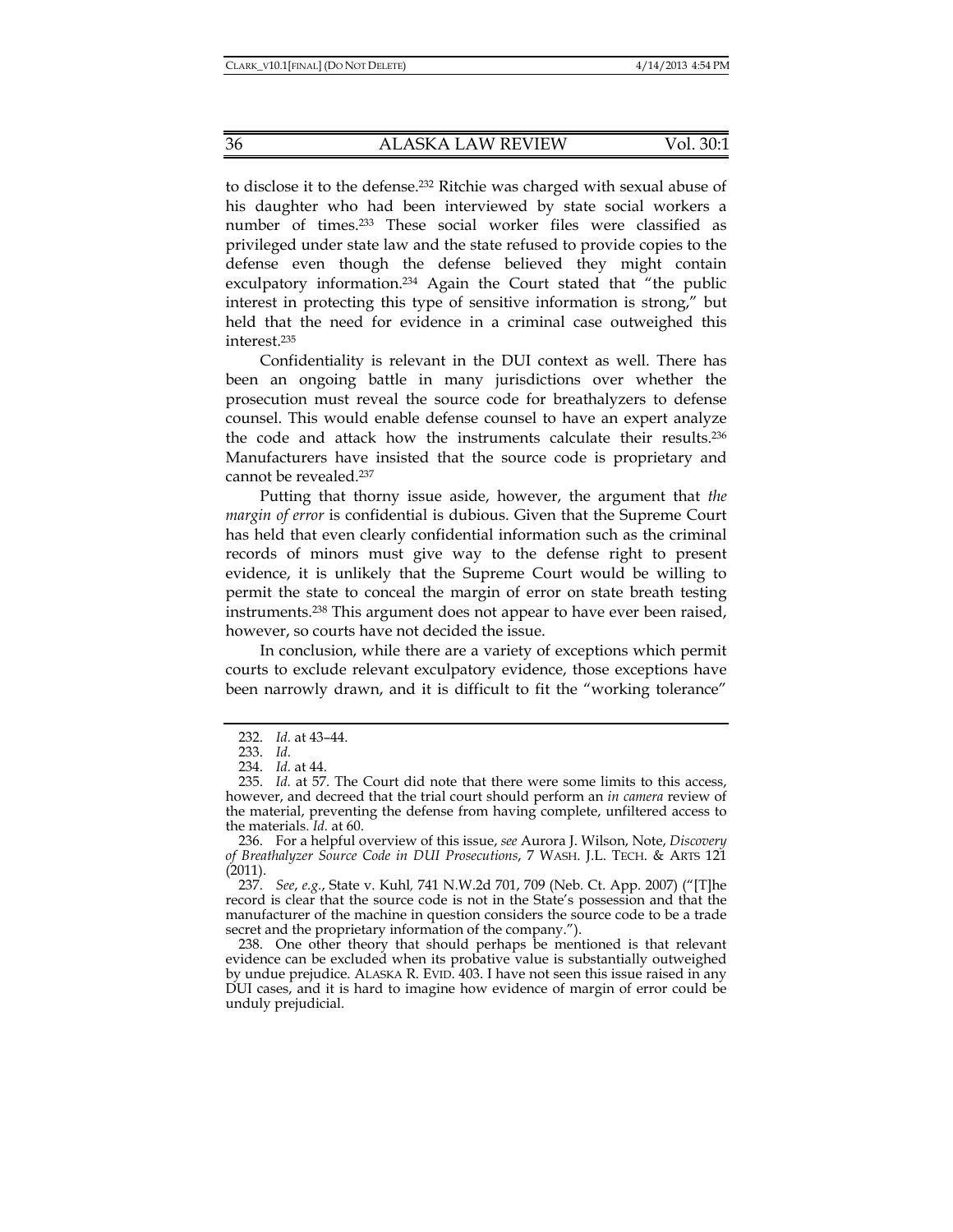to disclose it to the defense.[232] Ritchie was charged with sexual abuse of his daughter who had been interviewed by state social workers a number of times.[233] These social worker files were classified as privileged under state law and the state refused to provide copies to the defense even though the defense believed they might contain exculpatory information.[234] Again the Court stated that "the public interest in protecting this type of sensitive information is strong," but held that the need for evidence in a criminal case outweighed this interest.[235]

Confidentiality is relevant in the DUI context as well. There has been an ongoing battle in many jurisdictions over whether the prosecution must reveal the source code for breathalyzers to defense counsel. This would enable defense counsel to have an expert analyze the code and attack how the instruments calculate their results.[236] Manufacturers have insisted that the source code is proprietary and cannot be revealed.[237]

Putting that thorny issue aside, however, the argument that *the margin of error* is confidential is dubious. Given that the Supreme Court has held that even clearly confidential information such as the criminal records of minors must give way to the defense right to present evidence, it is unlikely that the Supreme Court would be willing to permit the state to conceal the margin of error on state breath testing instruments.[238] This argument does not appear to have ever been raised, however, so courts have not decided the issue.

In conclusion, while there are a variety of exceptions which permit courts to exclude relevant exculpatory evidence, those exceptions have been narrowly drawn, and it is difficult to fit the "working tolerance"

---

232. *Id.* at 43–44.

233. *Id.*

234. *Id.* at 44.

235. *Id.* at 57. The Court did note that there were some limits to this access, however, and decreed that the trial court should perform an *in camera* review of the material, preventing the defense from having complete, unfiltered access to the materials. *Id.* at 60.

236. For a helpful overview of this issue, *see* Aurora J. Wilson, Note, *Discovery of Breathalyzer Source Code in DUI Prosecutions*, 7 WASH. J.L. TECH. & ARTS 121 (2011).

237. *See*, *e.g.*, State v. Kuhl, 741 N.W.2d 701, 709 (Neb. Ct. App. 2007) ("[T]he record is clear that the source code is not in the State's possession and that the manufacturer of the machine in question considers the source code to be a trade secret and the proprietary information of the company.").

238. One other theory that should perhaps be mentioned is that relevant evidence can be excluded when its probative value is substantially outweighed by undue prejudice. ALASKA R. EVID. 403. I have not seen this issue raised in any DUI cases, and it is hard to imagine how evidence of margin of error could be unduly prejudicial.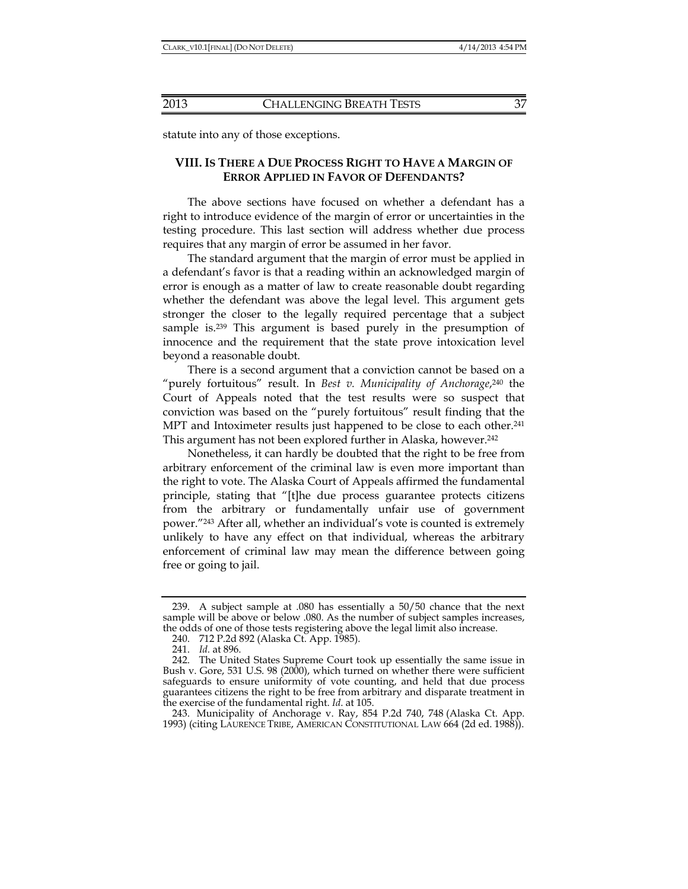statute into any of those exceptions.

## VIII. IS THERE A DUE PROCESS RIGHT TO HAVE A MARGIN OF ERROR APPLIED IN FAVOR OF DEFENDANTS?

The above sections have focused on whether a defendant has a right to introduce evidence of the margin of error or uncertainties in the testing procedure. This last section will address whether due process requires that any margin of error be assumed in her favor.

The standard argument that the margin of error must be applied in a defendant's favor is that a reading within an acknowledged margin of error is enough as a matter of law to create reasonable doubt regarding whether the defendant was above the legal level. This argument gets stronger the closer to the legally required percentage that a subject sample is.[239] This argument is based purely in the presumption of innocence and the requirement that the state prove intoxication level beyond a reasonable doubt.

There is a second argument that a conviction cannot be based on a "purely fortuitous" result. In *Best v. Municipality of Anchorage*,[240] the Court of Appeals noted that the test results were so suspect that conviction was based on the "purely fortuitous" result finding that the MPT and Intoximeter results just happened to be close to each other.[241] This argument has not been explored further in Alaska, however.[242]

Nonetheless, it can hardly be doubted that the right to be free from arbitrary enforcement of the criminal law is even more important than the right to vote. The Alaska Court of Appeals affirmed the fundamental principle, stating that "[t]he due process guarantee protects citizens from the arbitrary or fundamentally unfair use of government power."[243] After all, whether an individual's vote is counted is extremely unlikely to have any effect on that individual, whereas the arbitrary enforcement of criminal law may mean the difference between going free or going to jail.

---

239. A subject sample at .080 has essentially a 50/50 chance that the next sample will be above or below .080. As the number of subject samples increases, the odds of one of those tests registering above the legal limit also increase.

240. 712 P.2d 892 (Alaska Ct. App. 1985).

241. *Id.* at 896.

242. The United States Supreme Court took up essentially the same issue in Bush v. Gore, 531 U.S. 98 (2000), which turned on whether there were sufficient safeguards to ensure uniformity of vote counting, and held that due process guarantees citizens the right to be free from arbitrary and disparate treatment in the exercise of the fundamental right. *Id.* at 105.

243. Municipality of Anchorage v. Ray, 854 P.2d 740, 748 (Alaska Ct. App. 1993) (citing LAURENCE TRIBE, AMERICAN CONSTITUTIONAL LAW 664 (2d ed. 1988)).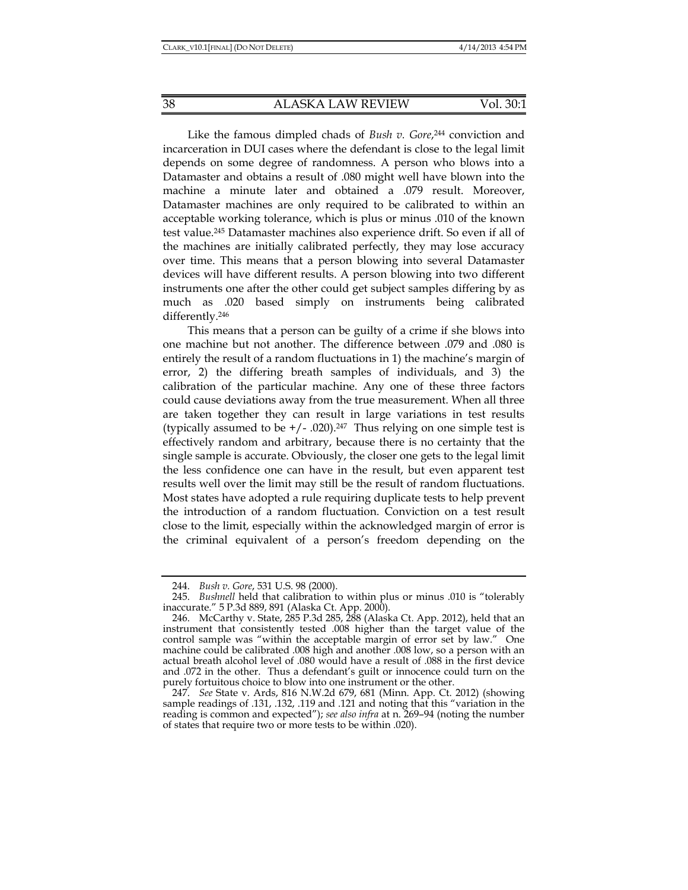Like the famous dimpled chads of *Bush v. Gore*,[244] conviction and incarceration in DUI cases where the defendant is close to the legal limit depends on some degree of randomness. A person who blows into a Datamaster and obtains a result of .080 might well have blown into the machine a minute later and obtained a .079 result. Moreover, Datamaster machines are only required to be calibrated to within an acceptable working tolerance, which is plus or minus .010 of the known test value.[245] Datamaster machines also experience drift. So even if all of the machines are initially calibrated perfectly, they may lose accuracy over time. This means that a person blowing into several Datamaster devices will have different results. A person blowing into two different instruments one after the other could get subject samples differing by as much as .020 based simply on instruments being calibrated differently.[246]

This means that a person can be guilty of a crime if she blows into one machine but not another. The difference between .079 and .080 is entirely the result of a random fluctuations in 1) the machine's margin of error, 2) the differing breath samples of individuals, and 3) the calibration of the particular machine. Any one of these three factors could cause deviations away from the true measurement. When all three are taken together they can result in large variations in test results (typically assumed to be +/- .020).[247] Thus relying on one simple test is effectively random and arbitrary, because there is no certainty that the single sample is accurate. Obviously, the closer one gets to the legal limit the less confidence one can have in the result, but even apparent test results well over the limit may still be the result of random fluctuations. Most states have adopted a rule requiring duplicate tests to help prevent the introduction of a random fluctuation. Conviction on a test result close to the limit, especially within the acknowledged margin of error is the criminal equivalent of a person's freedom depending on the

---

244. *Bush v. Gore*, 531 U.S. 98 (2000).

245. *Bushnell* held that calibration to within plus or minus .010 is "tolerably inaccurate." 5 P.3d 889, 891 (Alaska Ct. App. 2000).

246. McCarthy v. State, 285 P.3d 285, 288 (Alaska Ct. App. 2012), held that an instrument that consistently tested .008 higher than the target value of the control sample was "within the acceptable margin of error set by law." One machine could be calibrated .008 high and another .008 low, so a person with an actual breath alcohol level of .080 would have a result of .088 in the first device and .072 in the other. Thus a defendant's guilt or innocence could turn on the purely fortuitous choice to blow into one instrument or the other.

247. *See* State v. Ards, 816 N.W.2d 679, 681 (Minn. App. Ct. 2012) (showing sample readings of .131, .132, .119 and .121 and noting that this "variation in the reading is common and expected"); *see also infra* at n. 269–94 (noting the number of states that require two or more tests to be within .020).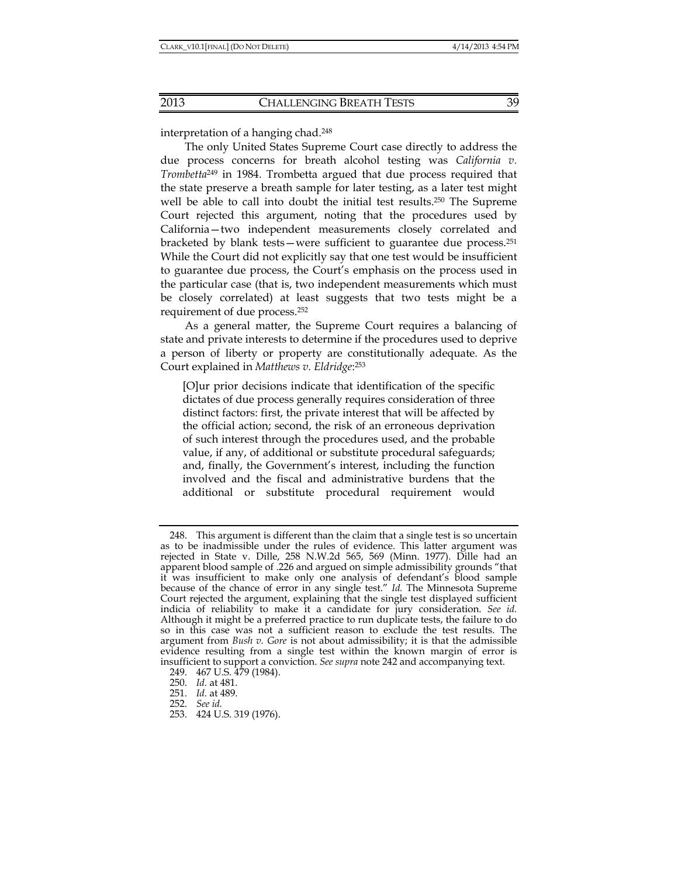interpretation of a hanging chad.[248]

The only United States Supreme Court case directly to address the due process concerns for breath alcohol testing was *California v. Trombetta*[249] in 1984. Trombetta argued that due process required that the state preserve a breath sample for later testing, as a later test might well be able to call into doubt the initial test results.[250] The Supreme Court rejected this argument, noting that the procedures used by California—two independent measurements closely correlated and bracketed by blank tests—were sufficient to guarantee due process.[251] While the Court did not explicitly say that one test would be insufficient to guarantee due process, the Court's emphasis on the process used in the particular case (that is, two independent measurements which must be closely correlated) at least suggests that two tests might be a requirement of due process.[252]

As a general matter, the Supreme Court requires a balancing of state and private interests to determine if the procedures used to deprive a person of liberty or property are constitutionally adequate. As the Court explained in *Matthews v. Eldridge*:[253]

> [O]ur prior decisions indicate that identification of the specific dictates of due process generally requires consideration of three distinct factors: first, the private interest that will be affected by the official action; second, the risk of an erroneous deprivation of such interest through the procedures used, and the probable value, if any, of additional or substitute procedural safeguards; and, finally, the Government's interest, including the function involved and the fiscal and administrative burdens that the additional or substitute procedural requirement would

---

248. This argument is different than the claim that a single test is so uncertain as to be inadmissible under the rules of evidence. This latter argument was rejected in State v. Dille, 258 N.W.2d 565, 569 (Minn. 1977). Dille had an apparent blood sample of .226 and argued on simple admissibility grounds "that it was insufficient to make only one analysis of defendant's blood sample because of the chance of error in any single test." *Id.* The Minnesota Supreme Court rejected the argument, explaining that the single test displayed sufficient indicia of reliability to make it a candidate for jury consideration. *See id.* Although it might be a preferred practice to run duplicate tests, the failure to do so in this case was not a sufficient reason to exclude the test results. The argument from *Bush v. Gore* is not about admissibility; it is that the admissible evidence resulting from a single test within the known margin of error is insufficient to support a conviction. *See supra* note 242 and accompanying text.

249. 467 U.S. 479 (1984).

250. *Id.* at 481.

251. *Id.* at 489.

252. *See id.*

253. 424 U.S. 319 (1976).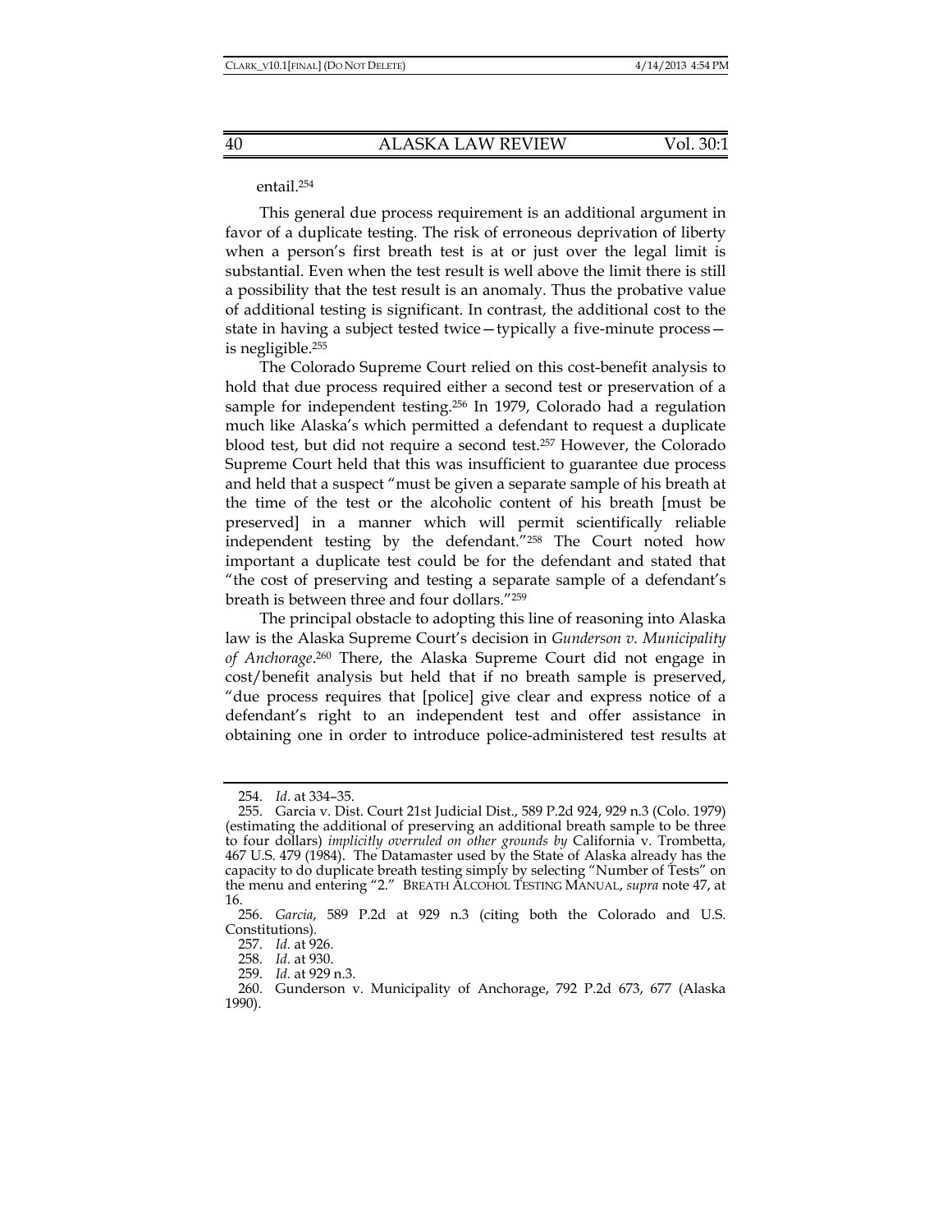entail.[254]

This general due process requirement is an additional argument in favor of a duplicate testing. The risk of erroneous deprivation of liberty when a person's first breath test is at or just over the legal limit is substantial. Even when the test result is well above the limit there is still a possibility that the test result is an anomaly. Thus the probative value of additional testing is significant. In contrast, the additional cost to the state in having a subject tested twice—typically a five-minute process—is negligible.[255]

The Colorado Supreme Court relied on this cost-benefit analysis to hold that due process required either a second test or preservation of a sample for independent testing.[256] In 1979, Colorado had a regulation much like Alaska's which permitted a defendant to request a duplicate blood test, but did not require a second test.[257] However, the Colorado Supreme Court held that this was insufficient to guarantee due process and held that a suspect "must be given a separate sample of his breath at the time of the test or the alcoholic content of his breath [must be preserved] in a manner which will permit scientifically reliable independent testing by the defendant."[258] The Court noted how important a duplicate test could be for the defendant and stated that "the cost of preserving and testing a separate sample of a defendant's breath is between three and four dollars."[259]

The principal obstacle to adopting this line of reasoning into Alaska law is the Alaska Supreme Court's decision in *Gunderson v. Municipality of Anchorage*.[260] There, the Alaska Supreme Court did not engage in cost/benefit analysis but held that if no breath sample is preserved, "due process requires that [police] give clear and express notice of a defendant's right to an independent test and offer assistance in obtaining one in order to introduce police-administered test results at

---

254. *Id*. at 334–35.

255. Garcia v. Dist. Court 21st Judicial Dist., 589 P.2d 924, 929 n.3 (Colo. 1979) (estimating the additional of preserving an additional breath sample to be three to four dollars) *implicitly overruled on other grounds by* California v. Trombetta, 467 U.S. 479 (1984). The Datamaster used by the State of Alaska already has the capacity to do duplicate breath testing simply by selecting "Number of Tests" on the menu and entering "2." BREATH ALCOHOL TESTING MANUAL, *supra* note 47, at 16.

256. *Garcia*, 589 P.2d at 929 n.3 (citing both the Colorado and U.S. Constitutions).

257. *Id.* at 926.

258. *Id.* at 930.

259. *Id.* at 929 n.3.

260. Gunderson v. Municipality of Anchorage, 792 P.2d 673, 677 (Alaska 1990).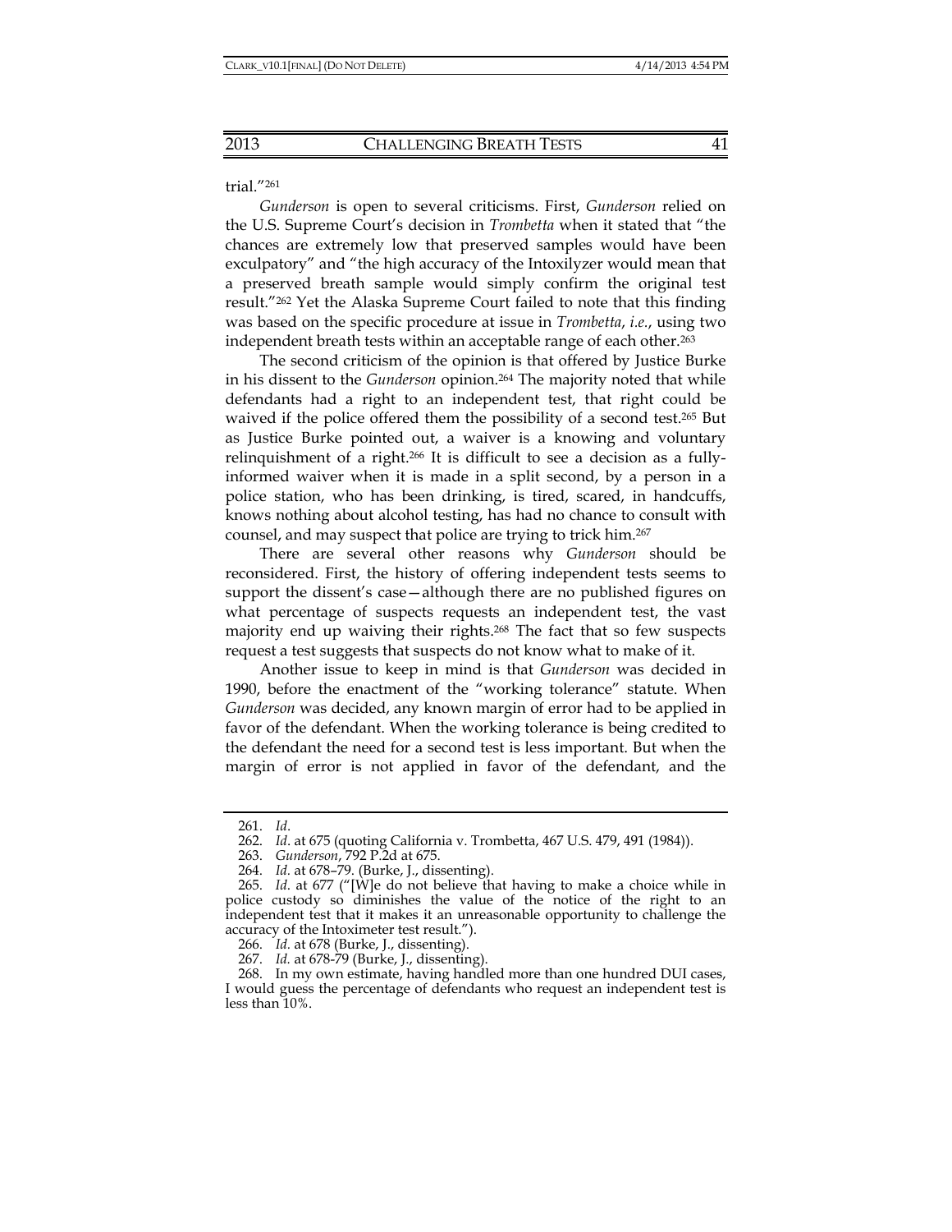trial."[261]

*Gunderson* is open to several criticisms. First, *Gunderson* relied on the U.S. Supreme Court's decision in *Trombetta* when it stated that "the chances are extremely low that preserved samples would have been exculpatory" and "the high accuracy of the Intoxilyzer would mean that a preserved breath sample would simply confirm the original test result."[262] Yet the Alaska Supreme Court failed to note that this finding was based on the specific procedure at issue in *Trombetta*, *i.e.*, using two independent breath tests within an acceptable range of each other.[263]

The second criticism of the opinion is that offered by Justice Burke in his dissent to the *Gunderson* opinion.[264] The majority noted that while defendants had a right to an independent test, that right could be waived if the police offered them the possibility of a second test.[265] But as Justice Burke pointed out, a waiver is a knowing and voluntary relinquishment of a right.[266] It is difficult to see a decision as a fully-informed waiver when it is made in a split second, by a person in a police station, who has been drinking, is tired, scared, in handcuffs, knows nothing about alcohol testing, has had no chance to consult with counsel, and may suspect that police are trying to trick him.[267]

There are several other reasons why *Gunderson* should be reconsidered. First, the history of offering independent tests seems to support the dissent's case—although there are no published figures on what percentage of suspects requests an independent test, the vast majority end up waiving their rights.[268] The fact that so few suspects request a test suggests that suspects do not know what to make of it.

Another issue to keep in mind is that *Gunderson* was decided in 1990, before the enactment of the "working tolerance" statute. When *Gunderson* was decided, any known margin of error had to be applied in favor of the defendant. When the working tolerance is being credited to the defendant the need for a second test is less important. But when the margin of error is not applied in favor of the defendant, and the

---

261. *Id*.

262. *Id*. at 675 (quoting California v. Trombetta, 467 U.S. 479, 491 (1984)).

263. *Gunderson*, 792 P.2d at 675.

264. *Id.* at 678–79. (Burke, J., dissenting).

265. *Id.* at 677 ("[W]e do not believe that having to make a choice while in police custody so diminishes the value of the notice of the right to an independent test that it makes it an unreasonable opportunity to challenge the accuracy of the Intoximeter test result.").

266. *Id.* at 678 (Burke, J., dissenting).

267. *Id.* at 678-79 (Burke, J., dissenting).

268. In my own estimate, having handled more than one hundred DUI cases, I would guess the percentage of defendants who request an independent test is less than 10%.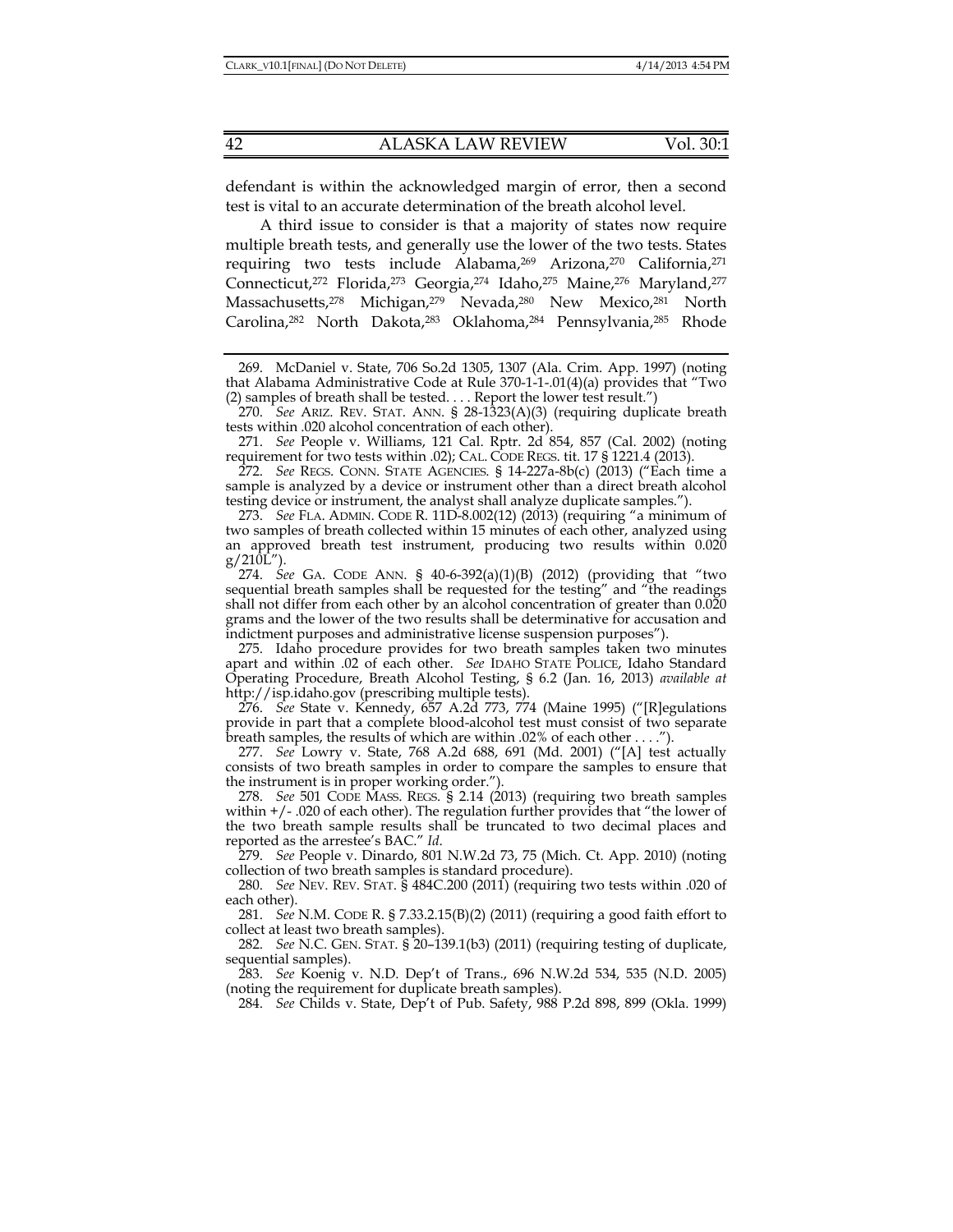defendant is within the acknowledged margin of error, then a second test is vital to an accurate determination of the breath alcohol level.

A third issue to consider is that a majority of states now require multiple breath tests, and generally use the lower of the two tests. States requiring two tests include Alabama,[269] Arizona,[270] California,[271] Connecticut,[272] Florida,[273] Georgia,[274] Idaho,[275] Maine,[276] Maryland,[277] Massachusetts,[278] Michigan,[279] Nevada,[280] New Mexico,[281] North Carolina,[282] North Dakota,[283] Oklahoma,[284] Pennsylvania,[285] Rhode

---

269. McDaniel v. State, 706 So.2d 1305, 1307 (Ala. Crim. App. 1997) (noting that Alabama Administrative Code at Rule 370-1-1-.01(4)(a) provides that "Two (2) samples of breath shall be tested. . . . Report the lower test result.")

270. *See* ARIZ. REV. STAT. ANN. § 28-1323(A)(3) (requiring duplicate breath tests within .020 alcohol concentration of each other).

271. *See* People v. Williams, 121 Cal. Rptr. 2d 854, 857 (Cal. 2002) (noting requirement for two tests within .02); CAL. CODE REGS. tit. 17 § 1221.4 (2013).

272. *See* REGS. CONN. STATE AGENCIES. § 14-227a-8b(c) (2013) ("Each time a sample is analyzed by a device or instrument other than a direct breath alcohol testing device or instrument, the analyst shall analyze duplicate samples.").

273. *See* FLA. ADMIN. CODE R. 11D-8.002(12) (2013) (requiring "a minimum of two samples of breath collected within 15 minutes of each other, analyzed using an approved breath test instrument, producing two results within 0.020 g/210L").

274. *See* GA. CODE ANN. § 40-6-392(a)(1)(B) (2012) (providing that "two sequential breath samples shall be requested for the testing" and "the readings shall not differ from each other by an alcohol concentration of greater than 0.020 grams and the lower of the two results shall be determinative for accusation and indictment purposes and administrative license suspension purposes").

275. Idaho procedure provides for two breath samples taken two minutes apart and within .02 of each other. *See* IDAHO STATE POLICE, Idaho Standard Operating Procedure, Breath Alcohol Testing, § 6.2 (Jan. 16, 2013) *available at* http://isp.idaho.gov (prescribing multiple tests).

276. *See* State v. Kennedy, 657 A.2d 773, 774 (Maine 1995) ("[R]egulations provide in part that a complete blood-alcohol test must consist of two separate breath samples, the results of which are within .02% of each other . . . .").

277. *See* Lowry v. State, 768 A.2d 688, 691 (Md. 2001) ("[A] test actually consists of two breath samples in order to compare the samples to ensure that the instrument is in proper working order.").

278. *See* 501 CODE MASS. REGS. § 2.14 (2013) (requiring two breath samples within +/- .020 of each other). The regulation further provides that "the lower of the two breath sample results shall be truncated to two decimal places and reported as the arrestee's BAC." *Id.*

279. *See* People v. Dinardo, 801 N.W.2d 73, 75 (Mich. Ct. App. 2010) (noting collection of two breath samples is standard procedure).

280. *See* NEV. REV. STAT. § 484C.200 (2011) (requiring two tests within .020 of each other).

281. *See* N.M. CODE R. § 7.33.2.15(B)(2) (2011) (requiring a good faith effort to collect at least two breath samples).

282. *See* N.C. GEN. STAT. § 20–139.1(b3) (2011) (requiring testing of duplicate, sequential samples).

283. *See* Koenig v. N.D. Dep't of Trans., 696 N.W.2d 534, 535 (N.D. 2005) (noting the requirement for duplicate breath samples).

284. *See* Childs v. State, Dep't of Pub. Safety, 988 P.2d 898, 899 (Okla. 1999)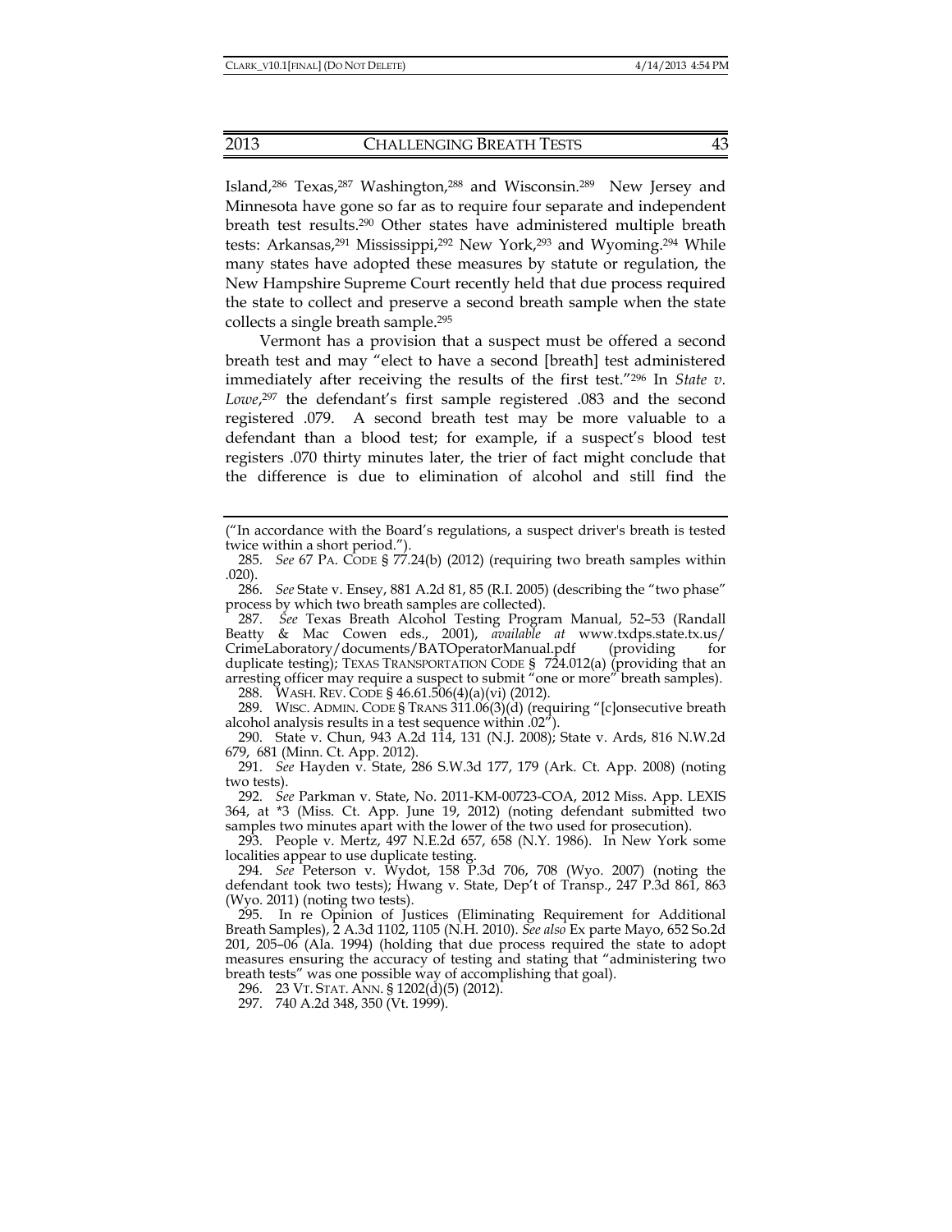Island,[286] Texas,[287] Washington,[288] and Wisconsin.[289] New Jersey and Minnesota have gone so far as to require four separate and independent breath test results.[290] Other states have administered multiple breath tests: Arkansas,[291] Mississippi,[292] New York,[293] and Wyoming.[294] While many states have adopted these measures by statute or regulation, the New Hampshire Supreme Court recently held that due process required the state to collect and preserve a second breath sample when the state collects a single breath sample.[295]

Vermont has a provision that a suspect must be offered a second breath test and may "elect to have a second [breath] test administered immediately after receiving the results of the first test."[296] In *State v. Lowe*,[297] the defendant's first sample registered .083 and the second registered .079. A second breath test may be more valuable to a defendant than a blood test; for example, if a suspect's blood test registers .070 thirty minutes later, the trier of fact might conclude that the difference is due to elimination of alcohol and still find the

---

("In accordance with the Board's regulations, a suspect driver's breath is tested twice within a short period.").

285. *See* 67 PA. CODE § 77.24(b) (2012) (requiring two breath samples within .020).

286. *See* State v. Ensey, 881 A.2d 81, 85 (R.I. 2005) (describing the "two phase" process by which two breath samples are collected).

287. *See* Texas Breath Alcohol Testing Program Manual, 52–53 (Randall Beatty & Mac Cowen eds., 2001), *available at* www.txdps.state.tx.us/CrimeLaboratory/documents/BATOperatorManual.pdf (providing for duplicate testing); TEXAS TRANSPORTATION CODE § 724.012(a) (providing that an arresting officer may require a suspect to submit "one or more" breath samples).

288. WASH. REV. CODE § 46.61.506(4)(a)(vi) (2012).

289. WISC. ADMIN. CODE § TRANS 311.06(3)(d) (requiring "[c]onsecutive breath alcohol analysis results in a test sequence within .02").

290. State v. Chun, 943 A.2d 114, 131 (N.J. 2008); State v. Ards, 816 N.W.2d 679, 681 (Minn. Ct. App. 2012).

291. *See* Hayden v. State, 286 S.W.3d 177, 179 (Ark. Ct. App. 2008) (noting two tests).

292. *See* Parkman v. State, No. 2011-KM-00723-COA, 2012 Miss. App. LEXIS 364, at *3 (Miss. Ct. App. June 19, 2012) (noting defendant submitted two samples two minutes apart with the lower of the two used for prosecution).

293. People v. Mertz, 497 N.E.2d 657, 658 (N.Y. 1986). In New York some localities appear to use duplicate testing.

294. *See* Peterson v. Wydot, 158 P.3d 706, 708 (Wyo. 2007) (noting the defendant took two tests); Hwang v. State, Dep't of Transp., 247 P.3d 861, 863 (Wyo. 2011) (noting two tests).

295. In re Opinion of Justices (Eliminating Requirement for Additional Breath Samples), 2 A.3d 1102, 1105 (N.H. 2010). *See also* Ex parte Mayo, 652 So.2d 201, 205–06 (Ala. 1994) (holding that due process required the state to adopt measures ensuring the accuracy of testing and stating that "administering two breath tests" was one possible way of accomplishing that goal).

296. 23 VT. STAT. ANN. § 1202(d)(5) (2012).

297. 740 A.2d 348, 350 (Vt. 1999).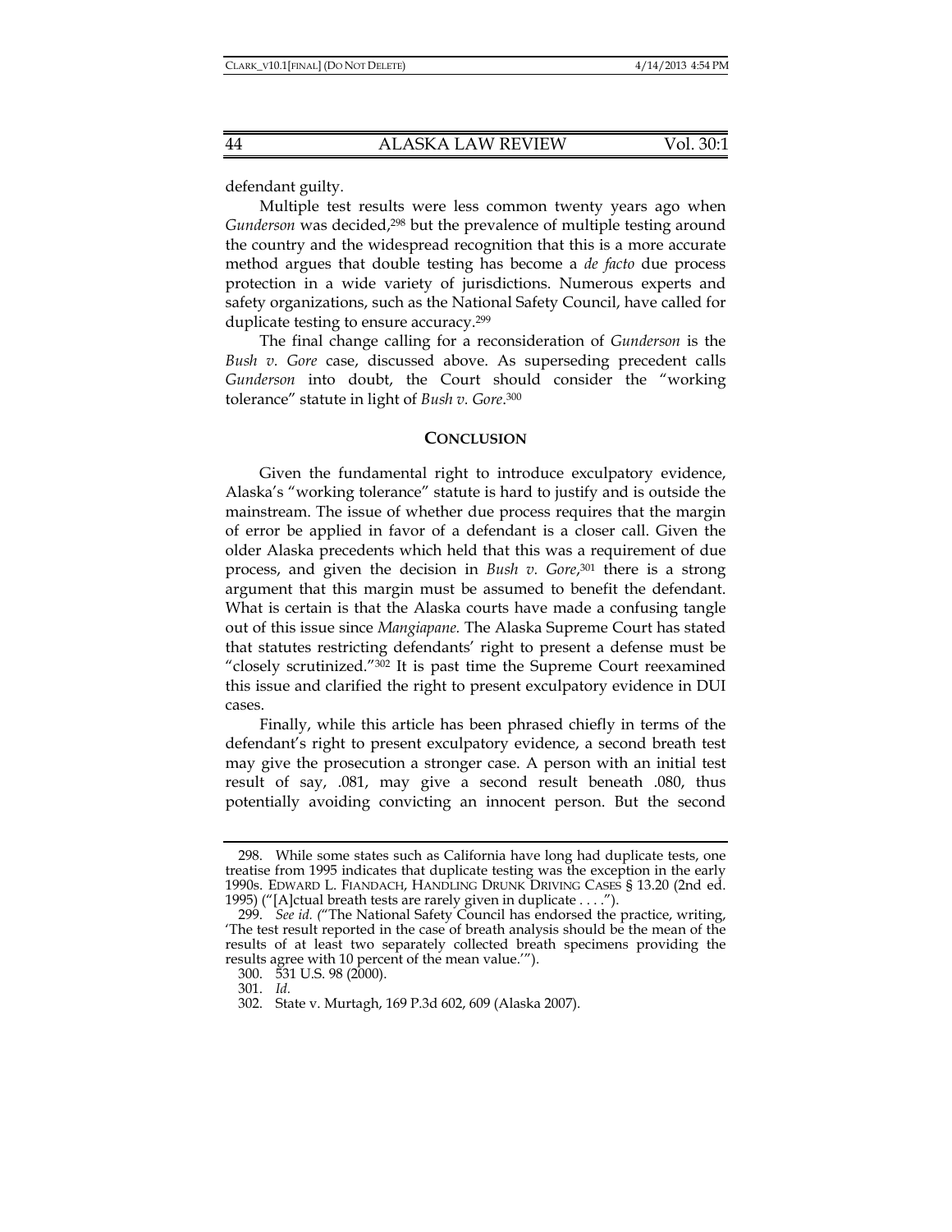defendant guilty.

Multiple test results were less common twenty years ago when *Gunderson* was decided,[298] but the prevalence of multiple testing around the country and the widespread recognition that this is a more accurate method argues that double testing has become a *de facto* due process protection in a wide variety of jurisdictions. Numerous experts and safety organizations, such as the National Safety Council, have called for duplicate testing to ensure accuracy.[299]

The final change calling for a reconsideration of *Gunderson* is the *Bush v. Gore* case, discussed above. As superseding precedent calls *Gunderson* into doubt, the Court should consider the "working tolerance" statute in light of *Bush v. Gore*.[300]

## CONCLUSION

Given the fundamental right to introduce exculpatory evidence, Alaska's "working tolerance" statute is hard to justify and is outside the mainstream. The issue of whether due process requires that the margin of error be applied in favor of a defendant is a closer call. Given the older Alaska precedents which held that this was a requirement of due process, and given the decision in *Bush v. Gore*,[301] there is a strong argument that this margin must be assumed to benefit the defendant. What is certain is that the Alaska courts have made a confusing tangle out of this issue since *Mangiapane.* The Alaska Supreme Court has stated that statutes restricting defendants' right to present a defense must be "closely scrutinized."[302] It is past time the Supreme Court reexamined this issue and clarified the right to present exculpatory evidence in DUI cases.

Finally, while this article has been phrased chiefly in terms of the defendant's right to present exculpatory evidence, a second breath test may give the prosecution a stronger case. A person with an initial test result of say, .081, may give a second result beneath .080, thus potentially avoiding convicting an innocent person. But the second

---

298. While some states such as California have long had duplicate tests, one treatise from 1995 indicates that duplicate testing was the exception in the early 1990s. EDWARD L. FIANDACH, HANDLING DRUNK DRIVING CASES § 13.20 (2nd ed. 1995) ("[A]ctual breath tests are rarely given in duplicate . . . .").

299. *See id.* ("The National Safety Council has endorsed the practice, writing, 'The test result reported in the case of breath analysis should be the mean of the results of at least two separately collected breath specimens providing the results agree with 10 percent of the mean value.'").

300. 531 U.S. 98 (2000).

301. *Id.*

302. State v. Murtagh, 169 P.3d 602, 609 (Alaska 2007).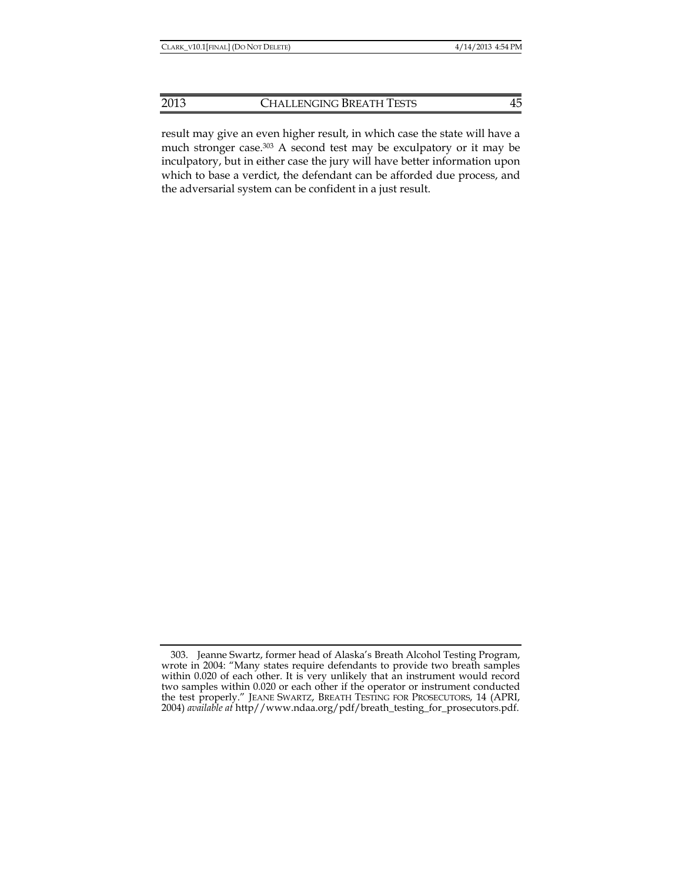result may give an even higher result, in which case the state will have a much stronger case.[303] A second test may be exculpatory or it may be inculpatory, but in either case the jury will have better information upon which to base a verdict, the defendant can be afforded due process, and the adversarial system can be confident in a just result.

---

303. Jeanne Swartz, former head of Alaska's Breath Alcohol Testing Program, wrote in 2004: "Many states require defendants to provide two breath samples within 0.020 of each other. It is very unlikely that an instrument would record two samples within 0.020 or each other if the operator or instrument conducted the test properly." JEANE SWARTZ, BREATH TESTING FOR PROSECUTORS, 14 (APRI, 2004) *available at* http//www.ndaa.org/pdf/breath_testing_for_prosecutors.pdf.